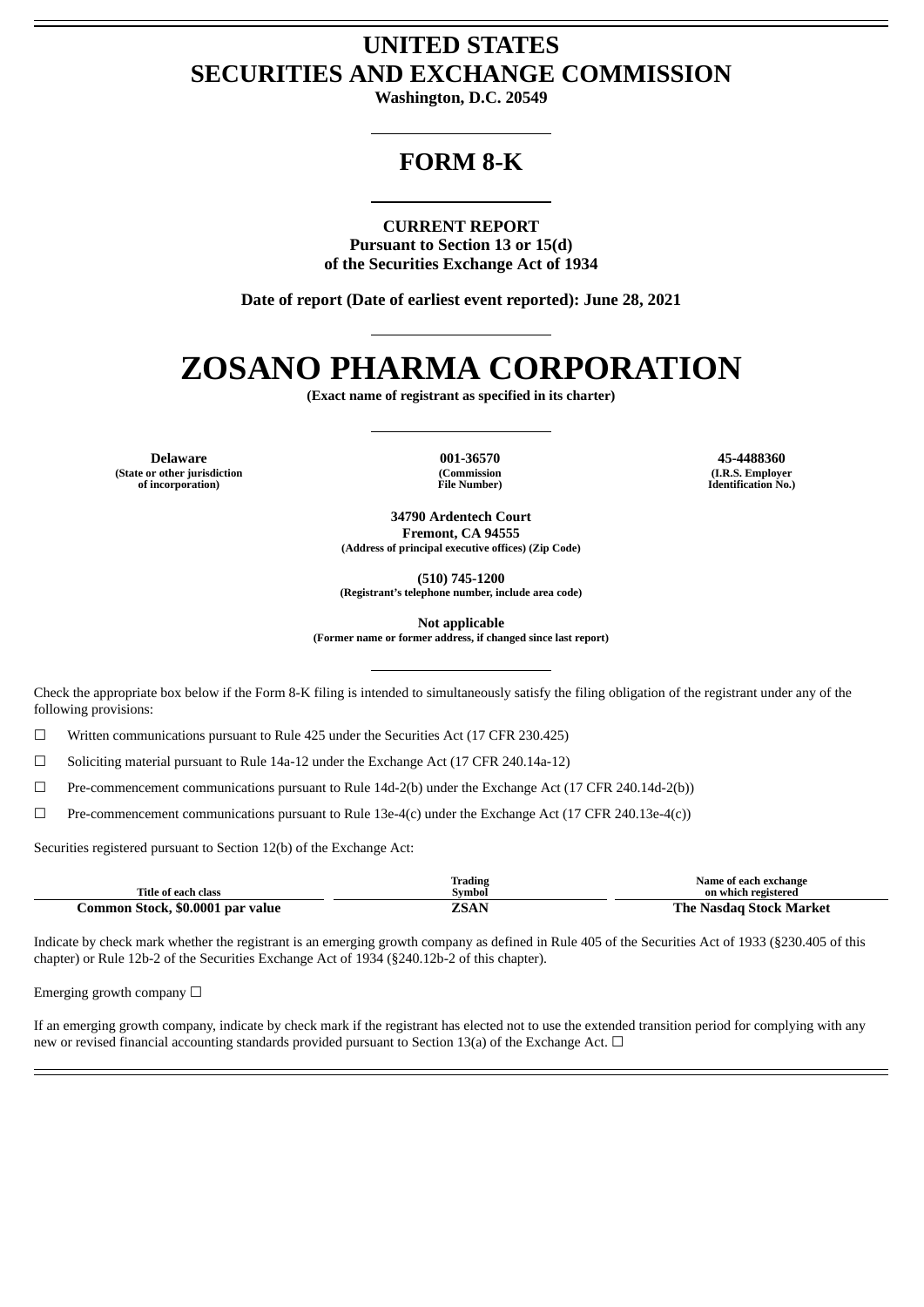# UNITED STATES
# SECURITIES AND EXCHANGE COMMISSION

**Washington, D.C. 20549**

---

# FORM 8-K

---

**CURRENT REPORT**
**Pursuant to Section 13 or 15(d)**
**of the Securities Exchange Act of 1934**

**Date of report (Date of earliest event reported): June 28, 2021**

---

# ZOSANO PHARMA CORPORATION

**(Exact name of registrant as specified in its charter)**

---

| **Delaware** | **001-36570** | **45-4488360** |
|---|---|---|
| **(State or other jurisdiction of incorporation)** | **(Commission File Number)** | **(I.R.S. Employer Identification No.)** |

**34790 Ardentech Court**
**Fremont, CA 94555**
**(Address of principal executive offices) (Zip Code)**

**(510) 745-1200**
**(Registrant's telephone number, include area code)**

**Not applicable**
**(Former name or former address, if changed since last report)**

---

Check the appropriate box below if the Form 8-K filing is intended to simultaneously satisfy the filing obligation of the registrant under any of the following provisions:

☐ Written communications pursuant to Rule 425 under the Securities Act (17 CFR 230.425)

☐ Soliciting material pursuant to Rule 14a-12 under the Exchange Act (17 CFR 240.14a-12)

☐ Pre-commencement communications pursuant to Rule 14d-2(b) under the Exchange Act (17 CFR 240.14d-2(b))

☐ Pre-commencement communications pursuant to Rule 13e-4(c) under the Exchange Act (17 CFR 240.13e-4(c))

Securities registered pursuant to Section 12(b) of the Exchange Act:

| Title of each class | Trading Symbol | Name of each exchange on which registered |
|---|---|---|
| **Common Stock, $0.0001 par value** | **ZSAN** | **The Nasdaq Stock Market** |

Indicate by check mark whether the registrant is an emerging growth company as defined in Rule 405 of the Securities Act of 1933 (§230.405 of this chapter) or Rule 12b-2 of the Securities Exchange Act of 1934 (§240.12b-2 of this chapter).

Emerging growth company ☐

If an emerging growth company, indicate by check mark if the registrant has elected not to use the extended transition period for complying with any new or revised financial accounting standards provided pursuant to Section 13(a) of the Exchange Act. ☐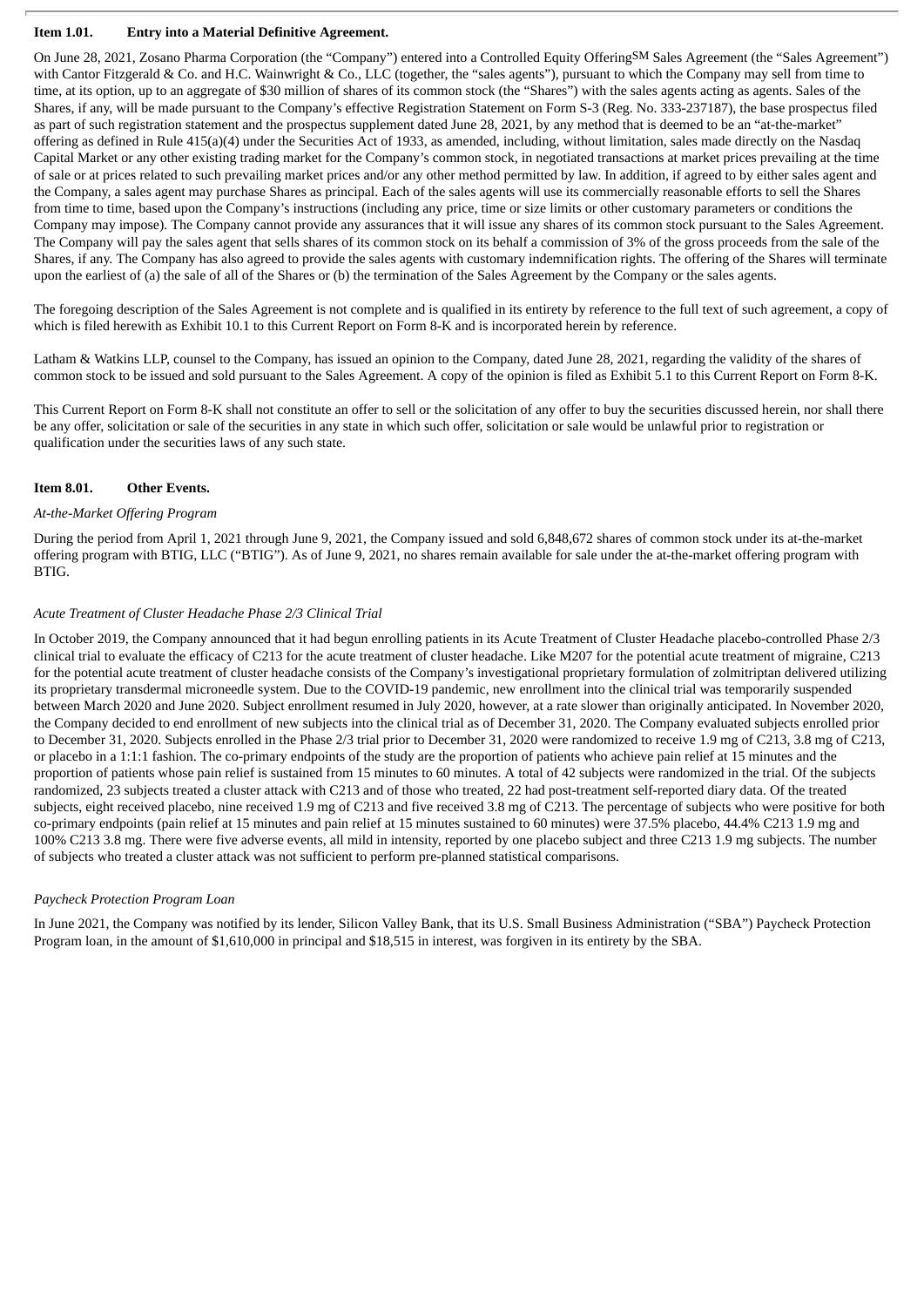**Item 1.01. Entry into a Material Definitive Agreement.**

On June 28, 2021, Zosano Pharma Corporation (the "Company") entered into a Controlled Equity Offering[SM] Sales Agreement (the "Sales Agreement") with Cantor Fitzgerald & Co. and H.C. Wainwright & Co., LLC (together, the "sales agents"), pursuant to which the Company may sell from time to time, at its option, up to an aggregate of $30 million of shares of its common stock (the "Shares") with the sales agents acting as agents. Sales of the Shares, if any, will be made pursuant to the Company's effective Registration Statement on Form S-3 (Reg. No. 333-237187), the base prospectus filed as part of such registration statement and the prospectus supplement dated June 28, 2021, by any method that is deemed to be an "at-the-market" offering as defined in Rule 415(a)(4) under the Securities Act of 1933, as amended, including, without limitation, sales made directly on the Nasdaq Capital Market or any other existing trading market for the Company's common stock, in negotiated transactions at market prices prevailing at the time of sale or at prices related to such prevailing market prices and/or any other method permitted by law. In addition, if agreed to by either sales agent and the Company, a sales agent may purchase Shares as principal. Each of the sales agents will use its commercially reasonable efforts to sell the Shares from time to time, based upon the Company's instructions (including any price, time or size limits or other customary parameters or conditions the Company may impose). The Company cannot provide any assurances that it will issue any shares of its common stock pursuant to the Sales Agreement. The Company will pay the sales agent that sells shares of its common stock on its behalf a commission of 3% of the gross proceeds from the sale of the Shares, if any. The Company has also agreed to provide the sales agents with customary indemnification rights. The offering of the Shares will terminate upon the earliest of (a) the sale of all of the Shares or (b) the termination of the Sales Agreement by the Company or the sales agents.

The foregoing description of the Sales Agreement is not complete and is qualified in its entirety by reference to the full text of such agreement, a copy of which is filed herewith as Exhibit 10.1 to this Current Report on Form 8-K and is incorporated herein by reference.

Latham & Watkins LLP, counsel to the Company, has issued an opinion to the Company, dated June 28, 2021, regarding the validity of the shares of common stock to be issued and sold pursuant to the Sales Agreement. A copy of the opinion is filed as Exhibit 5.1 to this Current Report on Form 8-K.

This Current Report on Form 8-K shall not constitute an offer to sell or the solicitation of any offer to buy the securities discussed herein, nor shall there be any offer, solicitation or sale of the securities in any state in which such offer, solicitation or sale would be unlawful prior to registration or qualification under the securities laws of any such state.

**Item 8.01. Other Events.**

*At-the-Market Offering Program*

During the period from April 1, 2021 through June 9, 2021, the Company issued and sold 6,848,672 shares of common stock under its at-the-market offering program with BTIG, LLC ("BTIG"). As of June 9, 2021, no shares remain available for sale under the at-the-market offering program with BTIG.

*Acute Treatment of Cluster Headache Phase 2/3 Clinical Trial*

In October 2019, the Company announced that it had begun enrolling patients in its Acute Treatment of Cluster Headache placebo-controlled Phase 2/3 clinical trial to evaluate the efficacy of C213 for the acute treatment of cluster headache. Like M207 for the potential acute treatment of migraine, C213 for the potential acute treatment of cluster headache consists of the Company's investigational proprietary formulation of zolmitriptan delivered utilizing its proprietary transdermal microneedle system. Due to the COVID-19 pandemic, new enrollment into the clinical trial was temporarily suspended between March 2020 and June 2020. Subject enrollment resumed in July 2020, however, at a rate slower than originally anticipated. In November 2020, the Company decided to end enrollment of new subjects into the clinical trial as of December 31, 2020. The Company evaluated subjects enrolled prior to December 31, 2020. Subjects enrolled in the Phase 2/3 trial prior to December 31, 2020 were randomized to receive 1.9 mg of C213, 3.8 mg of C213, or placebo in a 1:1:1 fashion. The co-primary endpoints of the study are the proportion of patients who achieve pain relief at 15 minutes and the proportion of patients whose pain relief is sustained from 15 minutes to 60 minutes. A total of 42 subjects were randomized in the trial. Of the subjects randomized, 23 subjects treated a cluster attack with C213 and of those who treated, 22 had post-treatment self-reported diary data. Of the treated subjects, eight received placebo, nine received 1.9 mg of C213 and five received 3.8 mg of C213. The percentage of subjects who were positive for both co-primary endpoints (pain relief at 15 minutes and pain relief at 15 minutes sustained to 60 minutes) were 37.5% placebo, 44.4% C213 1.9 mg and 100% C213 3.8 mg. There were five adverse events, all mild in intensity, reported by one placebo subject and three C213 1.9 mg subjects. The number of subjects who treated a cluster attack was not sufficient to perform pre-planned statistical comparisons.

*Paycheck Protection Program Loan*

In June 2021, the Company was notified by its lender, Silicon Valley Bank, that its U.S. Small Business Administration ("SBA") Paycheck Protection Program loan, in the amount of $1,610,000 in principal and $18,515 in interest, was forgiven in its entirety by the SBA.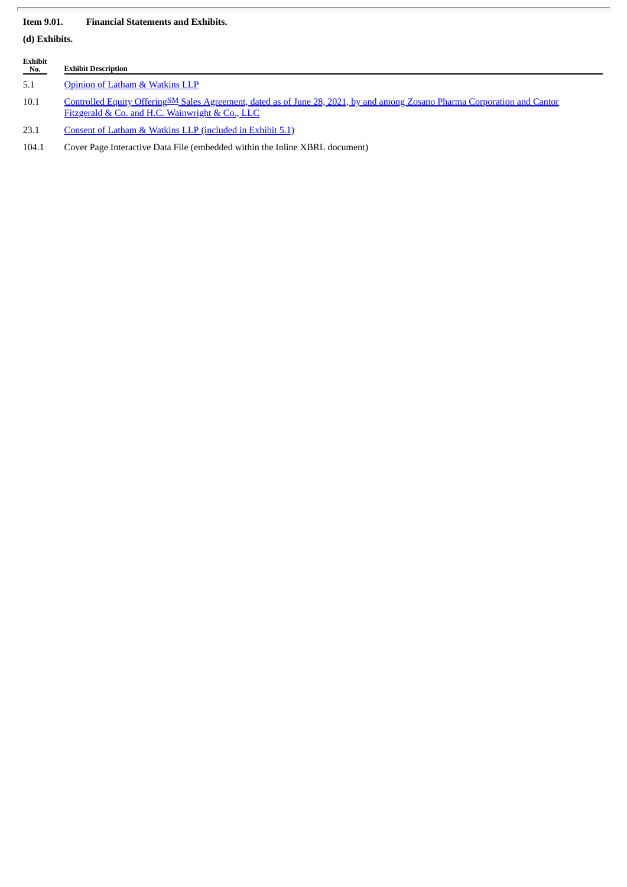**Item 9.01. Financial Statements and Exhibits.**

**(d) Exhibits.**

| Exhibit No. | Exhibit Description |
| --- | --- |
| 5.1 | Opinion of Latham & Watkins LLP |
| 10.1 | Controlled Equity Offering[SM] Sales Agreement, dated as of June 28, 2021, by and among Zosano Pharma Corporation and Cantor Fitzgerald & Co. and H.C. Wainwright & Co., LLC |
| 23.1 | Consent of Latham & Watkins LLP (included in Exhibit 5.1) |
| 104.1 | Cover Page Interactive Data File (embedded within the Inline XBRL document) |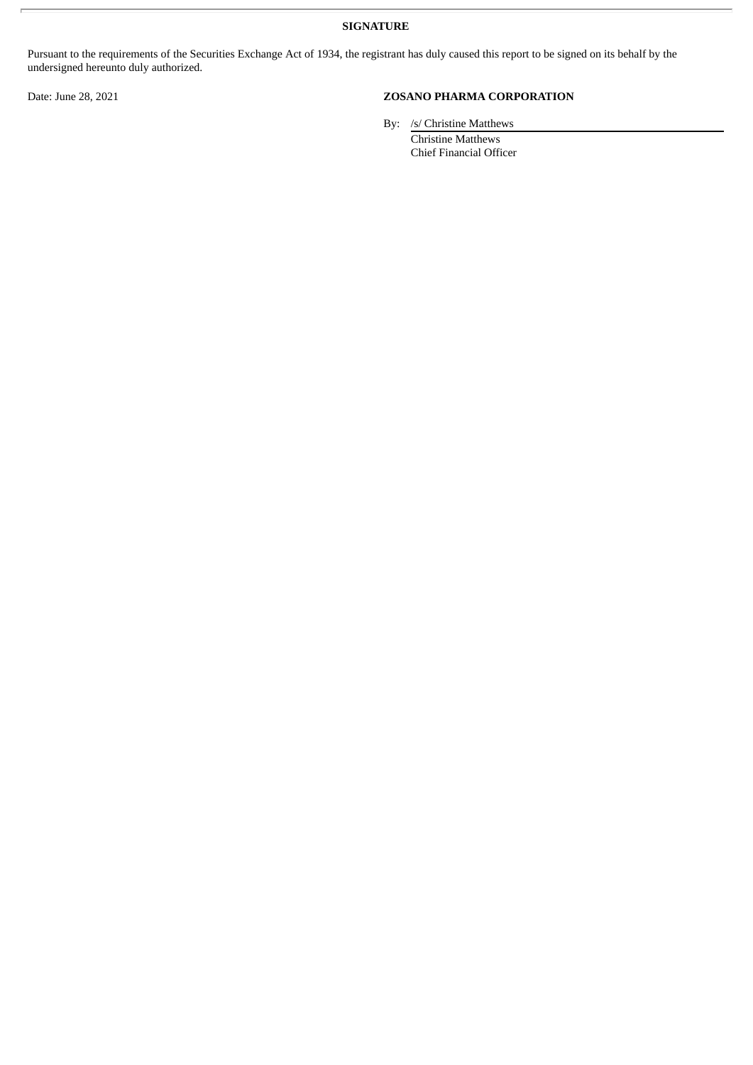**SIGNATURE**

Pursuant to the requirements of the Securities Exchange Act of 1934, the registrant has duly caused this report to be signed on its behalf by the undersigned hereunto duly authorized.

Date: June 28, 2021

**ZOSANO PHARMA CORPORATION**

By: /s/ Christine Matthews
Christine Matthews
Chief Financial Officer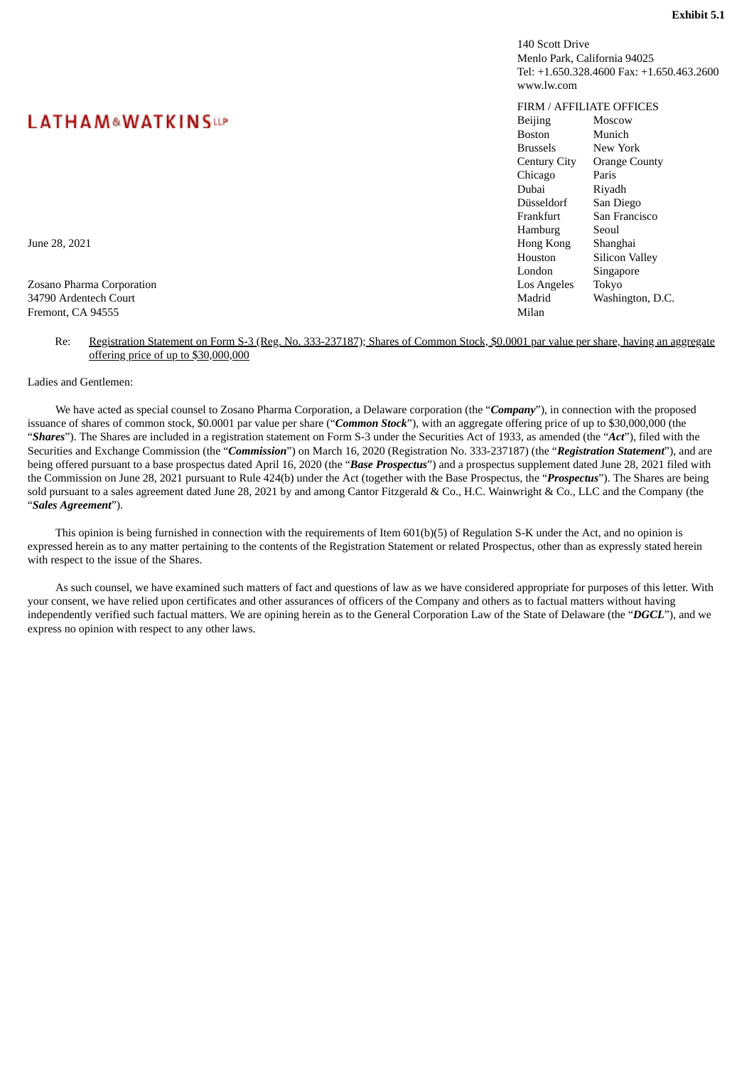**Exhibit 5.1**

**LATHAM&WATKINS LLP**

140 Scott Drive
Menlo Park, California 94025
Tel: +1.650.328.4600 Fax: +1.650.463.2600
www.lw.com

FIRM / AFFILIATE OFFICES

| | |
|---|---|
| Beijing | Moscow |
| Boston | Munich |
| Brussels | New York |
| Century City | Orange County |
| Chicago | Paris |
| Dubai | Riyadh |
| Düsseldorf | San Diego |
| Frankfurt | San Francisco |
| Hamburg | Seoul |
| Hong Kong | Shanghai |
| Houston | Silicon Valley |
| London | Singapore |
| Los Angeles | Tokyo |
| Madrid | Washington, D.C. |
| Milan | |

June 28, 2021

Zosano Pharma Corporation
34790 Ardentech Court
Fremont, CA 94555

Re: Registration Statement on Form S-3 (Reg. No. 333-237187); Shares of Common Stock, $0.0001 par value per share, having an aggregate offering price of up to $30,000,000

Ladies and Gentlemen:

We have acted as special counsel to Zosano Pharma Corporation, a Delaware corporation (the "***Company***"), in connection with the proposed issuance of shares of common stock, $0.0001 par value per share ("***Common Stock***"), with an aggregate offering price of up to $30,000,000 (the "***Shares***"). The Shares are included in a registration statement on Form S-3 under the Securities Act of 1933, as amended (the "***Act***"), filed with the Securities and Exchange Commission (the "***Commission***") on March 16, 2020 (Registration No. 333-237187) (the "***Registration Statement***"), and are being offered pursuant to a base prospectus dated April 16, 2020 (the "***Base Prospectus***") and a prospectus supplement dated June 28, 2021 filed with the Commission on June 28, 2021 pursuant to Rule 424(b) under the Act (together with the Base Prospectus, the "***Prospectus***"). The Shares are being sold pursuant to a sales agreement dated June 28, 2021 by and among Cantor Fitzgerald & Co., H.C. Wainwright & Co., LLC and the Company (the "***Sales Agreement***").

This opinion is being furnished in connection with the requirements of Item 601(b)(5) of Regulation S-K under the Act, and no opinion is expressed herein as to any matter pertaining to the contents of the Registration Statement or related Prospectus, other than as expressly stated herein with respect to the issue of the Shares.

As such counsel, we have examined such matters of fact and questions of law as we have considered appropriate for purposes of this letter. With your consent, we have relied upon certificates and other assurances of officers of the Company and others as to factual matters without having independently verified such factual matters. We are opining herein as to the General Corporation Law of the State of Delaware (the "***DGCL***"), and we express no opinion with respect to any other laws.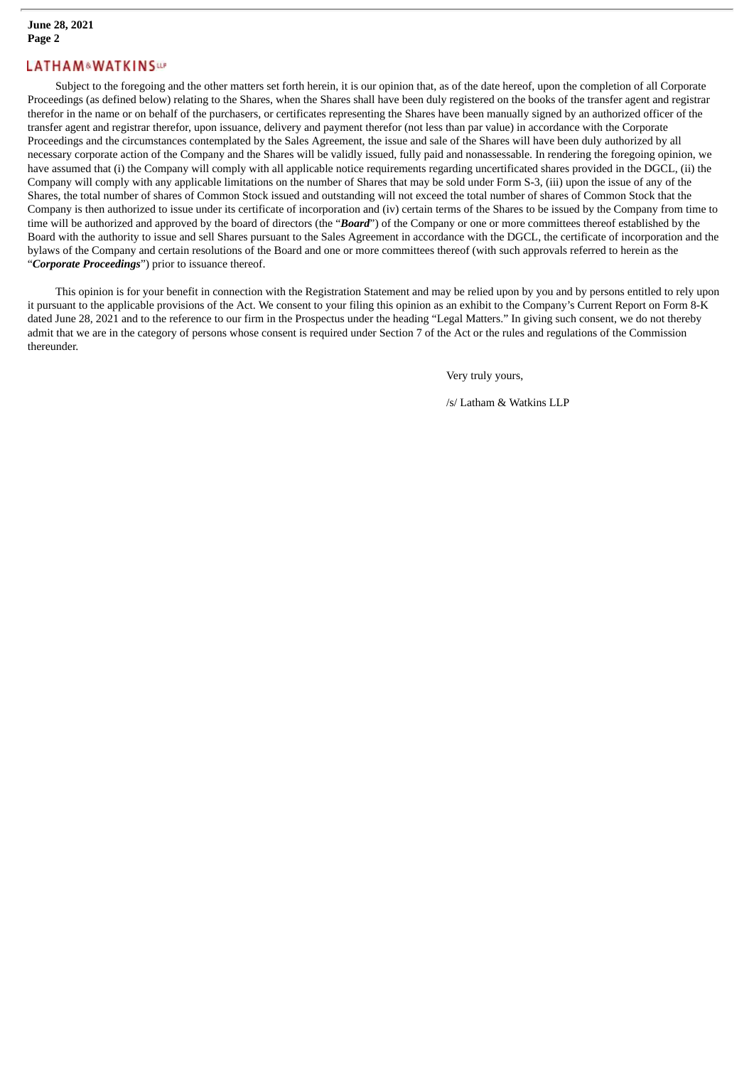Subject to the foregoing and the other matters set forth herein, it is our opinion that, as of the date hereof, upon the completion of all Corporate Proceedings (as defined below) relating to the Shares, when the Shares shall have been duly registered on the books of the transfer agent and registrar therefor in the name or on behalf of the purchasers, or certificates representing the Shares have been manually signed by an authorized officer of the transfer agent and registrar therefor, upon issuance, delivery and payment therefor (not less than par value) in accordance with the Corporate Proceedings and the circumstances contemplated by the Sales Agreement, the issue and sale of the Shares will have been duly authorized by all necessary corporate action of the Company and the Shares will be validly issued, fully paid and nonassessable. In rendering the foregoing opinion, we have assumed that (i) the Company will comply with all applicable notice requirements regarding uncertificated shares provided in the DGCL, (ii) the Company will comply with any applicable limitations on the number of Shares that may be sold under Form S-3, (iii) upon the issue of any of the Shares, the total number of shares of Common Stock issued and outstanding will not exceed the total number of shares of Common Stock that the Company is then authorized to issue under its certificate of incorporation and (iv) certain terms of the Shares to be issued by the Company from time to time will be authorized and approved by the board of directors (the "***Board***") of the Company or one or more committees thereof established by the Board with the authority to issue and sell Shares pursuant to the Sales Agreement in accordance with the DGCL, the certificate of incorporation and the bylaws of the Company and certain resolutions of the Board and one or more committees thereof (with such approvals referred to herein as the "***Corporate Proceedings***") prior to issuance thereof.

This opinion is for your benefit in connection with the Registration Statement and may be relied upon by you and by persons entitled to rely upon it pursuant to the applicable provisions of the Act. We consent to your filing this opinion as an exhibit to the Company's Current Report on Form 8-K dated June 28, 2021 and to the reference to our firm in the Prospectus under the heading "Legal Matters." In giving such consent, we do not thereby admit that we are in the category of persons whose consent is required under Section 7 of the Act or the rules and regulations of the Commission thereunder.

Very truly yours,

/s/ Latham & Watkins LLP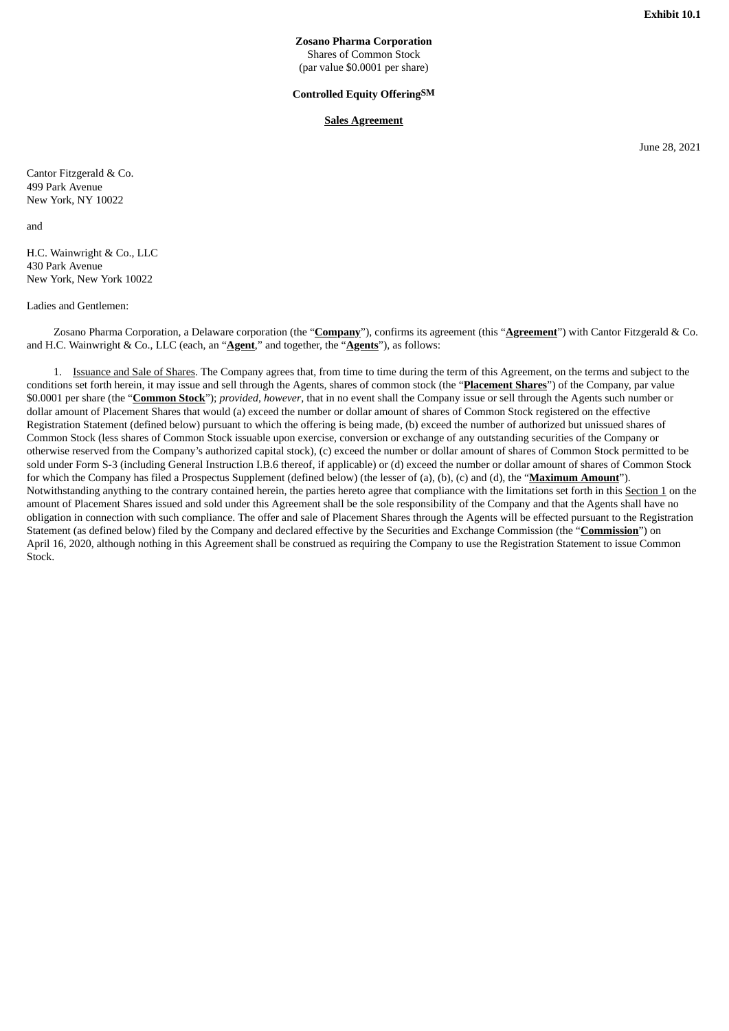**Exhibit 10.1**

**Zosano Pharma Corporation**
Shares of Common Stock
(par value $0.0001 per share)

**Controlled Equity Offering**SM

**Sales Agreement**

June 28, 2021

Cantor Fitzgerald & Co.
499 Park Avenue
New York, NY 10022

and

H.C. Wainwright & Co., LLC
430 Park Avenue
New York, New York 10022

Ladies and Gentlemen:

Zosano Pharma Corporation, a Delaware corporation (the "**Company**"), confirms its agreement (this "**Agreement**") with Cantor Fitzgerald & Co. and H.C. Wainwright & Co., LLC (each, an "**Agent**," and together, the "**Agents**"), as follows:

1. Issuance and Sale of Shares. The Company agrees that, from time to time during the term of this Agreement, on the terms and subject to the conditions set forth herein, it may issue and sell through the Agents, shares of common stock (the "**Placement Shares**") of the Company, par value $0.0001 per share (the "**Common Stock**"); *provided, however*, that in no event shall the Company issue or sell through the Agents such number or dollar amount of Placement Shares that would (a) exceed the number or dollar amount of shares of Common Stock registered on the effective Registration Statement (defined below) pursuant to which the offering is being made, (b) exceed the number of authorized but unissued shares of Common Stock (less shares of Common Stock issuable upon exercise, conversion or exchange of any outstanding securities of the Company or otherwise reserved from the Company's authorized capital stock), (c) exceed the number or dollar amount of shares of Common Stock permitted to be sold under Form S-3 (including General Instruction I.B.6 thereof, if applicable) or (d) exceed the number or dollar amount of shares of Common Stock for which the Company has filed a Prospectus Supplement (defined below) (the lesser of (a), (b), (c) and (d), the "**Maximum Amount**"). Notwithstanding anything to the contrary contained herein, the parties hereto agree that compliance with the limitations set forth in this Section 1 on the amount of Placement Shares issued and sold under this Agreement shall be the sole responsibility of the Company and that the Agents shall have no obligation in connection with such compliance. The offer and sale of Placement Shares through the Agents will be effected pursuant to the Registration Statement (as defined below) filed by the Company and declared effective by the Securities and Exchange Commission (the "**Commission**") on April 16, 2020, although nothing in this Agreement shall be construed as requiring the Company to use the Registration Statement to issue Common Stock.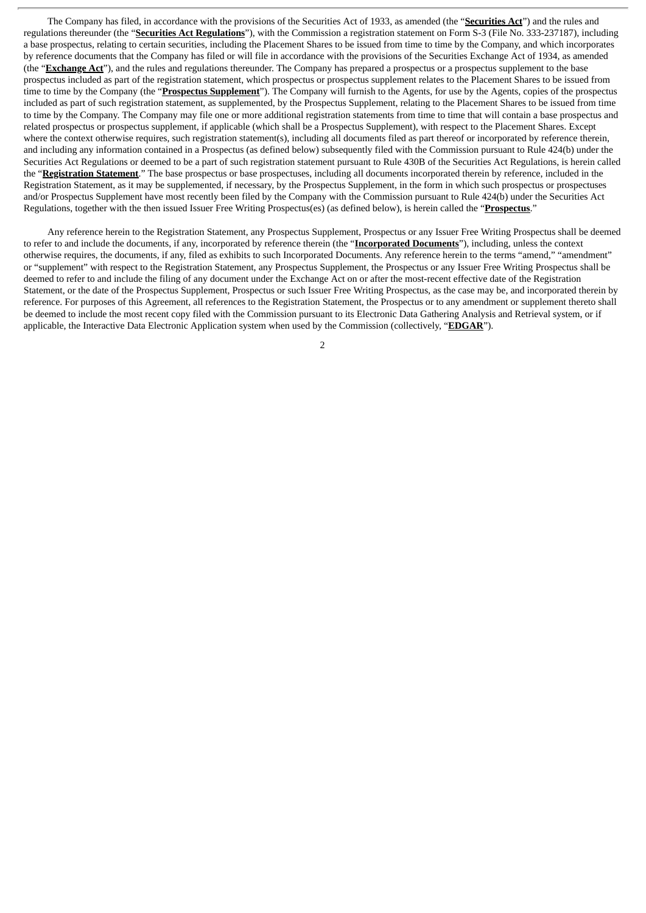The Company has filed, in accordance with the provisions of the Securities Act of 1933, as amended (the "**Securities Act**") and the rules and regulations thereunder (the "**Securities Act Regulations**"), with the Commission a registration statement on Form S-3 (File No. 333-237187), including a base prospectus, relating to certain securities, including the Placement Shares to be issued from time to time by the Company, and which incorporates by reference documents that the Company has filed or will file in accordance with the provisions of the Securities Exchange Act of 1934, as amended (the "**Exchange Act**"), and the rules and regulations thereunder. The Company has prepared a prospectus or a prospectus supplement to the base prospectus included as part of the registration statement, which prospectus or prospectus supplement relates to the Placement Shares to be issued from time to time by the Company (the "**Prospectus Supplement**"). The Company will furnish to the Agents, for use by the Agents, copies of the prospectus included as part of such registration statement, as supplemented, by the Prospectus Supplement, relating to the Placement Shares to be issued from time to time by the Company. The Company may file one or more additional registration statements from time to time that will contain a base prospectus and related prospectus or prospectus supplement, if applicable (which shall be a Prospectus Supplement), with respect to the Placement Shares. Except where the context otherwise requires, such registration statement(s), including all documents filed as part thereof or incorporated by reference therein, and including any information contained in a Prospectus (as defined below) subsequently filed with the Commission pursuant to Rule 424(b) under the Securities Act Regulations or deemed to be a part of such registration statement pursuant to Rule 430B of the Securities Act Regulations, is herein called the "**Registration Statement**." The base prospectus or base prospectuses, including all documents incorporated therein by reference, included in the Registration Statement, as it may be supplemented, if necessary, by the Prospectus Supplement, in the form in which such prospectus or prospectuses and/or Prospectus Supplement have most recently been filed by the Company with the Commission pursuant to Rule 424(b) under the Securities Act Regulations, together with the then issued Issuer Free Writing Prospectus(es) (as defined below), is herein called the "**Prospectus**."

Any reference herein to the Registration Statement, any Prospectus Supplement, Prospectus or any Issuer Free Writing Prospectus shall be deemed to refer to and include the documents, if any, incorporated by reference therein (the "**Incorporated Documents**"), including, unless the context otherwise requires, the documents, if any, filed as exhibits to such Incorporated Documents. Any reference herein to the terms "amend," "amendment" or "supplement" with respect to the Registration Statement, any Prospectus Supplement, the Prospectus or any Issuer Free Writing Prospectus shall be deemed to refer to and include the filing of any document under the Exchange Act on or after the most-recent effective date of the Registration Statement, or the date of the Prospectus Supplement, Prospectus or such Issuer Free Writing Prospectus, as the case may be, and incorporated therein by reference. For purposes of this Agreement, all references to the Registration Statement, the Prospectus or to any amendment or supplement thereto shall be deemed to include the most recent copy filed with the Commission pursuant to its Electronic Data Gathering Analysis and Retrieval system, or if applicable, the Interactive Data Electronic Application system when used by the Commission (collectively, "**EDGAR**").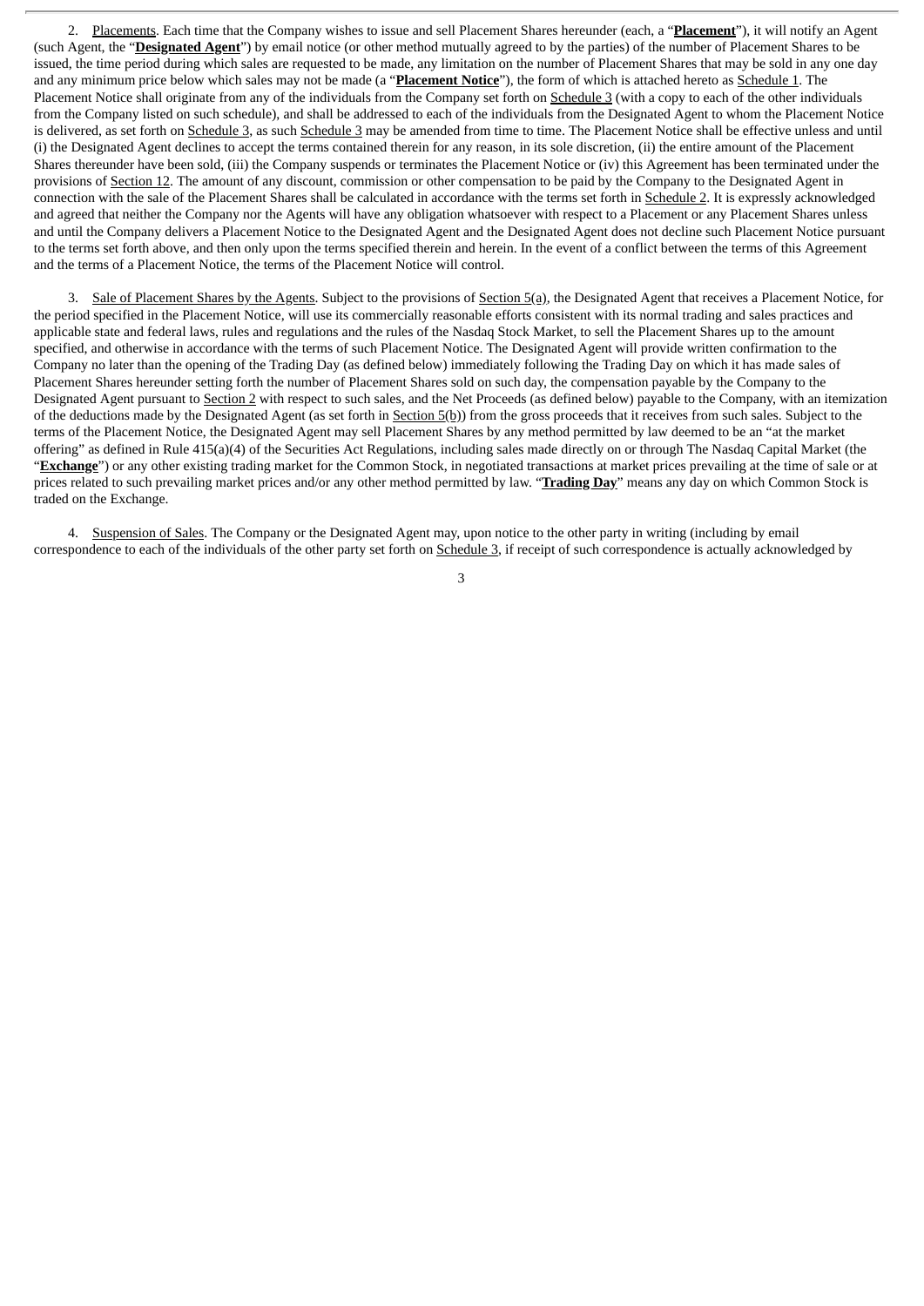2. Placements. Each time that the Company wishes to issue and sell Placement Shares hereunder (each, a "**Placement**"), it will notify an Agent (such Agent, the "**Designated Agent**") by email notice (or other method mutually agreed to by the parties) of the number of Placement Shares to be issued, the time period during which sales are requested to be made, any limitation on the number of Placement Shares that may be sold in any one day and any minimum price below which sales may not be made (a "**Placement Notice**"), the form of which is attached hereto as Schedule 1. The Placement Notice shall originate from any of the individuals from the Company set forth on Schedule 3 (with a copy to each of the other individuals from the Company listed on such schedule), and shall be addressed to each of the individuals from the Designated Agent to whom the Placement Notice is delivered, as set forth on Schedule 3, as such Schedule 3 may be amended from time to time. The Placement Notice shall be effective unless and until (i) the Designated Agent declines to accept the terms contained therein for any reason, in its sole discretion, (ii) the entire amount of the Placement Shares thereunder have been sold, (iii) the Company suspends or terminates the Placement Notice or (iv) this Agreement has been terminated under the provisions of Section 12. The amount of any discount, commission or other compensation to be paid by the Company to the Designated Agent in connection with the sale of the Placement Shares shall be calculated in accordance with the terms set forth in Schedule 2. It is expressly acknowledged and agreed that neither the Company nor the Agents will have any obligation whatsoever with respect to a Placement or any Placement Shares unless and until the Company delivers a Placement Notice to the Designated Agent and the Designated Agent does not decline such Placement Notice pursuant to the terms set forth above, and then only upon the terms specified therein and herein. In the event of a conflict between the terms of this Agreement and the terms of a Placement Notice, the terms of the Placement Notice will control.

3. Sale of Placement Shares by the Agents. Subject to the provisions of Section 5(a), the Designated Agent that receives a Placement Notice, for the period specified in the Placement Notice, will use its commercially reasonable efforts consistent with its normal trading and sales practices and applicable state and federal laws, rules and regulations and the rules of the Nasdaq Stock Market, to sell the Placement Shares up to the amount specified, and otherwise in accordance with the terms of such Placement Notice. The Designated Agent will provide written confirmation to the Company no later than the opening of the Trading Day (as defined below) immediately following the Trading Day on which it has made sales of Placement Shares hereunder setting forth the number of Placement Shares sold on such day, the compensation payable by the Company to the Designated Agent pursuant to Section 2 with respect to such sales, and the Net Proceeds (as defined below) payable to the Company, with an itemization of the deductions made by the Designated Agent (as set forth in Section 5(b)) from the gross proceeds that it receives from such sales. Subject to the terms of the Placement Notice, the Designated Agent may sell Placement Shares by any method permitted by law deemed to be an "at the market offering" as defined in Rule 415(a)(4) of the Securities Act Regulations, including sales made directly on or through The Nasdaq Capital Market (the "**Exchange**") or any other existing trading market for the Common Stock, in negotiated transactions at market prices prevailing at the time of sale or at prices related to such prevailing market prices and/or any other method permitted by law. "**Trading Day**" means any day on which Common Stock is traded on the Exchange.

4. Suspension of Sales. The Company or the Designated Agent may, upon notice to the other party in writing (including by email correspondence to each of the individuals of the other party set forth on Schedule 3, if receipt of such correspondence is actually acknowledged by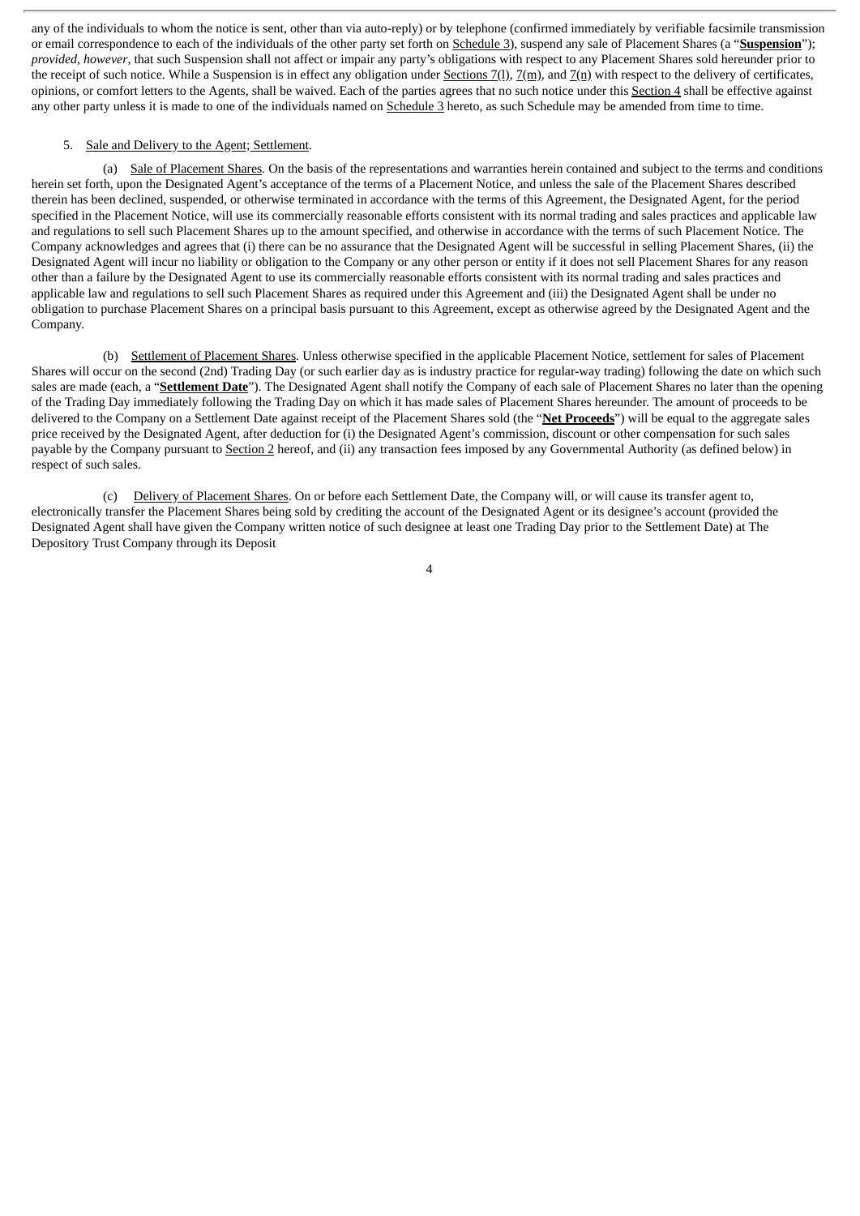any of the individuals to whom the notice is sent, other than via auto-reply) or by telephone (confirmed immediately by verifiable facsimile transmission or email correspondence to each of the individuals of the other party set forth on Schedule 3), suspend any sale of Placement Shares (a "**Suspension**"); *provided*, *however*, that such Suspension shall not affect or impair any party's obligations with respect to any Placement Shares sold hereunder prior to the receipt of such notice. While a Suspension is in effect any obligation under Sections 7(l), 7(m), and 7(n) with respect to the delivery of certificates, opinions, or comfort letters to the Agents, shall be waived. Each of the parties agrees that no such notice under this Section 4 shall be effective against any other party unless it is made to one of the individuals named on Schedule 3 hereto, as such Schedule may be amended from time to time.

5. Sale and Delivery to the Agent; Settlement.

(a) Sale of Placement Shares. On the basis of the representations and warranties herein contained and subject to the terms and conditions herein set forth, upon the Designated Agent's acceptance of the terms of a Placement Notice, and unless the sale of the Placement Shares described therein has been declined, suspended, or otherwise terminated in accordance with the terms of this Agreement, the Designated Agent, for the period specified in the Placement Notice, will use its commercially reasonable efforts consistent with its normal trading and sales practices and applicable law and regulations to sell such Placement Shares up to the amount specified, and otherwise in accordance with the terms of such Placement Notice. The Company acknowledges and agrees that (i) there can be no assurance that the Designated Agent will be successful in selling Placement Shares, (ii) the Designated Agent will incur no liability or obligation to the Company or any other person or entity if it does not sell Placement Shares for any reason other than a failure by the Designated Agent to use its commercially reasonable efforts consistent with its normal trading and sales practices and applicable law and regulations to sell such Placement Shares as required under this Agreement and (iii) the Designated Agent shall be under no obligation to purchase Placement Shares on a principal basis pursuant to this Agreement, except as otherwise agreed by the Designated Agent and the Company.

(b) Settlement of Placement Shares. Unless otherwise specified in the applicable Placement Notice, settlement for sales of Placement Shares will occur on the second (2nd) Trading Day (or such earlier day as is industry practice for regular-way trading) following the date on which such sales are made (each, a "**Settlement Date**"). The Designated Agent shall notify the Company of each sale of Placement Shares no later than the opening of the Trading Day immediately following the Trading Day on which it has made sales of Placement Shares hereunder. The amount of proceeds to be delivered to the Company on a Settlement Date against receipt of the Placement Shares sold (the "**Net Proceeds**") will be equal to the aggregate sales price received by the Designated Agent, after deduction for (i) the Designated Agent's commission, discount or other compensation for such sales payable by the Company pursuant to Section 2 hereof, and (ii) any transaction fees imposed by any Governmental Authority (as defined below) in respect of such sales.

(c) Delivery of Placement Shares. On or before each Settlement Date, the Company will, or will cause its transfer agent to, electronically transfer the Placement Shares being sold by crediting the account of the Designated Agent or its designee's account (provided the Designated Agent shall have given the Company written notice of such designee at least one Trading Day prior to the Settlement Date) at The Depository Trust Company through its Deposit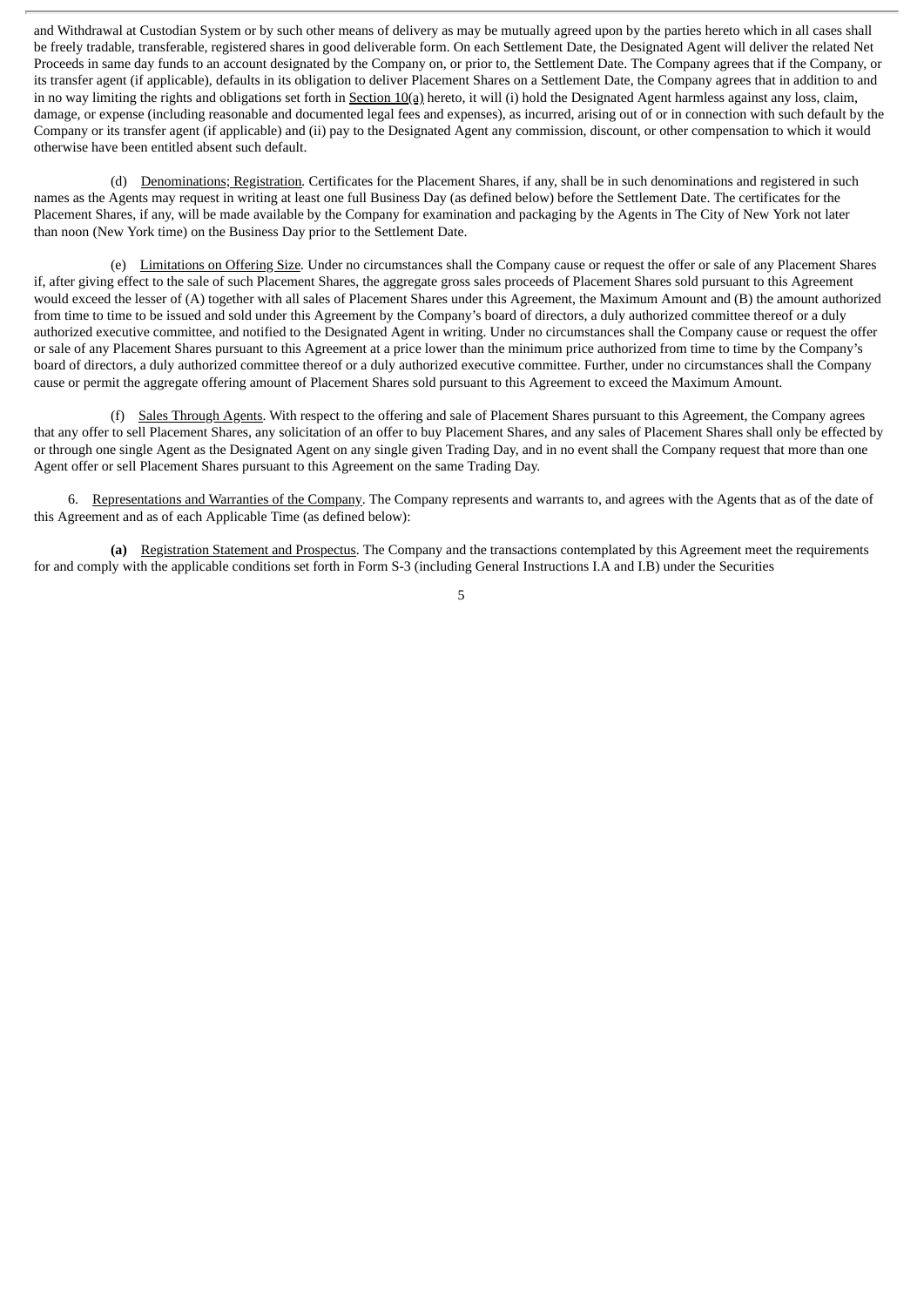and Withdrawal at Custodian System or by such other means of delivery as may be mutually agreed upon by the parties hereto which in all cases shall be freely tradable, transferable, registered shares in good deliverable form. On each Settlement Date, the Designated Agent will deliver the related Net Proceeds in same day funds to an account designated by the Company on, or prior to, the Settlement Date. The Company agrees that if the Company, or its transfer agent (if applicable), defaults in its obligation to deliver Placement Shares on a Settlement Date, the Company agrees that in addition to and in no way limiting the rights and obligations set forth in Section 10(a) hereto, it will (i) hold the Designated Agent harmless against any loss, claim, damage, or expense (including reasonable and documented legal fees and expenses), as incurred, arising out of or in connection with such default by the Company or its transfer agent (if applicable) and (ii) pay to the Designated Agent any commission, discount, or other compensation to which it would otherwise have been entitled absent such default.

(d) Denominations; Registration. Certificates for the Placement Shares, if any, shall be in such denominations and registered in such names as the Agents may request in writing at least one full Business Day (as defined below) before the Settlement Date. The certificates for the Placement Shares, if any, will be made available by the Company for examination and packaging by the Agents in The City of New York not later than noon (New York time) on the Business Day prior to the Settlement Date.

(e) Limitations on Offering Size. Under no circumstances shall the Company cause or request the offer or sale of any Placement Shares if, after giving effect to the sale of such Placement Shares, the aggregate gross sales proceeds of Placement Shares sold pursuant to this Agreement would exceed the lesser of (A) together with all sales of Placement Shares under this Agreement, the Maximum Amount and (B) the amount authorized from time to time to be issued and sold under this Agreement by the Company's board of directors, a duly authorized committee thereof or a duly authorized executive committee, and notified to the Designated Agent in writing. Under no circumstances shall the Company cause or request the offer or sale of any Placement Shares pursuant to this Agreement at a price lower than the minimum price authorized from time to time by the Company's board of directors, a duly authorized committee thereof or a duly authorized executive committee. Further, under no circumstances shall the Company cause or permit the aggregate offering amount of Placement Shares sold pursuant to this Agreement to exceed the Maximum Amount.

(f) Sales Through Agents. With respect to the offering and sale of Placement Shares pursuant to this Agreement, the Company agrees that any offer to sell Placement Shares, any solicitation of an offer to buy Placement Shares, and any sales of Placement Shares shall only be effected by or through one single Agent as the Designated Agent on any single given Trading Day, and in no event shall the Company request that more than one Agent offer or sell Placement Shares pursuant to this Agreement on the same Trading Day.

6. Representations and Warranties of the Company. The Company represents and warrants to, and agrees with the Agents that as of the date of this Agreement and as of each Applicable Time (as defined below):

**(a)** Registration Statement and Prospectus. The Company and the transactions contemplated by this Agreement meet the requirements for and comply with the applicable conditions set forth in Form S-3 (including General Instructions I.A and I.B) under the Securities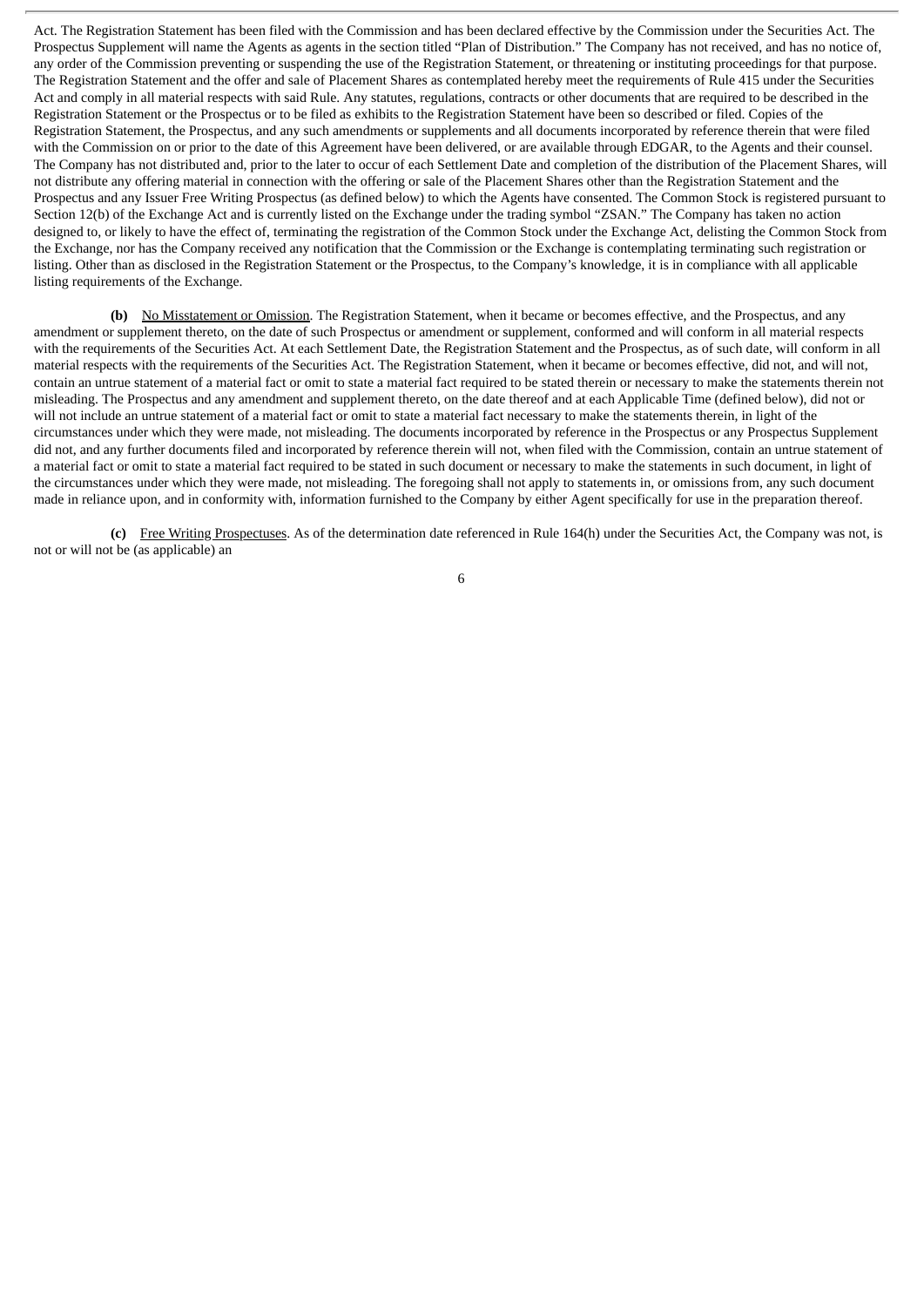Act. The Registration Statement has been filed with the Commission and has been declared effective by the Commission under the Securities Act. The Prospectus Supplement will name the Agents as agents in the section titled "Plan of Distribution." The Company has not received, and has no notice of, any order of the Commission preventing or suspending the use of the Registration Statement, or threatening or instituting proceedings for that purpose. The Registration Statement and the offer and sale of Placement Shares as contemplated hereby meet the requirements of Rule 415 under the Securities Act and comply in all material respects with said Rule. Any statutes, regulations, contracts or other documents that are required to be described in the Registration Statement or the Prospectus or to be filed as exhibits to the Registration Statement have been so described or filed. Copies of the Registration Statement, the Prospectus, and any such amendments or supplements and all documents incorporated by reference therein that were filed with the Commission on or prior to the date of this Agreement have been delivered, or are available through EDGAR, to the Agents and their counsel. The Company has not distributed and, prior to the later to occur of each Settlement Date and completion of the distribution of the Placement Shares, will not distribute any offering material in connection with the offering or sale of the Placement Shares other than the Registration Statement and the Prospectus and any Issuer Free Writing Prospectus (as defined below) to which the Agents have consented. The Common Stock is registered pursuant to Section 12(b) of the Exchange Act and is currently listed on the Exchange under the trading symbol "ZSAN." The Company has taken no action designed to, or likely to have the effect of, terminating the registration of the Common Stock under the Exchange Act, delisting the Common Stock from the Exchange, nor has the Company received any notification that the Commission or the Exchange is contemplating terminating such registration or listing. Other than as disclosed in the Registration Statement or the Prospectus, to the Company's knowledge, it is in compliance with all applicable listing requirements of the Exchange.

**(b)** No Misstatement or Omission. The Registration Statement, when it became or becomes effective, and the Prospectus, and any amendment or supplement thereto, on the date of such Prospectus or amendment or supplement, conformed and will conform in all material respects with the requirements of the Securities Act. At each Settlement Date, the Registration Statement and the Prospectus, as of such date, will conform in all material respects with the requirements of the Securities Act. The Registration Statement, when it became or becomes effective, did not, and will not, contain an untrue statement of a material fact or omit to state a material fact required to be stated therein or necessary to make the statements therein not misleading. The Prospectus and any amendment and supplement thereto, on the date thereof and at each Applicable Time (defined below), did not or will not include an untrue statement of a material fact or omit to state a material fact necessary to make the statements therein, in light of the circumstances under which they were made, not misleading. The documents incorporated by reference in the Prospectus or any Prospectus Supplement did not, and any further documents filed and incorporated by reference therein will not, when filed with the Commission, contain an untrue statement of a material fact or omit to state a material fact required to be stated in such document or necessary to make the statements in such document, in light of the circumstances under which they were made, not misleading. The foregoing shall not apply to statements in, or omissions from, any such document made in reliance upon, and in conformity with, information furnished to the Company by either Agent specifically for use in the preparation thereof.

**(c)** Free Writing Prospectuses. As of the determination date referenced in Rule 164(h) under the Securities Act, the Company was not, is not or will not be (as applicable) an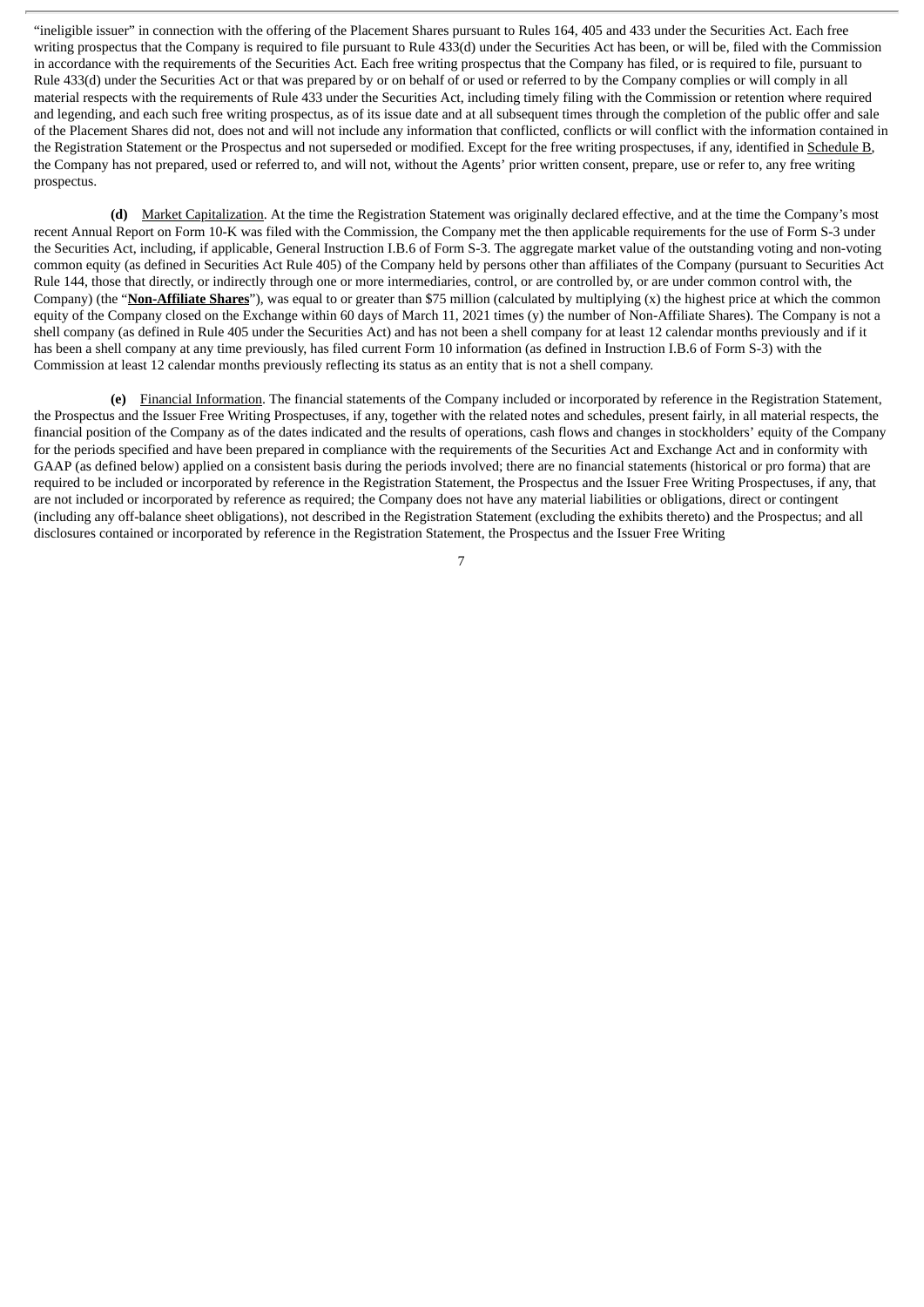"ineligible issuer" in connection with the offering of the Placement Shares pursuant to Rules 164, 405 and 433 under the Securities Act. Each free writing prospectus that the Company is required to file pursuant to Rule 433(d) under the Securities Act has been, or will be, filed with the Commission in accordance with the requirements of the Securities Act. Each free writing prospectus that the Company has filed, or is required to file, pursuant to Rule 433(d) under the Securities Act or that was prepared by or on behalf of or used or referred to by the Company complies or will comply in all material respects with the requirements of Rule 433 under the Securities Act, including timely filing with the Commission or retention where required and legending, and each such free writing prospectus, as of its issue date and at all subsequent times through the completion of the public offer and sale of the Placement Shares did not, does not and will not include any information that conflicted, conflicts or will conflict with the information contained in the Registration Statement or the Prospectus and not superseded or modified. Except for the free writing prospectuses, if any, identified in Schedule B, the Company has not prepared, used or referred to, and will not, without the Agents' prior written consent, prepare, use or refer to, any free writing prospectus.

**(d)** Market Capitalization. At the time the Registration Statement was originally declared effective, and at the time the Company's most recent Annual Report on Form 10-K was filed with the Commission, the Company met the then applicable requirements for the use of Form S-3 under the Securities Act, including, if applicable, General Instruction I.B.6 of Form S-3. The aggregate market value of the outstanding voting and non-voting common equity (as defined in Securities Act Rule 405) of the Company held by persons other than affiliates of the Company (pursuant to Securities Act Rule 144, those that directly, or indirectly through one or more intermediaries, control, or are controlled by, or are under common control with, the Company) (the "**Non-Affiliate Shares**"), was equal to or greater than $75 million (calculated by multiplying (x) the highest price at which the common equity of the Company closed on the Exchange within 60 days of March 11, 2021 times (y) the number of Non-Affiliate Shares). The Company is not a shell company (as defined in Rule 405 under the Securities Act) and has not been a shell company for at least 12 calendar months previously and if it has been a shell company at any time previously, has filed current Form 10 information (as defined in Instruction I.B.6 of Form S-3) with the Commission at least 12 calendar months previously reflecting its status as an entity that is not a shell company.

**(e)** Financial Information. The financial statements of the Company included or incorporated by reference in the Registration Statement, the Prospectus and the Issuer Free Writing Prospectuses, if any, together with the related notes and schedules, present fairly, in all material respects, the financial position of the Company as of the dates indicated and the results of operations, cash flows and changes in stockholders' equity of the Company for the periods specified and have been prepared in compliance with the requirements of the Securities Act and Exchange Act and in conformity with GAAP (as defined below) applied on a consistent basis during the periods involved; there are no financial statements (historical or pro forma) that are required to be included or incorporated by reference in the Registration Statement, the Prospectus and the Issuer Free Writing Prospectuses, if any, that are not included or incorporated by reference as required; the Company does not have any material liabilities or obligations, direct or contingent (including any off-balance sheet obligations), not described in the Registration Statement (excluding the exhibits thereto) and the Prospectus; and all disclosures contained or incorporated by reference in the Registration Statement, the Prospectus and the Issuer Free Writing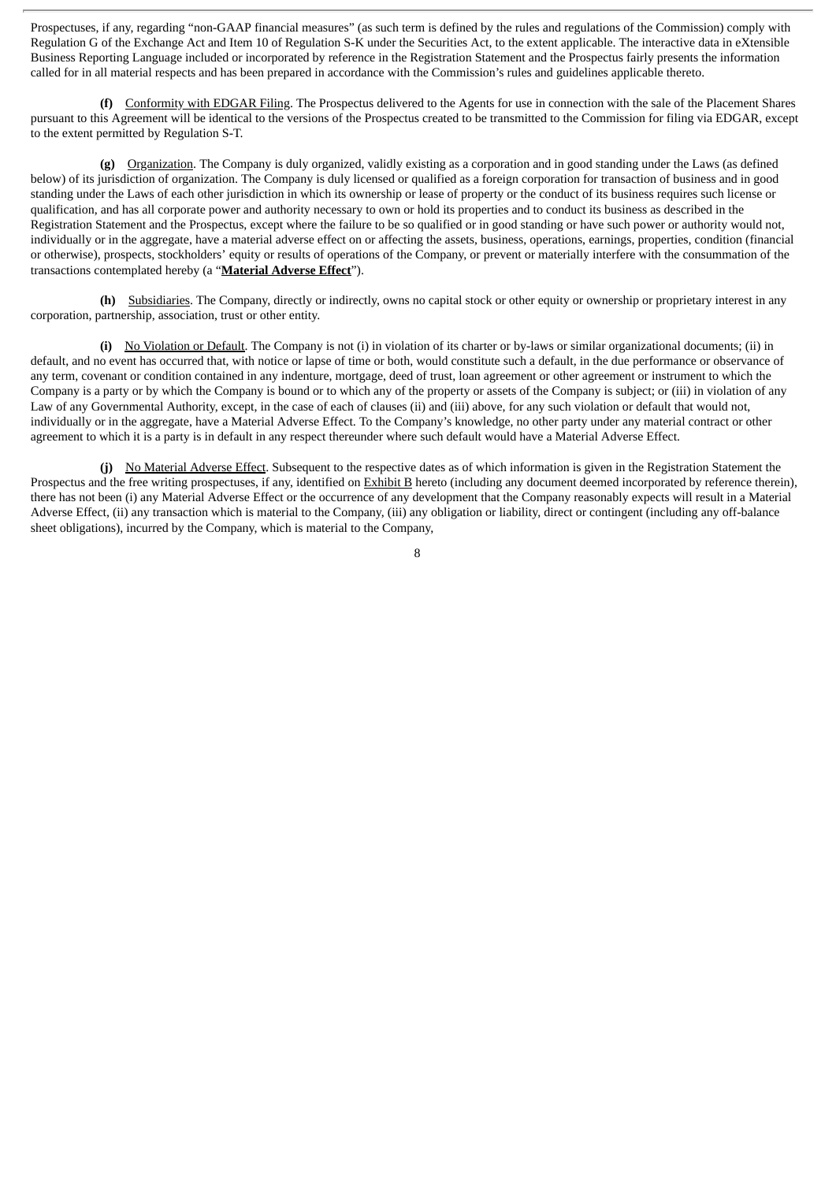Prospectuses, if any, regarding “non-GAAP financial measures” (as such term is defined by the rules and regulations of the Commission) comply with Regulation G of the Exchange Act and Item 10 of Regulation S-K under the Securities Act, to the extent applicable. The interactive data in eXtensible Business Reporting Language included or incorporated by reference in the Registration Statement and the Prospectus fairly presents the information called for in all material respects and has been prepared in accordance with the Commission’s rules and guidelines applicable thereto.

**(f)** Conformity with EDGAR Filing. The Prospectus delivered to the Agents for use in connection with the sale of the Placement Shares pursuant to this Agreement will be identical to the versions of the Prospectus created to be transmitted to the Commission for filing via EDGAR, except to the extent permitted by Regulation S-T.

**(g)** Organization. The Company is duly organized, validly existing as a corporation and in good standing under the Laws (as defined below) of its jurisdiction of organization. The Company is duly licensed or qualified as a foreign corporation for transaction of business and in good standing under the Laws of each other jurisdiction in which its ownership or lease of property or the conduct of its business requires such license or qualification, and has all corporate power and authority necessary to own or hold its properties and to conduct its business as described in the Registration Statement and the Prospectus, except where the failure to be so qualified or in good standing or have such power or authority would not, individually or in the aggregate, have a material adverse effect on or affecting the assets, business, operations, earnings, properties, condition (financial or otherwise), prospects, stockholders’ equity or results of operations of the Company, or prevent or materially interfere with the consummation of the transactions contemplated hereby (a “**Material Adverse Effect**”).

**(h)** Subsidiaries. The Company, directly or indirectly, owns no capital stock or other equity or ownership or proprietary interest in any corporation, partnership, association, trust or other entity.

**(i)** No Violation or Default. The Company is not (i) in violation of its charter or by-laws or similar organizational documents; (ii) in default, and no event has occurred that, with notice or lapse of time or both, would constitute such a default, in the due performance or observance of any term, covenant or condition contained in any indenture, mortgage, deed of trust, loan agreement or other agreement or instrument to which the Company is a party or by which the Company is bound or to which any of the property or assets of the Company is subject; or (iii) in violation of any Law of any Governmental Authority, except, in the case of each of clauses (ii) and (iii) above, for any such violation or default that would not, individually or in the aggregate, have a Material Adverse Effect. To the Company’s knowledge, no other party under any material contract or other agreement to which it is a party is in default in any respect thereunder where such default would have a Material Adverse Effect.

**(j)** No Material Adverse Effect. Subsequent to the respective dates as of which information is given in the Registration Statement the Prospectus and the free writing prospectuses, if any, identified on Exhibit B hereto (including any document deemed incorporated by reference therein), there has not been (i) any Material Adverse Effect or the occurrence of any development that the Company reasonably expects will result in a Material Adverse Effect, (ii) any transaction which is material to the Company, (iii) any obligation or liability, direct or contingent (including any off-balance sheet obligations), incurred by the Company, which is material to the Company,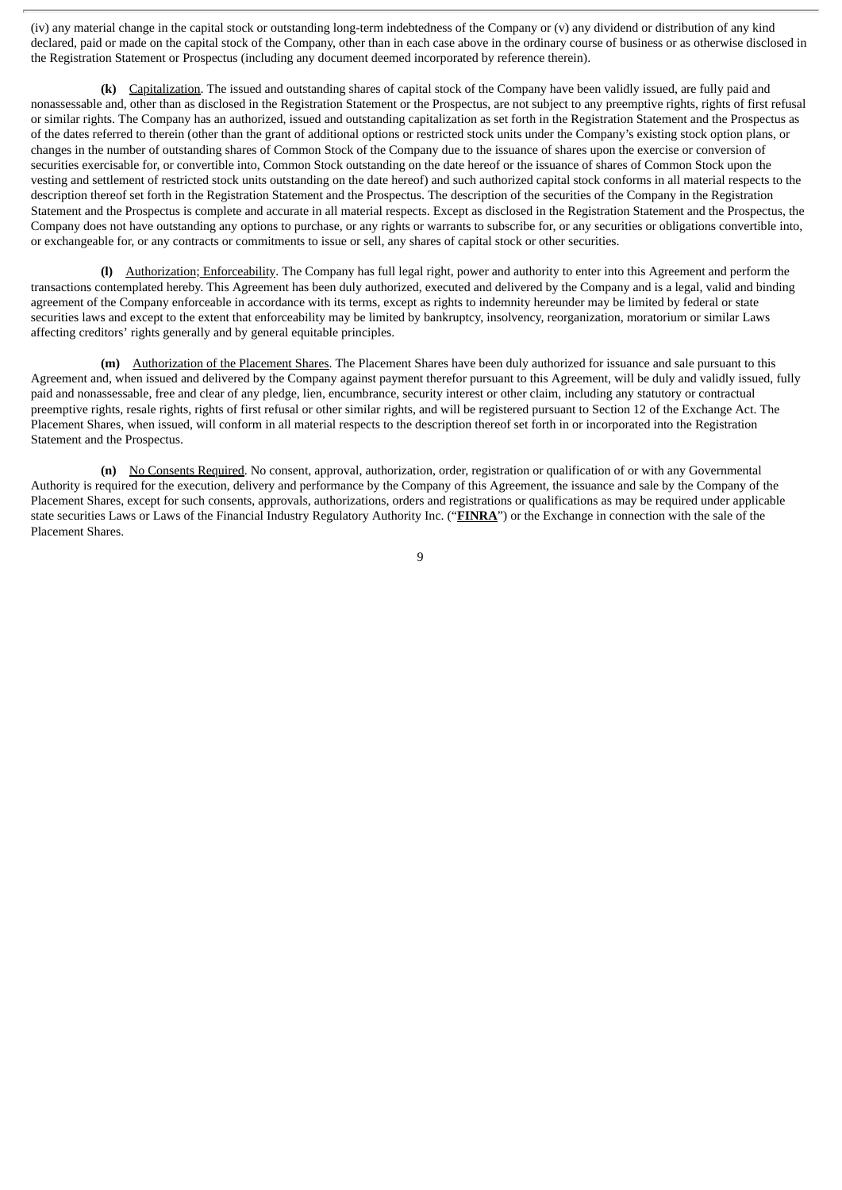(iv) any material change in the capital stock or outstanding long-term indebtedness of the Company or (v) any dividend or distribution of any kind declared, paid or made on the capital stock of the Company, other than in each case above in the ordinary course of business or as otherwise disclosed in the Registration Statement or Prospectus (including any document deemed incorporated by reference therein).

**(k)** Capitalization. The issued and outstanding shares of capital stock of the Company have been validly issued, are fully paid and nonassessable and, other than as disclosed in the Registration Statement or the Prospectus, are not subject to any preemptive rights, rights of first refusal or similar rights. The Company has an authorized, issued and outstanding capitalization as set forth in the Registration Statement and the Prospectus as of the dates referred to therein (other than the grant of additional options or restricted stock units under the Company's existing stock option plans, or changes in the number of outstanding shares of Common Stock of the Company due to the issuance of shares upon the exercise or conversion of securities exercisable for, or convertible into, Common Stock outstanding on the date hereof or the issuance of shares of Common Stock upon the vesting and settlement of restricted stock units outstanding on the date hereof) and such authorized capital stock conforms in all material respects to the description thereof set forth in the Registration Statement and the Prospectus. The description of the securities of the Company in the Registration Statement and the Prospectus is complete and accurate in all material respects. Except as disclosed in the Registration Statement and the Prospectus, the Company does not have outstanding any options to purchase, or any rights or warrants to subscribe for, or any securities or obligations convertible into, or exchangeable for, or any contracts or commitments to issue or sell, any shares of capital stock or other securities.

**(l)** Authorization; Enforceability. The Company has full legal right, power and authority to enter into this Agreement and perform the transactions contemplated hereby. This Agreement has been duly authorized, executed and delivered by the Company and is a legal, valid and binding agreement of the Company enforceable in accordance with its terms, except as rights to indemnity hereunder may be limited by federal or state securities laws and except to the extent that enforceability may be limited by bankruptcy, insolvency, reorganization, moratorium or similar Laws affecting creditors' rights generally and by general equitable principles.

**(m)** Authorization of the Placement Shares. The Placement Shares have been duly authorized for issuance and sale pursuant to this Agreement and, when issued and delivered by the Company against payment therefor pursuant to this Agreement, will be duly and validly issued, fully paid and nonassessable, free and clear of any pledge, lien, encumbrance, security interest or other claim, including any statutory or contractual preemptive rights, resale rights, rights of first refusal or other similar rights, and will be registered pursuant to Section 12 of the Exchange Act. The Placement Shares, when issued, will conform in all material respects to the description thereof set forth in or incorporated into the Registration Statement and the Prospectus.

**(n)** No Consents Required. No consent, approval, authorization, order, registration or qualification of or with any Governmental Authority is required for the execution, delivery and performance by the Company of this Agreement, the issuance and sale by the Company of the Placement Shares, except for such consents, approvals, authorizations, orders and registrations or qualifications as may be required under applicable state securities Laws or Laws of the Financial Industry Regulatory Authority Inc. ("**FINRA**") or the Exchange in connection with the sale of the Placement Shares.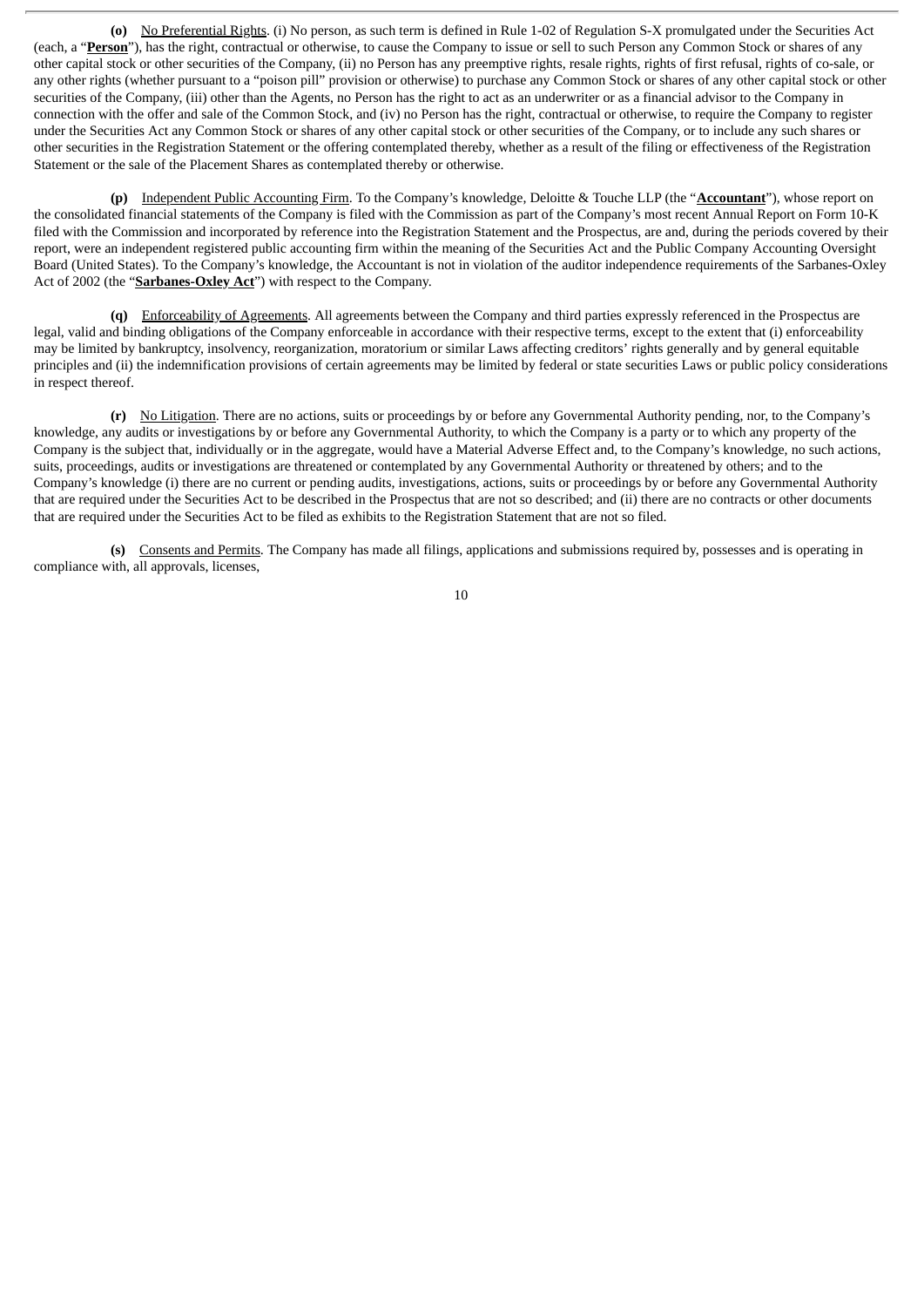**(o)** <u>No Preferential Rights</u>. (i) No person, as such term is defined in Rule 1-02 of Regulation S-X promulgated under the Securities Act (each, a "**<u>Person</u>**"), has the right, contractual or otherwise, to cause the Company to issue or sell to such Person any Common Stock or shares of any other capital stock or other securities of the Company, (ii) no Person has any preemptive rights, resale rights, rights of first refusal, rights of co-sale, or any other rights (whether pursuant to a "poison pill" provision or otherwise) to purchase any Common Stock or shares of any other capital stock or other securities of the Company, (iii) other than the Agents, no Person has the right to act as an underwriter or as a financial advisor to the Company in connection with the offer and sale of the Common Stock, and (iv) no Person has the right, contractual or otherwise, to require the Company to register under the Securities Act any Common Stock or shares of any other capital stock or other securities of the Company, or to include any such shares or other securities in the Registration Statement or the offering contemplated thereby, whether as a result of the filing or effectiveness of the Registration Statement or the sale of the Placement Shares as contemplated thereby or otherwise.

**(p)** <u>Independent Public Accounting Firm</u>. To the Company's knowledge, Deloitte & Touche LLP (the "**<u>Accountant</u>**"), whose report on the consolidated financial statements of the Company is filed with the Commission as part of the Company's most recent Annual Report on Form 10-K filed with the Commission and incorporated by reference into the Registration Statement and the Prospectus, are and, during the periods covered by their report, were an independent registered public accounting firm within the meaning of the Securities Act and the Public Company Accounting Oversight Board (United States). To the Company's knowledge, the Accountant is not in violation of the auditor independence requirements of the Sarbanes-Oxley Act of 2002 (the "**<u>Sarbanes-Oxley Act</u>**") with respect to the Company.

**(q)** <u>Enforceability of Agreements</u>. All agreements between the Company and third parties expressly referenced in the Prospectus are legal, valid and binding obligations of the Company enforceable in accordance with their respective terms, except to the extent that (i) enforceability may be limited by bankruptcy, insolvency, reorganization, moratorium or similar Laws affecting creditors' rights generally and by general equitable principles and (ii) the indemnification provisions of certain agreements may be limited by federal or state securities Laws or public policy considerations in respect thereof.

**(r)** <u>No Litigation</u>. There are no actions, suits or proceedings by or before any Governmental Authority pending, nor, to the Company's knowledge, any audits or investigations by or before any Governmental Authority, to which the Company is a party or to which any property of the Company is the subject that, individually or in the aggregate, would have a Material Adverse Effect and, to the Company's knowledge, no such actions, suits, proceedings, audits or investigations are threatened or contemplated by any Governmental Authority or threatened by others; and to the Company's knowledge (i) there are no current or pending audits, investigations, actions, suits or proceedings by or before any Governmental Authority that are required under the Securities Act to be described in the Prospectus that are not so described; and (ii) there are no contracts or other documents that are required under the Securities Act to be filed as exhibits to the Registration Statement that are not so filed.

**(s)** <u>Consents and Permits</u>. The Company has made all filings, applications and submissions required by, possesses and is operating in compliance with, all approvals, licenses,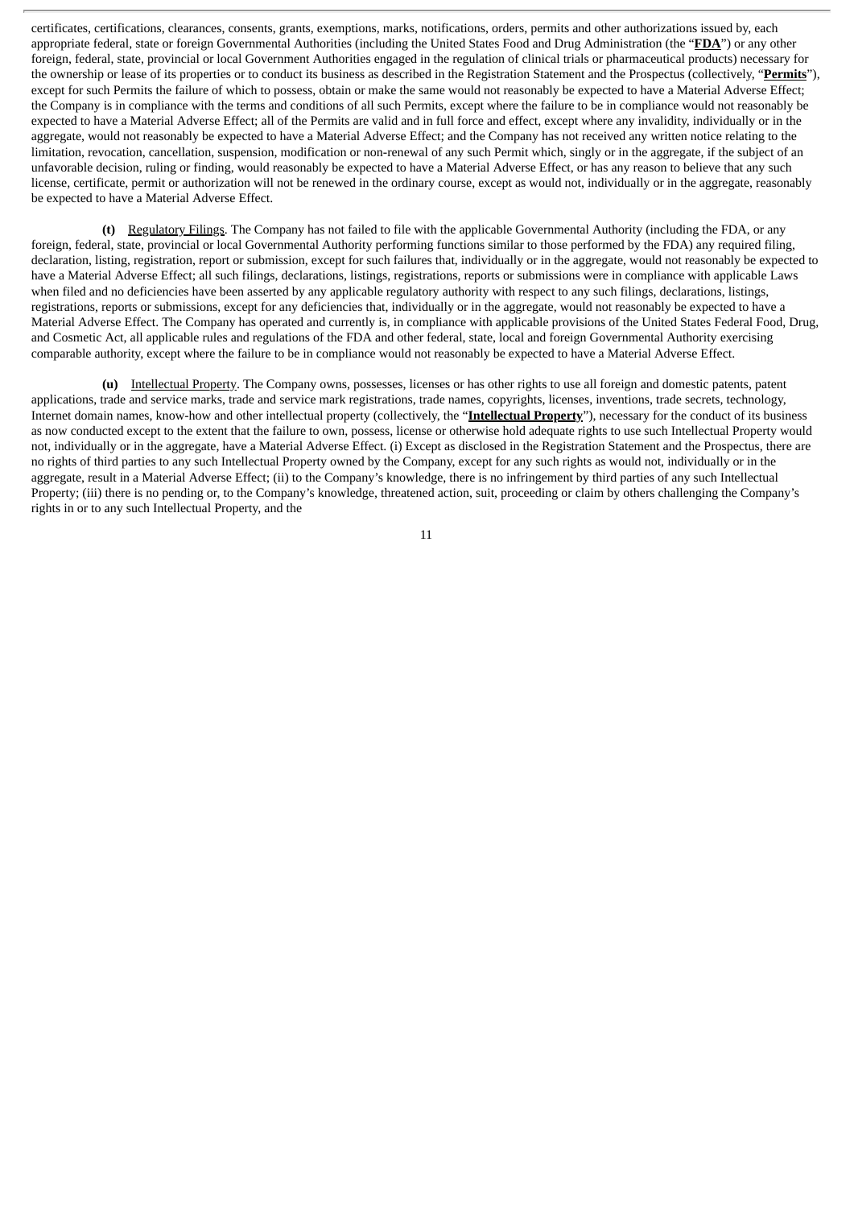certificates, certifications, clearances, consents, grants, exemptions, marks, notifications, orders, permits and other authorizations issued by, each appropriate federal, state or foreign Governmental Authorities (including the United States Food and Drug Administration (the "**FDA**") or any other foreign, federal, state, provincial or local Government Authorities engaged in the regulation of clinical trials or pharmaceutical products) necessary for the ownership or lease of its properties or to conduct its business as described in the Registration Statement and the Prospectus (collectively, "**Permits**"), except for such Permits the failure of which to possess, obtain or make the same would not reasonably be expected to have a Material Adverse Effect; the Company is in compliance with the terms and conditions of all such Permits, except where the failure to be in compliance would not reasonably be expected to have a Material Adverse Effect; all of the Permits are valid and in full force and effect, except where any invalidity, individually or in the aggregate, would not reasonably be expected to have a Material Adverse Effect; and the Company has not received any written notice relating to the limitation, revocation, cancellation, suspension, modification or non-renewal of any such Permit which, singly or in the aggregate, if the subject of an unfavorable decision, ruling or finding, would reasonably be expected to have a Material Adverse Effect, or has any reason to believe that any such license, certificate, permit or authorization will not be renewed in the ordinary course, except as would not, individually or in the aggregate, reasonably be expected to have a Material Adverse Effect.

**(t)** Regulatory Filings. The Company has not failed to file with the applicable Governmental Authority (including the FDA, or any foreign, federal, state, provincial or local Governmental Authority performing functions similar to those performed by the FDA) any required filing, declaration, listing, registration, report or submission, except for such failures that, individually or in the aggregate, would not reasonably be expected to have a Material Adverse Effect; all such filings, declarations, listings, registrations, reports or submissions were in compliance with applicable Laws when filed and no deficiencies have been asserted by any applicable regulatory authority with respect to any such filings, declarations, listings, registrations, reports or submissions, except for any deficiencies that, individually or in the aggregate, would not reasonably be expected to have a Material Adverse Effect. The Company has operated and currently is, in compliance with applicable provisions of the United States Federal Food, Drug, and Cosmetic Act, all applicable rules and regulations of the FDA and other federal, state, local and foreign Governmental Authority exercising comparable authority, except where the failure to be in compliance would not reasonably be expected to have a Material Adverse Effect.

**(u)** Intellectual Property. The Company owns, possesses, licenses or has other rights to use all foreign and domestic patents, patent applications, trade and service marks, trade and service mark registrations, trade names, copyrights, licenses, inventions, trade secrets, technology, Internet domain names, know-how and other intellectual property (collectively, the "**Intellectual Property**"), necessary for the conduct of its business as now conducted except to the extent that the failure to own, possess, license or otherwise hold adequate rights to use such Intellectual Property would not, individually or in the aggregate, have a Material Adverse Effect. (i) Except as disclosed in the Registration Statement and the Prospectus, there are no rights of third parties to any such Intellectual Property owned by the Company, except for any such rights as would not, individually or in the aggregate, result in a Material Adverse Effect; (ii) to the Company's knowledge, there is no infringement by third parties of any such Intellectual Property; (iii) there is no pending or, to the Company's knowledge, threatened action, suit, proceeding or claim by others challenging the Company's rights in or to any such Intellectual Property, and the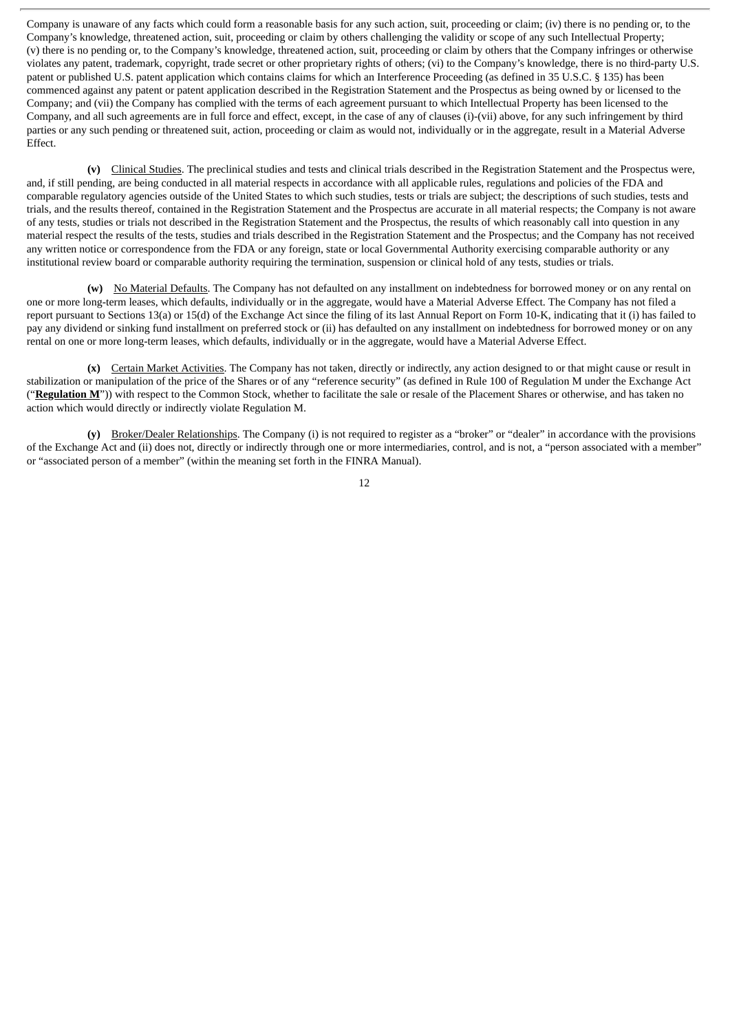Company is unaware of any facts which could form a reasonable basis for any such action, suit, proceeding or claim; (iv) there is no pending or, to the Company's knowledge, threatened action, suit, proceeding or claim by others challenging the validity or scope of any such Intellectual Property; (v) there is no pending or, to the Company's knowledge, threatened action, suit, proceeding or claim by others that the Company infringes or otherwise violates any patent, trademark, copyright, trade secret or other proprietary rights of others; (vi) to the Company's knowledge, there is no third-party U.S. patent or published U.S. patent application which contains claims for which an Interference Proceeding (as defined in 35 U.S.C. § 135) has been commenced against any patent or patent application described in the Registration Statement and the Prospectus as being owned by or licensed to the Company; and (vii) the Company has complied with the terms of each agreement pursuant to which Intellectual Property has been licensed to the Company, and all such agreements are in full force and effect, except, in the case of any of clauses (i)-(vii) above, for any such infringement by third parties or any such pending or threatened suit, action, proceeding or claim as would not, individually or in the aggregate, result in a Material Adverse Effect.

**(v)** Clinical Studies. The preclinical studies and tests and clinical trials described in the Registration Statement and the Prospectus were, and, if still pending, are being conducted in all material respects in accordance with all applicable rules, regulations and policies of the FDA and comparable regulatory agencies outside of the United States to which such studies, tests or trials are subject; the descriptions of such studies, tests and trials, and the results thereof, contained in the Registration Statement and the Prospectus are accurate in all material respects; the Company is not aware of any tests, studies or trials not described in the Registration Statement and the Prospectus, the results of which reasonably call into question in any material respect the results of the tests, studies and trials described in the Registration Statement and the Prospectus; and the Company has not received any written notice or correspondence from the FDA or any foreign, state or local Governmental Authority exercising comparable authority or any institutional review board or comparable authority requiring the termination, suspension or clinical hold of any tests, studies or trials.

**(w)** No Material Defaults. The Company has not defaulted on any installment on indebtedness for borrowed money or on any rental on one or more long-term leases, which defaults, individually or in the aggregate, would have a Material Adverse Effect. The Company has not filed a report pursuant to Sections 13(a) or 15(d) of the Exchange Act since the filing of its last Annual Report on Form 10-K, indicating that it (i) has failed to pay any dividend or sinking fund installment on preferred stock or (ii) has defaulted on any installment on indebtedness for borrowed money or on any rental on one or more long-term leases, which defaults, individually or in the aggregate, would have a Material Adverse Effect.

**(x)** Certain Market Activities. The Company has not taken, directly or indirectly, any action designed to or that might cause or result in stabilization or manipulation of the price of the Shares or of any "reference security" (as defined in Rule 100 of Regulation M under the Exchange Act ("**Regulation M**")) with respect to the Common Stock, whether to facilitate the sale or resale of the Placement Shares or otherwise, and has taken no action which would directly or indirectly violate Regulation M.

**(y)** Broker/Dealer Relationships. The Company (i) is not required to register as a "broker" or "dealer" in accordance with the provisions of the Exchange Act and (ii) does not, directly or indirectly through one or more intermediaries, control, and is not, a "person associated with a member" or "associated person of a member" (within the meaning set forth in the FINRA Manual).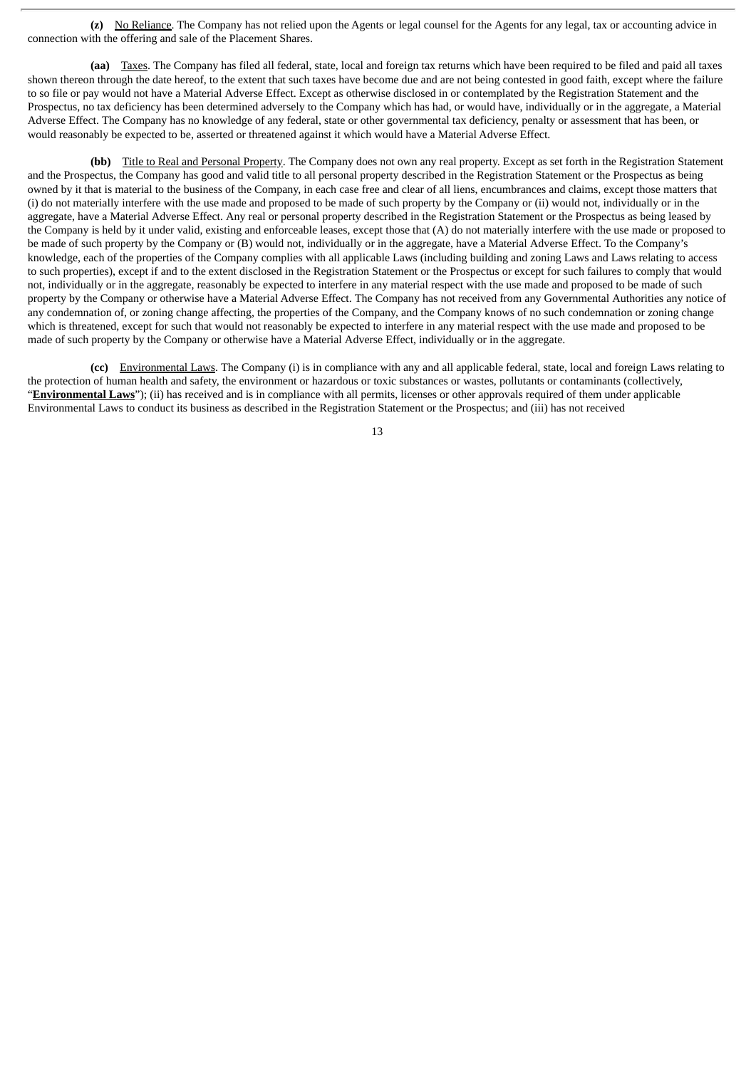**(z)** <u>No Reliance</u>. The Company has not relied upon the Agents or legal counsel for the Agents for any legal, tax or accounting advice in connection with the offering and sale of the Placement Shares.

**(aa)** <u>Taxes</u>. The Company has filed all federal, state, local and foreign tax returns which have been required to be filed and paid all taxes shown thereon through the date hereof, to the extent that such taxes have become due and are not being contested in good faith, except where the failure to so file or pay would not have a Material Adverse Effect. Except as otherwise disclosed in or contemplated by the Registration Statement and the Prospectus, no tax deficiency has been determined adversely to the Company which has had, or would have, individually or in the aggregate, a Material Adverse Effect. The Company has no knowledge of any federal, state or other governmental tax deficiency, penalty or assessment that has been, or would reasonably be expected to be, asserted or threatened against it which would have a Material Adverse Effect.

**(bb)** <u>Title to Real and Personal Property</u>. The Company does not own any real property. Except as set forth in the Registration Statement and the Prospectus, the Company has good and valid title to all personal property described in the Registration Statement or the Prospectus as being owned by it that is material to the business of the Company, in each case free and clear of all liens, encumbrances and claims, except those matters that (i) do not materially interfere with the use made and proposed to be made of such property by the Company or (ii) would not, individually or in the aggregate, have a Material Adverse Effect. Any real or personal property described in the Registration Statement or the Prospectus as being leased by the Company is held by it under valid, existing and enforceable leases, except those that (A) do not materially interfere with the use made or proposed to be made of such property by the Company or (B) would not, individually or in the aggregate, have a Material Adverse Effect. To the Company's knowledge, each of the properties of the Company complies with all applicable Laws (including building and zoning Laws and Laws relating to access to such properties), except if and to the extent disclosed in the Registration Statement or the Prospectus or except for such failures to comply that would not, individually or in the aggregate, reasonably be expected to interfere in any material respect with the use made and proposed to be made of such property by the Company or otherwise have a Material Adverse Effect. The Company has not received from any Governmental Authorities any notice of any condemnation of, or zoning change affecting, the properties of the Company, and the Company knows of no such condemnation or zoning change which is threatened, except for such that would not reasonably be expected to interfere in any material respect with the use made and proposed to be made of such property by the Company or otherwise have a Material Adverse Effect, individually or in the aggregate.

**(cc)** <u>Environmental Laws</u>. The Company (i) is in compliance with any and all applicable federal, state, local and foreign Laws relating to the protection of human health and safety, the environment or hazardous or toxic substances or wastes, pollutants or contaminants (collectively, "**<u>Environmental Laws</u>**"); (ii) has received and is in compliance with all permits, licenses or other approvals required of them under applicable Environmental Laws to conduct its business as described in the Registration Statement or the Prospectus; and (iii) has not received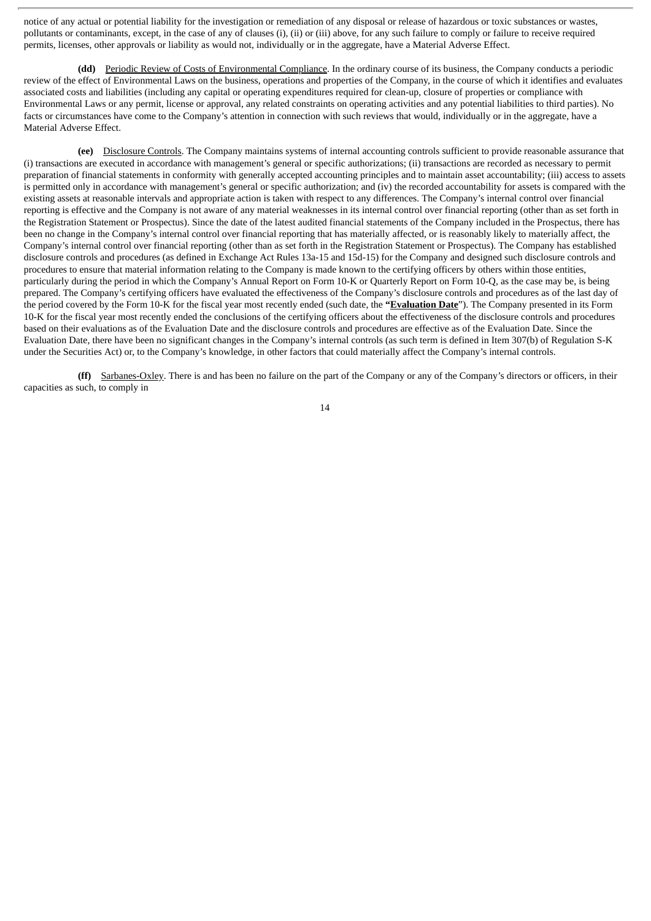notice of any actual or potential liability for the investigation or remediation of any disposal or release of hazardous or toxic substances or wastes, pollutants or contaminants, except, in the case of any of clauses (i), (ii) or (iii) above, for any such failure to comply or failure to receive required permits, licenses, other approvals or liability as would not, individually or in the aggregate, have a Material Adverse Effect.

**(dd)** Periodic Review of Costs of Environmental Compliance. In the ordinary course of its business, the Company conducts a periodic review of the effect of Environmental Laws on the business, operations and properties of the Company, in the course of which it identifies and evaluates associated costs and liabilities (including any capital or operating expenditures required for clean-up, closure of properties or compliance with Environmental Laws or any permit, license or approval, any related constraints on operating activities and any potential liabilities to third parties). No facts or circumstances have come to the Company's attention in connection with such reviews that would, individually or in the aggregate, have a Material Adverse Effect.

**(ee)** Disclosure Controls. The Company maintains systems of internal accounting controls sufficient to provide reasonable assurance that (i) transactions are executed in accordance with management's general or specific authorizations; (ii) transactions are recorded as necessary to permit preparation of financial statements in conformity with generally accepted accounting principles and to maintain asset accountability; (iii) access to assets is permitted only in accordance with management's general or specific authorization; and (iv) the recorded accountability for assets is compared with the existing assets at reasonable intervals and appropriate action is taken with respect to any differences. The Company's internal control over financial reporting is effective and the Company is not aware of any material weaknesses in its internal control over financial reporting (other than as set forth in the Registration Statement or Prospectus). Since the date of the latest audited financial statements of the Company included in the Prospectus, there has been no change in the Company's internal control over financial reporting that has materially affected, or is reasonably likely to materially affect, the Company's internal control over financial reporting (other than as set forth in the Registration Statement or Prospectus). The Company has established disclosure controls and procedures (as defined in Exchange Act Rules 13a-15 and 15d-15) for the Company and designed such disclosure controls and procedures to ensure that material information relating to the Company is made known to the certifying officers by others within those entities, particularly during the period in which the Company's Annual Report on Form 10-K or Quarterly Report on Form 10-Q, as the case may be, is being prepared. The Company's certifying officers have evaluated the effectiveness of the Company's disclosure controls and procedures as of the last day of the period covered by the Form 10-K for the fiscal year most recently ended (such date, the "**Evaluation Date**"). The Company presented in its Form 10-K for the fiscal year most recently ended the conclusions of the certifying officers about the effectiveness of the disclosure controls and procedures based on their evaluations as of the Evaluation Date and the disclosure controls and procedures are effective as of the Evaluation Date. Since the Evaluation Date, there have been no significant changes in the Company's internal controls (as such term is defined in Item 307(b) of Regulation S-K under the Securities Act) or, to the Company's knowledge, in other factors that could materially affect the Company's internal controls.

**(ff)** Sarbanes-Oxley. There is and has been no failure on the part of the Company or any of the Company's directors or officers, in their capacities as such, to comply in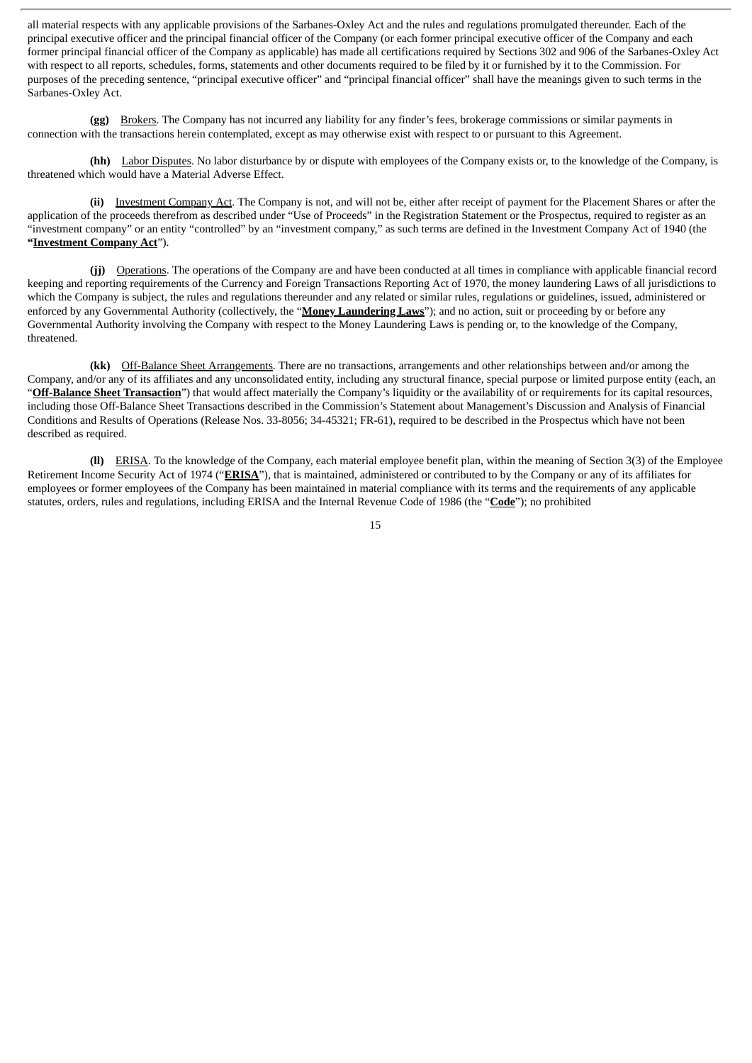all material respects with any applicable provisions of the Sarbanes-Oxley Act and the rules and regulations promulgated thereunder. Each of the principal executive officer and the principal financial officer of the Company (or each former principal executive officer of the Company and each former principal financial officer of the Company as applicable) has made all certifications required by Sections 302 and 906 of the Sarbanes-Oxley Act with respect to all reports, schedules, forms, statements and other documents required to be filed by it or furnished by it to the Commission. For purposes of the preceding sentence, "principal executive officer" and "principal financial officer" shall have the meanings given to such terms in the Sarbanes-Oxley Act.

**(gg)** Brokers. The Company has not incurred any liability for any finder's fees, brokerage commissions or similar payments in connection with the transactions herein contemplated, except as may otherwise exist with respect to or pursuant to this Agreement.

**(hh)** Labor Disputes. No labor disturbance by or dispute with employees of the Company exists or, to the knowledge of the Company, is threatened which would have a Material Adverse Effect.

**(ii)** Investment Company Act. The Company is not, and will not be, either after receipt of payment for the Placement Shares or after the application of the proceeds therefrom as described under "Use of Proceeds" in the Registration Statement or the Prospectus, required to register as an "investment company" or an entity "controlled" by an "investment company," as such terms are defined in the Investment Company Act of 1940 (the "**Investment Company Act**").

**(jj)** Operations. The operations of the Company are and have been conducted at all times in compliance with applicable financial record keeping and reporting requirements of the Currency and Foreign Transactions Reporting Act of 1970, the money laundering Laws of all jurisdictions to which the Company is subject, the rules and regulations thereunder and any related or similar rules, regulations or guidelines, issued, administered or enforced by any Governmental Authority (collectively, the "**Money Laundering Laws**"); and no action, suit or proceeding by or before any Governmental Authority involving the Company with respect to the Money Laundering Laws is pending or, to the knowledge of the Company, threatened.

**(kk)** Off-Balance Sheet Arrangements. There are no transactions, arrangements and other relationships between and/or among the Company, and/or any of its affiliates and any unconsolidated entity, including any structural finance, special purpose or limited purpose entity (each, an "**Off-Balance Sheet Transaction**") that would affect materially the Company's liquidity or the availability of or requirements for its capital resources, including those Off-Balance Sheet Transactions described in the Commission's Statement about Management's Discussion and Analysis of Financial Conditions and Results of Operations (Release Nos. 33-8056; 34-45321; FR-61), required to be described in the Prospectus which have not been described as required.

**(ll)** ERISA. To the knowledge of the Company, each material employee benefit plan, within the meaning of Section 3(3) of the Employee Retirement Income Security Act of 1974 ("**ERISA**"), that is maintained, administered or contributed to by the Company or any of its affiliates for employees or former employees of the Company has been maintained in material compliance with its terms and the requirements of any applicable statutes, orders, rules and regulations, including ERISA and the Internal Revenue Code of 1986 (the "**Code**"); no prohibited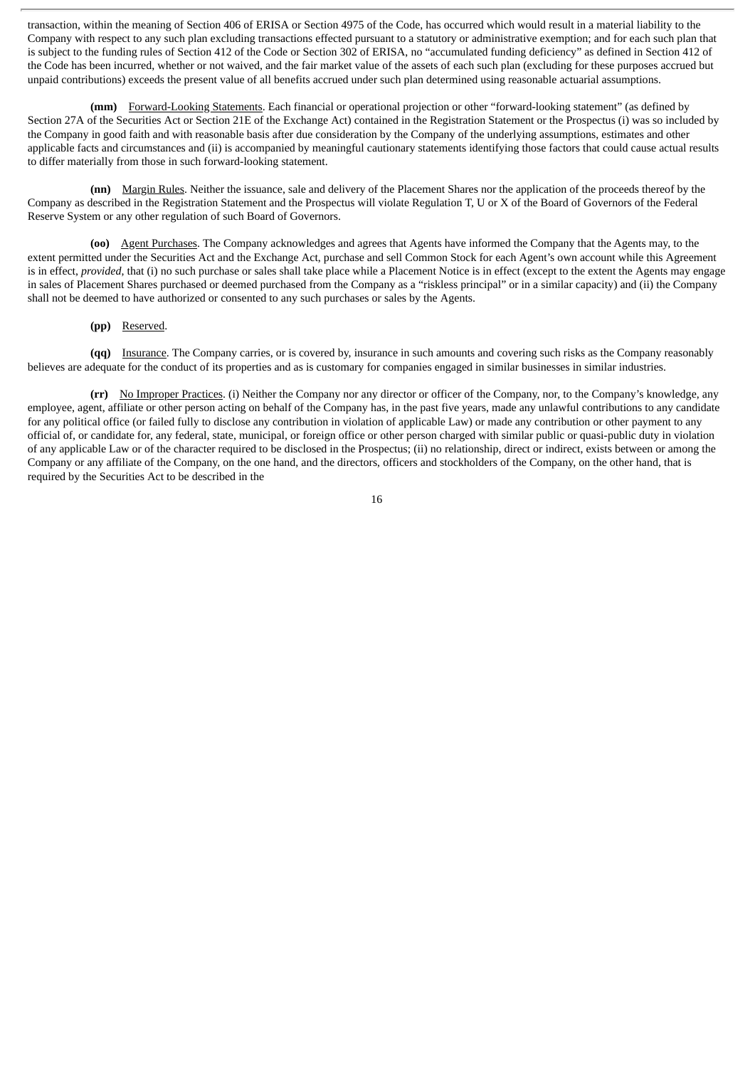transaction, within the meaning of Section 406 of ERISA or Section 4975 of the Code, has occurred which would result in a material liability to the Company with respect to any such plan excluding transactions effected pursuant to a statutory or administrative exemption; and for each such plan that is subject to the funding rules of Section 412 of the Code or Section 302 of ERISA, no "accumulated funding deficiency" as defined in Section 412 of the Code has been incurred, whether or not waived, and the fair market value of the assets of each such plan (excluding for these purposes accrued but unpaid contributions) exceeds the present value of all benefits accrued under such plan determined using reasonable actuarial assumptions.

**(mm)** Forward-Looking Statements. Each financial or operational projection or other "forward-looking statement" (as defined by Section 27A of the Securities Act or Section 21E of the Exchange Act) contained in the Registration Statement or the Prospectus (i) was so included by the Company in good faith and with reasonable basis after due consideration by the Company of the underlying assumptions, estimates and other applicable facts and circumstances and (ii) is accompanied by meaningful cautionary statements identifying those factors that could cause actual results to differ materially from those in such forward-looking statement.

**(nn)** Margin Rules. Neither the issuance, sale and delivery of the Placement Shares nor the application of the proceeds thereof by the Company as described in the Registration Statement and the Prospectus will violate Regulation T, U or X of the Board of Governors of the Federal Reserve System or any other regulation of such Board of Governors.

**(oo)** Agent Purchases. The Company acknowledges and agrees that Agents have informed the Company that the Agents may, to the extent permitted under the Securities Act and the Exchange Act, purchase and sell Common Stock for each Agent's own account while this Agreement is in effect, *provided*, that (i) no such purchase or sales shall take place while a Placement Notice is in effect (except to the extent the Agents may engage in sales of Placement Shares purchased or deemed purchased from the Company as a "riskless principal" or in a similar capacity) and (ii) the Company shall not be deemed to have authorized or consented to any such purchases or sales by the Agents.

**(pp)** Reserved.

**(qq)** Insurance. The Company carries, or is covered by, insurance in such amounts and covering such risks as the Company reasonably believes are adequate for the conduct of its properties and as is customary for companies engaged in similar businesses in similar industries.

**(rr)** No Improper Practices. (i) Neither the Company nor any director or officer of the Company, nor, to the Company's knowledge, any employee, agent, affiliate or other person acting on behalf of the Company has, in the past five years, made any unlawful contributions to any candidate for any political office (or failed fully to disclose any contribution in violation of applicable Law) or made any contribution or other payment to any official of, or candidate for, any federal, state, municipal, or foreign office or other person charged with similar public or quasi-public duty in violation of any applicable Law or of the character required to be disclosed in the Prospectus; (ii) no relationship, direct or indirect, exists between or among the Company or any affiliate of the Company, on the one hand, and the directors, officers and stockholders of the Company, on the other hand, that is required by the Securities Act to be described in the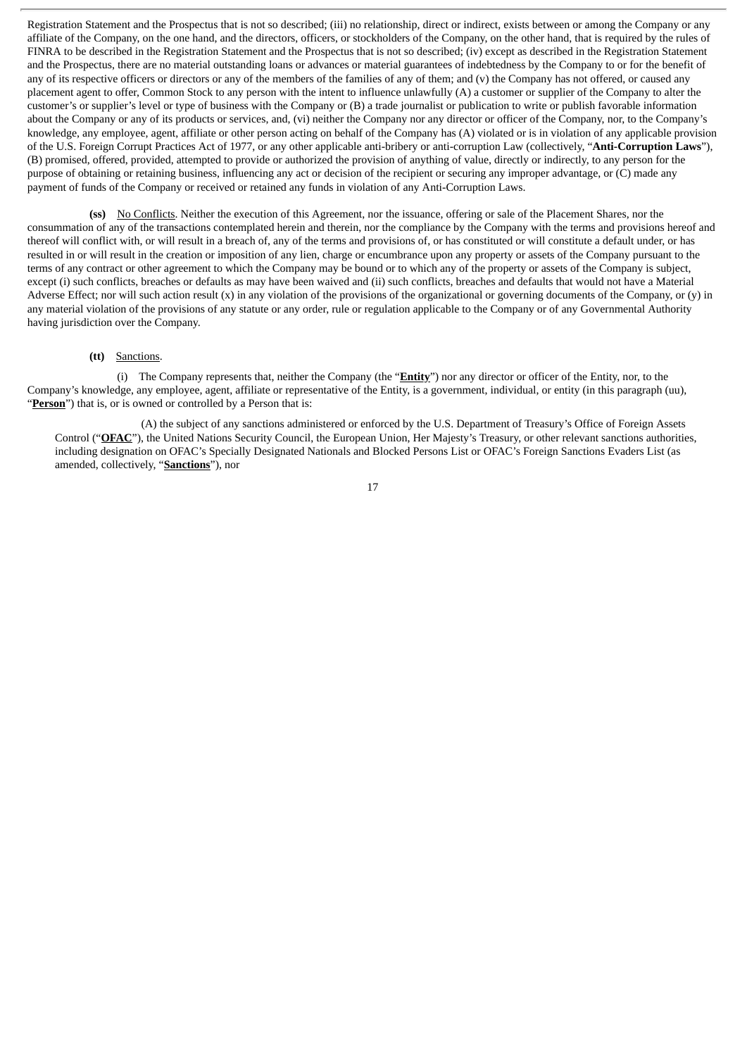Registration Statement and the Prospectus that is not so described; (iii) no relationship, direct or indirect, exists between or among the Company or any affiliate of the Company, on the one hand, and the directors, officers, or stockholders of the Company, on the other hand, that is required by the rules of FINRA to be described in the Registration Statement and the Prospectus that is not so described; (iv) except as described in the Registration Statement and the Prospectus, there are no material outstanding loans or advances or material guarantees of indebtedness by the Company to or for the benefit of any of its respective officers or directors or any of the members of the families of any of them; and (v) the Company has not offered, or caused any placement agent to offer, Common Stock to any person with the intent to influence unlawfully (A) a customer or supplier of the Company to alter the customer's or supplier's level or type of business with the Company or (B) a trade journalist or publication to write or publish favorable information about the Company or any of its products or services, and, (vi) neither the Company nor any director or officer of the Company, nor, to the Company's knowledge, any employee, agent, affiliate or other person acting on behalf of the Company has (A) violated or is in violation of any applicable provision of the U.S. Foreign Corrupt Practices Act of 1977, or any other applicable anti-bribery or anti-corruption Law (collectively, "**Anti-Corruption Laws**"), (B) promised, offered, provided, attempted to provide or authorized the provision of anything of value, directly or indirectly, to any person for the purpose of obtaining or retaining business, influencing any act or decision of the recipient or securing any improper advantage, or (C) made any payment of funds of the Company or received or retained any funds in violation of any Anti-Corruption Laws.

**(ss)** No Conflicts. Neither the execution of this Agreement, nor the issuance, offering or sale of the Placement Shares, nor the consummation of any of the transactions contemplated herein and therein, nor the compliance by the Company with the terms and provisions hereof and thereof will conflict with, or will result in a breach of, any of the terms and provisions of, or has constituted or will constitute a default under, or has resulted in or will result in the creation or imposition of any lien, charge or encumbrance upon any property or assets of the Company pursuant to the terms of any contract or other agreement to which the Company may be bound or to which any of the property or assets of the Company is subject, except (i) such conflicts, breaches or defaults as may have been waived and (ii) such conflicts, breaches and defaults that would not have a Material Adverse Effect; nor will such action result (x) in any violation of the provisions of the organizational or governing documents of the Company, or (y) in any material violation of the provisions of any statute or any order, rule or regulation applicable to the Company or of any Governmental Authority having jurisdiction over the Company.

**(tt)** Sanctions.

(i) The Company represents that, neither the Company (the "**Entity**") nor any director or officer of the Entity, nor, to the Company's knowledge, any employee, agent, affiliate or representative of the Entity, is a government, individual, or entity (in this paragraph (uu), "**Person**") that is, or is owned or controlled by a Person that is:

(A) the subject of any sanctions administered or enforced by the U.S. Department of Treasury's Office of Foreign Assets Control ("**OFAC**"), the United Nations Security Council, the European Union, Her Majesty's Treasury, or other relevant sanctions authorities, including designation on OFAC's Specially Designated Nationals and Blocked Persons List or OFAC's Foreign Sanctions Evaders List (as amended, collectively, "**Sanctions**"), nor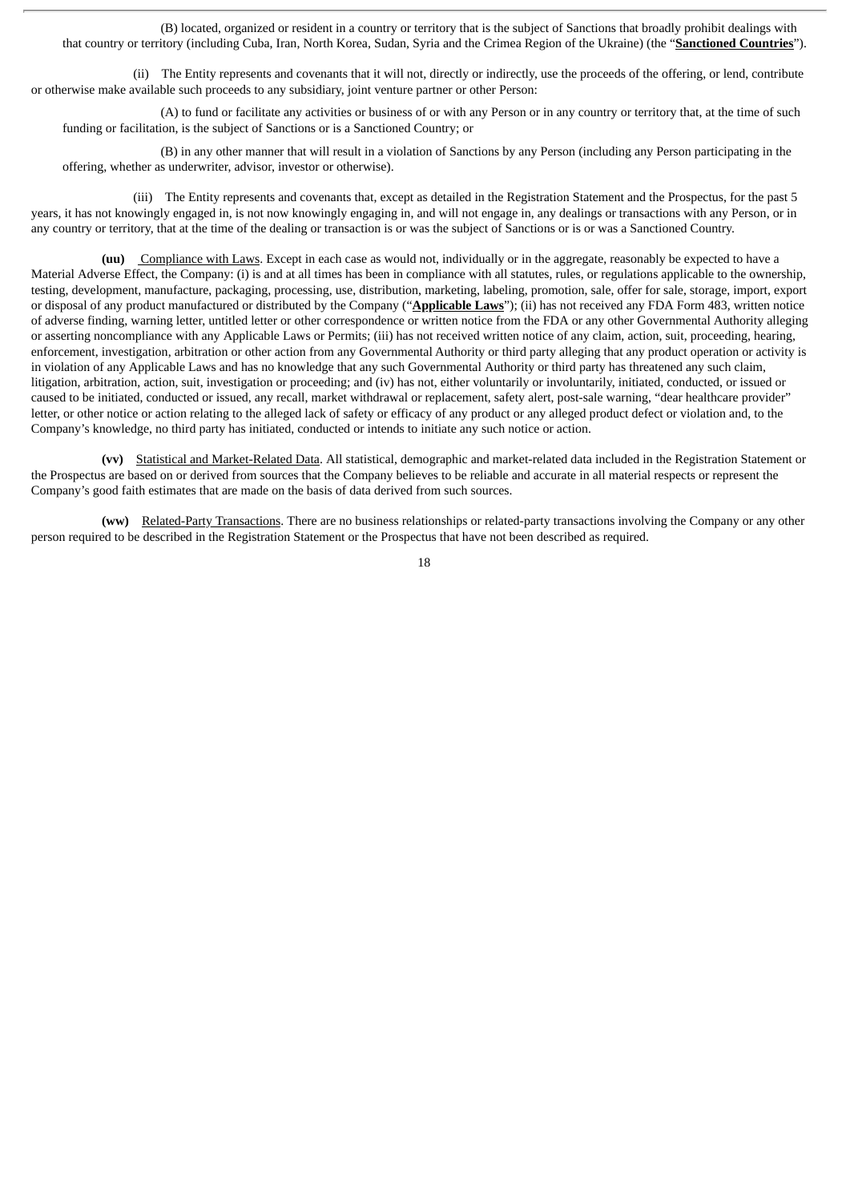(B) located, organized or resident in a country or territory that is the subject of Sanctions that broadly prohibit dealings with that country or territory (including Cuba, Iran, North Korea, Sudan, Syria and the Crimea Region of the Ukraine) (the "**Sanctioned Countries**").

(ii) The Entity represents and covenants that it will not, directly or indirectly, use the proceeds of the offering, or lend, contribute or otherwise make available such proceeds to any subsidiary, joint venture partner or other Person:

(A) to fund or facilitate any activities or business of or with any Person or in any country or territory that, at the time of such funding or facilitation, is the subject of Sanctions or is a Sanctioned Country; or

(B) in any other manner that will result in a violation of Sanctions by any Person (including any Person participating in the offering, whether as underwriter, advisor, investor or otherwise).

(iii) The Entity represents and covenants that, except as detailed in the Registration Statement and the Prospectus, for the past 5 years, it has not knowingly engaged in, is not now knowingly engaging in, and will not engage in, any dealings or transactions with any Person, or in any country or territory, that at the time of the dealing or transaction is or was the subject of Sanctions or is or was a Sanctioned Country.

**(uu)** Compliance with Laws. Except in each case as would not, individually or in the aggregate, reasonably be expected to have a Material Adverse Effect, the Company: (i) is and at all times has been in compliance with all statutes, rules, or regulations applicable to the ownership, testing, development, manufacture, packaging, processing, use, distribution, marketing, labeling, promotion, sale, offer for sale, storage, import, export or disposal of any product manufactured or distributed by the Company ("**Applicable Laws**"); (ii) has not received any FDA Form 483, written notice of adverse finding, warning letter, untitled letter or other correspondence or written notice from the FDA or any other Governmental Authority alleging or asserting noncompliance with any Applicable Laws or Permits; (iii) has not received written notice of any claim, action, suit, proceeding, hearing, enforcement, investigation, arbitration or other action from any Governmental Authority or third party alleging that any product operation or activity is in violation of any Applicable Laws and has no knowledge that any such Governmental Authority or third party has threatened any such claim, litigation, arbitration, action, suit, investigation or proceeding; and (iv) has not, either voluntarily or involuntarily, initiated, conducted, or issued or caused to be initiated, conducted or issued, any recall, market withdrawal or replacement, safety alert, post-sale warning, "dear healthcare provider" letter, or other notice or action relating to the alleged lack of safety or efficacy of any product or any alleged product defect or violation and, to the Company's knowledge, no third party has initiated, conducted or intends to initiate any such notice or action.

**(vv)** Statistical and Market-Related Data. All statistical, demographic and market-related data included in the Registration Statement or the Prospectus are based on or derived from sources that the Company believes to be reliable and accurate in all material respects or represent the Company's good faith estimates that are made on the basis of data derived from such sources.

**(ww)** Related-Party Transactions. There are no business relationships or related-party transactions involving the Company or any other person required to be described in the Registration Statement or the Prospectus that have not been described as required.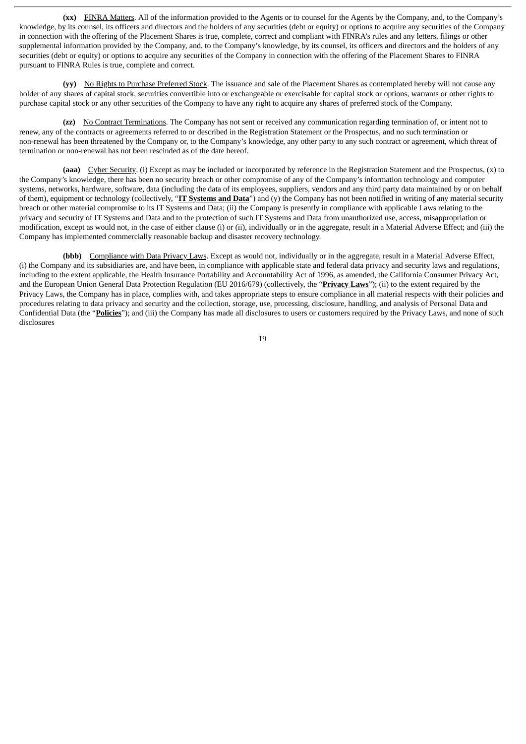**(xx)** FINRA Matters. All of the information provided to the Agents or to counsel for the Agents by the Company, and, to the Company's knowledge, by its counsel, its officers and directors and the holders of any securities (debt or equity) or options to acquire any securities of the Company in connection with the offering of the Placement Shares is true, complete, correct and compliant with FINRA's rules and any letters, filings or other supplemental information provided by the Company, and, to the Company's knowledge, by its counsel, its officers and directors and the holders of any securities (debt or equity) or options to acquire any securities of the Company in connection with the offering of the Placement Shares to FINRA pursuant to FINRA Rules is true, complete and correct.

**(yy)** No Rights to Purchase Preferred Stock. The issuance and sale of the Placement Shares as contemplated hereby will not cause any holder of any shares of capital stock, securities convertible into or exchangeable or exercisable for capital stock or options, warrants or other rights to purchase capital stock or any other securities of the Company to have any right to acquire any shares of preferred stock of the Company.

**(zz)** No Contract Terminations. The Company has not sent or received any communication regarding termination of, or intent not to renew, any of the contracts or agreements referred to or described in the Registration Statement or the Prospectus, and no such termination or non-renewal has been threatened by the Company or, to the Company's knowledge, any other party to any such contract or agreement, which threat of termination or non-renewal has not been rescinded as of the date hereof.

**(aaa)** Cyber Security. (i) Except as may be included or incorporated by reference in the Registration Statement and the Prospectus, (x) to the Company's knowledge, there has been no security breach or other compromise of any of the Company's information technology and computer systems, networks, hardware, software, data (including the data of its employees, suppliers, vendors and any third party data maintained by or on behalf of them), equipment or technology (collectively, "**IT Systems and Data**") and (y) the Company has not been notified in writing of any material security breach or other material compromise to its IT Systems and Data; (ii) the Company is presently in compliance with applicable Laws relating to the privacy and security of IT Systems and Data and to the protection of such IT Systems and Data from unauthorized use, access, misappropriation or modification, except as would not, in the case of either clause (i) or (ii), individually or in the aggregate, result in a Material Adverse Effect; and (iii) the Company has implemented commercially reasonable backup and disaster recovery technology.

**(bbb)** Compliance with Data Privacy Laws. Except as would not, individually or in the aggregate, result in a Material Adverse Effect, (i) the Company and its subsidiaries are, and have been, in compliance with applicable state and federal data privacy and security laws and regulations, including to the extent applicable, the Health Insurance Portability and Accountability Act of 1996, as amended, the California Consumer Privacy Act, and the European Union General Data Protection Regulation (EU 2016/679) (collectively, the "**Privacy Laws**"); (ii) to the extent required by the Privacy Laws, the Company has in place, complies with, and takes appropriate steps to ensure compliance in all material respects with their policies and procedures relating to data privacy and security and the collection, storage, use, processing, disclosure, handling, and analysis of Personal Data and Confidential Data (the "**Policies**"); and (iii) the Company has made all disclosures to users or customers required by the Privacy Laws, and none of such disclosures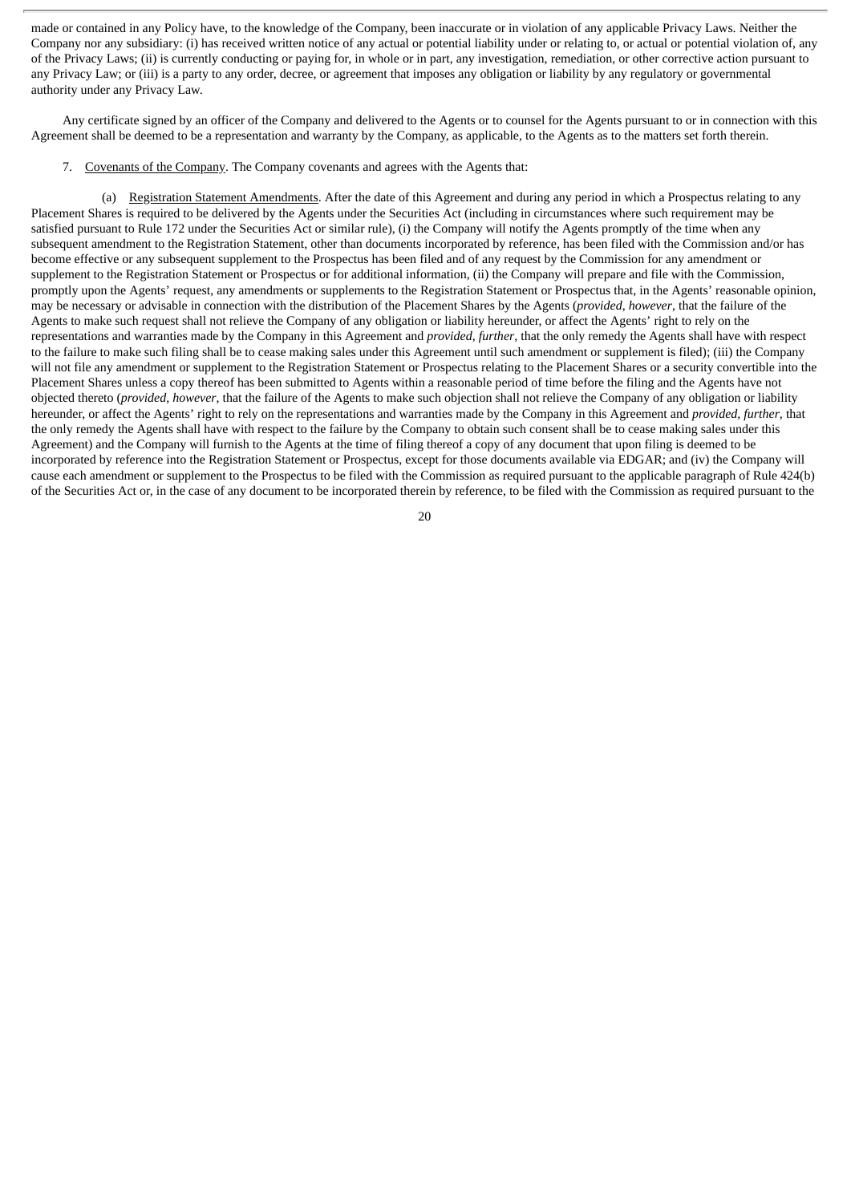made or contained in any Policy have, to the knowledge of the Company, been inaccurate or in violation of any applicable Privacy Laws. Neither the Company nor any subsidiary: (i) has received written notice of any actual or potential liability under or relating to, or actual or potential violation of, any of the Privacy Laws; (ii) is currently conducting or paying for, in whole or in part, any investigation, remediation, or other corrective action pursuant to any Privacy Law; or (iii) is a party to any order, decree, or agreement that imposes any obligation or liability by any regulatory or governmental authority under any Privacy Law.

Any certificate signed by an officer of the Company and delivered to the Agents or to counsel for the Agents pursuant to or in connection with this Agreement shall be deemed to be a representation and warranty by the Company, as applicable, to the Agents as to the matters set forth therein.

7. Covenants of the Company. The Company covenants and agrees with the Agents that:

(a) Registration Statement Amendments. After the date of this Agreement and during any period in which a Prospectus relating to any Placement Shares is required to be delivered by the Agents under the Securities Act (including in circumstances where such requirement may be satisfied pursuant to Rule 172 under the Securities Act or similar rule), (i) the Company will notify the Agents promptly of the time when any subsequent amendment to the Registration Statement, other than documents incorporated by reference, has been filed with the Commission and/or has become effective or any subsequent supplement to the Prospectus has been filed and of any request by the Commission for any amendment or supplement to the Registration Statement or Prospectus or for additional information, (ii) the Company will prepare and file with the Commission, promptly upon the Agents' request, any amendments or supplements to the Registration Statement or Prospectus that, in the Agents' reasonable opinion, may be necessary or advisable in connection with the distribution of the Placement Shares by the Agents (*provided, however*, that the failure of the Agents to make such request shall not relieve the Company of any obligation or liability hereunder, or affect the Agents' right to rely on the representations and warranties made by the Company in this Agreement and *provided, further*, that the only remedy the Agents shall have with respect to the failure to make such filing shall be to cease making sales under this Agreement until such amendment or supplement is filed); (iii) the Company will not file any amendment or supplement to the Registration Statement or Prospectus relating to the Placement Shares or a security convertible into the Placement Shares unless a copy thereof has been submitted to Agents within a reasonable period of time before the filing and the Agents have not objected thereto (*provided, however*, that the failure of the Agents to make such objection shall not relieve the Company of any obligation or liability hereunder, or affect the Agents' right to rely on the representations and warranties made by the Company in this Agreement and *provided, further*, that the only remedy the Agents shall have with respect to the failure by the Company to obtain such consent shall be to cease making sales under this Agreement) and the Company will furnish to the Agents at the time of filing thereof a copy of any document that upon filing is deemed to be incorporated by reference into the Registration Statement or Prospectus, except for those documents available via EDGAR; and (iv) the Company will cause each amendment or supplement to the Prospectus to be filed with the Commission as required pursuant to the applicable paragraph of Rule 424(b) of the Securities Act or, in the case of any document to be incorporated therein by reference, to be filed with the Commission as required pursuant to the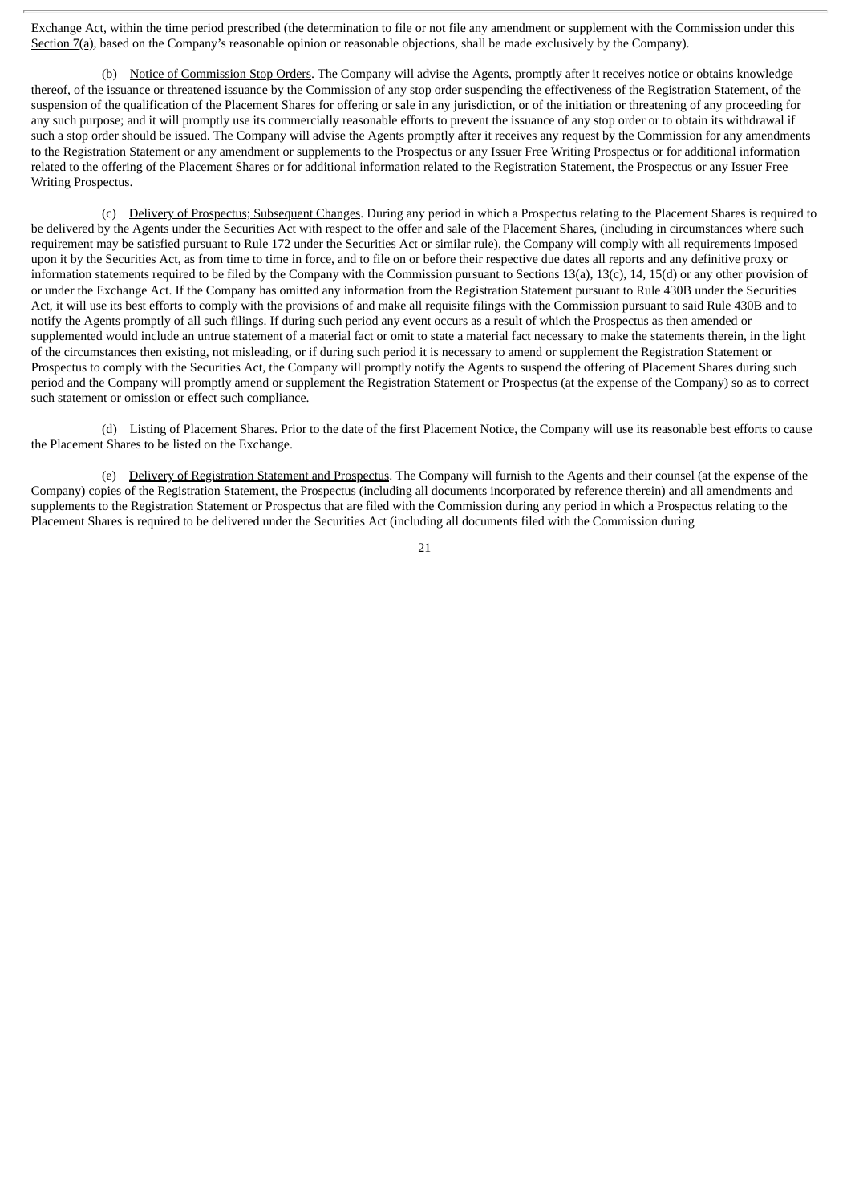Exchange Act, within the time period prescribed (the determination to file or not file any amendment or supplement with the Commission under this Section 7(a), based on the Company's reasonable opinion or reasonable objections, shall be made exclusively by the Company).

(b) Notice of Commission Stop Orders. The Company will advise the Agents, promptly after it receives notice or obtains knowledge thereof, of the issuance or threatened issuance by the Commission of any stop order suspending the effectiveness of the Registration Statement, of the suspension of the qualification of the Placement Shares for offering or sale in any jurisdiction, or of the initiation or threatening of any proceeding for any such purpose; and it will promptly use its commercially reasonable efforts to prevent the issuance of any stop order or to obtain its withdrawal if such a stop order should be issued. The Company will advise the Agents promptly after it receives any request by the Commission for any amendments to the Registration Statement or any amendment or supplements to the Prospectus or any Issuer Free Writing Prospectus or for additional information related to the offering of the Placement Shares or for additional information related to the Registration Statement, the Prospectus or any Issuer Free Writing Prospectus.

(c) Delivery of Prospectus; Subsequent Changes. During any period in which a Prospectus relating to the Placement Shares is required to be delivered by the Agents under the Securities Act with respect to the offer and sale of the Placement Shares, (including in circumstances where such requirement may be satisfied pursuant to Rule 172 under the Securities Act or similar rule), the Company will comply with all requirements imposed upon it by the Securities Act, as from time to time in force, and to file on or before their respective due dates all reports and any definitive proxy or information statements required to be filed by the Company with the Commission pursuant to Sections 13(a), 13(c), 14, 15(d) or any other provision of or under the Exchange Act. If the Company has omitted any information from the Registration Statement pursuant to Rule 430B under the Securities Act, it will use its best efforts to comply with the provisions of and make all requisite filings with the Commission pursuant to said Rule 430B and to notify the Agents promptly of all such filings. If during such period any event occurs as a result of which the Prospectus as then amended or supplemented would include an untrue statement of a material fact or omit to state a material fact necessary to make the statements therein, in the light of the circumstances then existing, not misleading, or if during such period it is necessary to amend or supplement the Registration Statement or Prospectus to comply with the Securities Act, the Company will promptly notify the Agents to suspend the offering of Placement Shares during such period and the Company will promptly amend or supplement the Registration Statement or Prospectus (at the expense of the Company) so as to correct such statement or omission or effect such compliance.

(d) Listing of Placement Shares. Prior to the date of the first Placement Notice, the Company will use its reasonable best efforts to cause the Placement Shares to be listed on the Exchange.

(e) Delivery of Registration Statement and Prospectus. The Company will furnish to the Agents and their counsel (at the expense of the Company) copies of the Registration Statement, the Prospectus (including all documents incorporated by reference therein) and all amendments and supplements to the Registration Statement or Prospectus that are filed with the Commission during any period in which a Prospectus relating to the Placement Shares is required to be delivered under the Securities Act (including all documents filed with the Commission during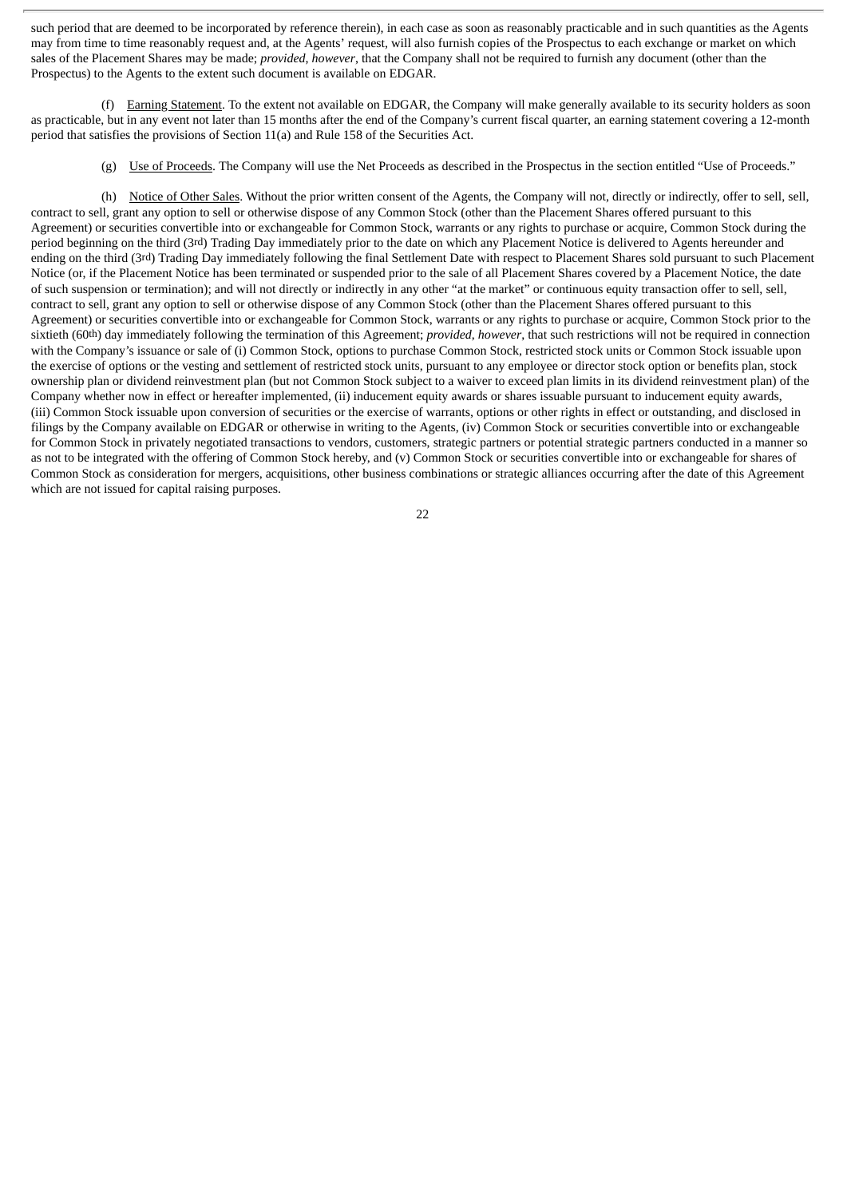such period that are deemed to be incorporated by reference therein), in each case as soon as reasonably practicable and in such quantities as the Agents may from time to time reasonably request and, at the Agents' request, will also furnish copies of the Prospectus to each exchange or market on which sales of the Placement Shares may be made; *provided, however*, that the Company shall not be required to furnish any document (other than the Prospectus) to the Agents to the extent such document is available on EDGAR.

(f) Earning Statement. To the extent not available on EDGAR, the Company will make generally available to its security holders as soon as practicable, but in any event not later than 15 months after the end of the Company's current fiscal quarter, an earning statement covering a 12-month period that satisfies the provisions of Section 11(a) and Rule 158 of the Securities Act.

(g) Use of Proceeds. The Company will use the Net Proceeds as described in the Prospectus in the section entitled "Use of Proceeds."

(h) Notice of Other Sales. Without the prior written consent of the Agents, the Company will not, directly or indirectly, offer to sell, sell, contract to sell, grant any option to sell or otherwise dispose of any Common Stock (other than the Placement Shares offered pursuant to this Agreement) or securities convertible into or exchangeable for Common Stock, warrants or any rights to purchase or acquire, Common Stock during the period beginning on the third (3rd) Trading Day immediately prior to the date on which any Placement Notice is delivered to Agents hereunder and ending on the third (3rd) Trading Day immediately following the final Settlement Date with respect to Placement Shares sold pursuant to such Placement Notice (or, if the Placement Notice has been terminated or suspended prior to the sale of all Placement Shares covered by a Placement Notice, the date of such suspension or termination); and will not directly or indirectly in any other "at the market" or continuous equity transaction offer to sell, sell, contract to sell, grant any option to sell or otherwise dispose of any Common Stock (other than the Placement Shares offered pursuant to this Agreement) or securities convertible into or exchangeable for Common Stock, warrants or any rights to purchase or acquire, Common Stock prior to the sixtieth (60th) day immediately following the termination of this Agreement; *provided, however*, that such restrictions will not be required in connection with the Company's issuance or sale of (i) Common Stock, options to purchase Common Stock, restricted stock units or Common Stock issuable upon the exercise of options or the vesting and settlement of restricted stock units, pursuant to any employee or director stock option or benefits plan, stock ownership plan or dividend reinvestment plan (but not Common Stock subject to a waiver to exceed plan limits in its dividend reinvestment plan) of the Company whether now in effect or hereafter implemented, (ii) inducement equity awards or shares issuable pursuant to inducement equity awards, (iii) Common Stock issuable upon conversion of securities or the exercise of warrants, options or other rights in effect or outstanding, and disclosed in filings by the Company available on EDGAR or otherwise in writing to the Agents, (iv) Common Stock or securities convertible into or exchangeable for Common Stock in privately negotiated transactions to vendors, customers, strategic partners or potential strategic partners conducted in a manner so as not to be integrated with the offering of Common Stock hereby, and (v) Common Stock or securities convertible into or exchangeable for shares of Common Stock as consideration for mergers, acquisitions, other business combinations or strategic alliances occurring after the date of this Agreement which are not issued for capital raising purposes.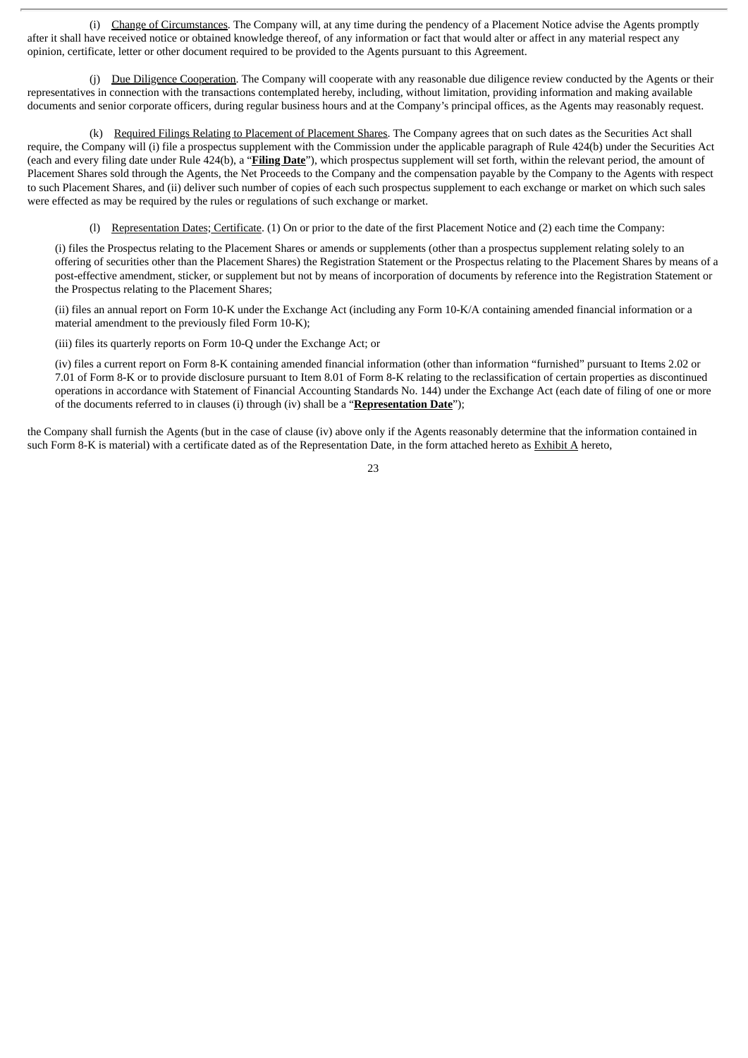(i) Change of Circumstances. The Company will, at any time during the pendency of a Placement Notice advise the Agents promptly after it shall have received notice or obtained knowledge thereof, of any information or fact that would alter or affect in any material respect any opinion, certificate, letter or other document required to be provided to the Agents pursuant to this Agreement.

(j) Due Diligence Cooperation. The Company will cooperate with any reasonable due diligence review conducted by the Agents or their representatives in connection with the transactions contemplated hereby, including, without limitation, providing information and making available documents and senior corporate officers, during regular business hours and at the Company's principal offices, as the Agents may reasonably request.

(k) Required Filings Relating to Placement of Placement Shares. The Company agrees that on such dates as the Securities Act shall require, the Company will (i) file a prospectus supplement with the Commission under the applicable paragraph of Rule 424(b) under the Securities Act (each and every filing date under Rule 424(b), a "**Filing Date**"), which prospectus supplement will set forth, within the relevant period, the amount of Placement Shares sold through the Agents, the Net Proceeds to the Company and the compensation payable by the Company to the Agents with respect to such Placement Shares, and (ii) deliver such number of copies of each such prospectus supplement to each exchange or market on which such sales were effected as may be required by the rules or regulations of such exchange or market.

(l) Representation Dates; Certificate. (1) On or prior to the date of the first Placement Notice and (2) each time the Company:

(i) files the Prospectus relating to the Placement Shares or amends or supplements (other than a prospectus supplement relating solely to an offering of securities other than the Placement Shares) the Registration Statement or the Prospectus relating to the Placement Shares by means of a post-effective amendment, sticker, or supplement but not by means of incorporation of documents by reference into the Registration Statement or the Prospectus relating to the Placement Shares;

(ii) files an annual report on Form 10-K under the Exchange Act (including any Form 10-K/A containing amended financial information or a material amendment to the previously filed Form 10-K);

(iii) files its quarterly reports on Form 10-Q under the Exchange Act; or

(iv) files a current report on Form 8-K containing amended financial information (other than information "furnished" pursuant to Items 2.02 or 7.01 of Form 8-K or to provide disclosure pursuant to Item 8.01 of Form 8-K relating to the reclassification of certain properties as discontinued operations in accordance with Statement of Financial Accounting Standards No. 144) under the Exchange Act (each date of filing of one or more of the documents referred to in clauses (i) through (iv) shall be a "**Representation Date**");

the Company shall furnish the Agents (but in the case of clause (iv) above only if the Agents reasonably determine that the information contained in such Form 8-K is material) with a certificate dated as of the Representation Date, in the form attached hereto as Exhibit A hereto,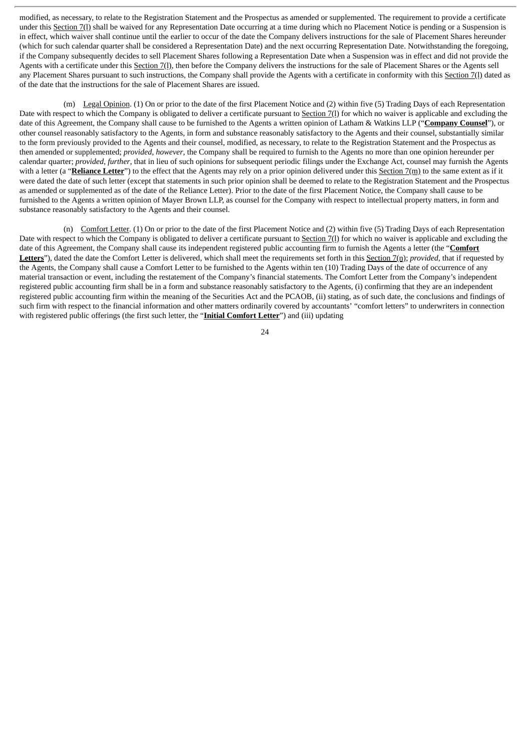modified, as necessary, to relate to the Registration Statement and the Prospectus as amended or supplemented. The requirement to provide a certificate under this Section 7(l) shall be waived for any Representation Date occurring at a time during which no Placement Notice is pending or a Suspension is in effect, which waiver shall continue until the earlier to occur of the date the Company delivers instructions for the sale of Placement Shares hereunder (which for such calendar quarter shall be considered a Representation Date) and the next occurring Representation Date. Notwithstanding the foregoing, if the Company subsequently decides to sell Placement Shares following a Representation Date when a Suspension was in effect and did not provide the Agents with a certificate under this Section 7(l), then before the Company delivers the instructions for the sale of Placement Shares or the Agents sell any Placement Shares pursuant to such instructions, the Company shall provide the Agents with a certificate in conformity with this Section 7(l) dated as of the date that the instructions for the sale of Placement Shares are issued.

(m) Legal Opinion. (1) On or prior to the date of the first Placement Notice and (2) within five (5) Trading Days of each Representation Date with respect to which the Company is obligated to deliver a certificate pursuant to Section 7(l) for which no waiver is applicable and excluding the date of this Agreement, the Company shall cause to be furnished to the Agents a written opinion of Latham & Watkins LLP ("**Company Counsel**"), or other counsel reasonably satisfactory to the Agents, in form and substance reasonably satisfactory to the Agents and their counsel, substantially similar to the form previously provided to the Agents and their counsel, modified, as necessary, to relate to the Registration Statement and the Prospectus as then amended or supplemented; *provided*, *however*, the Company shall be required to furnish to the Agents no more than one opinion hereunder per calendar quarter; *provided*, *further*, that in lieu of such opinions for subsequent periodic filings under the Exchange Act, counsel may furnish the Agents with a letter (a "**Reliance Letter**") to the effect that the Agents may rely on a prior opinion delivered under this Section 7(m) to the same extent as if it were dated the date of such letter (except that statements in such prior opinion shall be deemed to relate to the Registration Statement and the Prospectus as amended or supplemented as of the date of the Reliance Letter). Prior to the date of the first Placement Notice, the Company shall cause to be furnished to the Agents a written opinion of Mayer Brown LLP, as counsel for the Company with respect to intellectual property matters, in form and substance reasonably satisfactory to the Agents and their counsel.

(n) Comfort Letter. (1) On or prior to the date of the first Placement Notice and (2) within five (5) Trading Days of each Representation Date with respect to which the Company is obligated to deliver a certificate pursuant to Section 7(l) for which no waiver is applicable and excluding the date of this Agreement, the Company shall cause its independent registered public accounting firm to furnish the Agents a letter (the "**Comfort Letters**"), dated the date the Comfort Letter is delivered, which shall meet the requirements set forth in this Section 7(n); *provided*, that if requested by the Agents, the Company shall cause a Comfort Letter to be furnished to the Agents within ten (10) Trading Days of the date of occurrence of any material transaction or event, including the restatement of the Company's financial statements. The Comfort Letter from the Company's independent registered public accounting firm shall be in a form and substance reasonably satisfactory to the Agents, (i) confirming that they are an independent registered public accounting firm within the meaning of the Securities Act and the PCAOB, (ii) stating, as of such date, the conclusions and findings of such firm with respect to the financial information and other matters ordinarily covered by accountants' "comfort letters" to underwriters in connection with registered public offerings (the first such letter, the "**Initial Comfort Letter**") and (iii) updating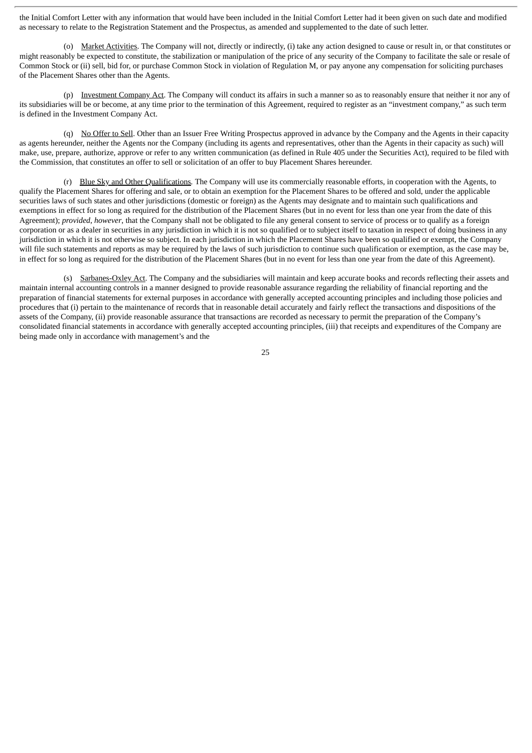the Initial Comfort Letter with any information that would have been included in the Initial Comfort Letter had it been given on such date and modified as necessary to relate to the Registration Statement and the Prospectus, as amended and supplemented to the date of such letter.

(o) Market Activities. The Company will not, directly or indirectly, (i) take any action designed to cause or result in, or that constitutes or might reasonably be expected to constitute, the stabilization or manipulation of the price of any security of the Company to facilitate the sale or resale of Common Stock or (ii) sell, bid for, or purchase Common Stock in violation of Regulation M, or pay anyone any compensation for soliciting purchases of the Placement Shares other than the Agents.

(p) Investment Company Act. The Company will conduct its affairs in such a manner so as to reasonably ensure that neither it nor any of its subsidiaries will be or become, at any time prior to the termination of this Agreement, required to register as an "investment company," as such term is defined in the Investment Company Act.

(q) No Offer to Sell. Other than an Issuer Free Writing Prospectus approved in advance by the Company and the Agents in their capacity as agents hereunder, neither the Agents nor the Company (including its agents and representatives, other than the Agents in their capacity as such) will make, use, prepare, authorize, approve or refer to any written communication (as defined in Rule 405 under the Securities Act), required to be filed with the Commission, that constitutes an offer to sell or solicitation of an offer to buy Placement Shares hereunder.

(r) Blue Sky and Other Qualifications. The Company will use its commercially reasonable efforts, in cooperation with the Agents, to qualify the Placement Shares for offering and sale, or to obtain an exemption for the Placement Shares to be offered and sold, under the applicable securities laws of such states and other jurisdictions (domestic or foreign) as the Agents may designate and to maintain such qualifications and exemptions in effect for so long as required for the distribution of the Placement Shares (but in no event for less than one year from the date of this Agreement); *provided*, *however*, that the Company shall not be obligated to file any general consent to service of process or to qualify as a foreign corporation or as a dealer in securities in any jurisdiction in which it is not so qualified or to subject itself to taxation in respect of doing business in any jurisdiction in which it is not otherwise so subject. In each jurisdiction in which the Placement Shares have been so qualified or exempt, the Company will file such statements and reports as may be required by the laws of such jurisdiction to continue such qualification or exemption, as the case may be, in effect for so long as required for the distribution of the Placement Shares (but in no event for less than one year from the date of this Agreement).

(s) Sarbanes-Oxley Act. The Company and the subsidiaries will maintain and keep accurate books and records reflecting their assets and maintain internal accounting controls in a manner designed to provide reasonable assurance regarding the reliability of financial reporting and the preparation of financial statements for external purposes in accordance with generally accepted accounting principles and including those policies and procedures that (i) pertain to the maintenance of records that in reasonable detail accurately and fairly reflect the transactions and dispositions of the assets of the Company, (ii) provide reasonable assurance that transactions are recorded as necessary to permit the preparation of the Company's consolidated financial statements in accordance with generally accepted accounting principles, (iii) that receipts and expenditures of the Company are being made only in accordance with management's and the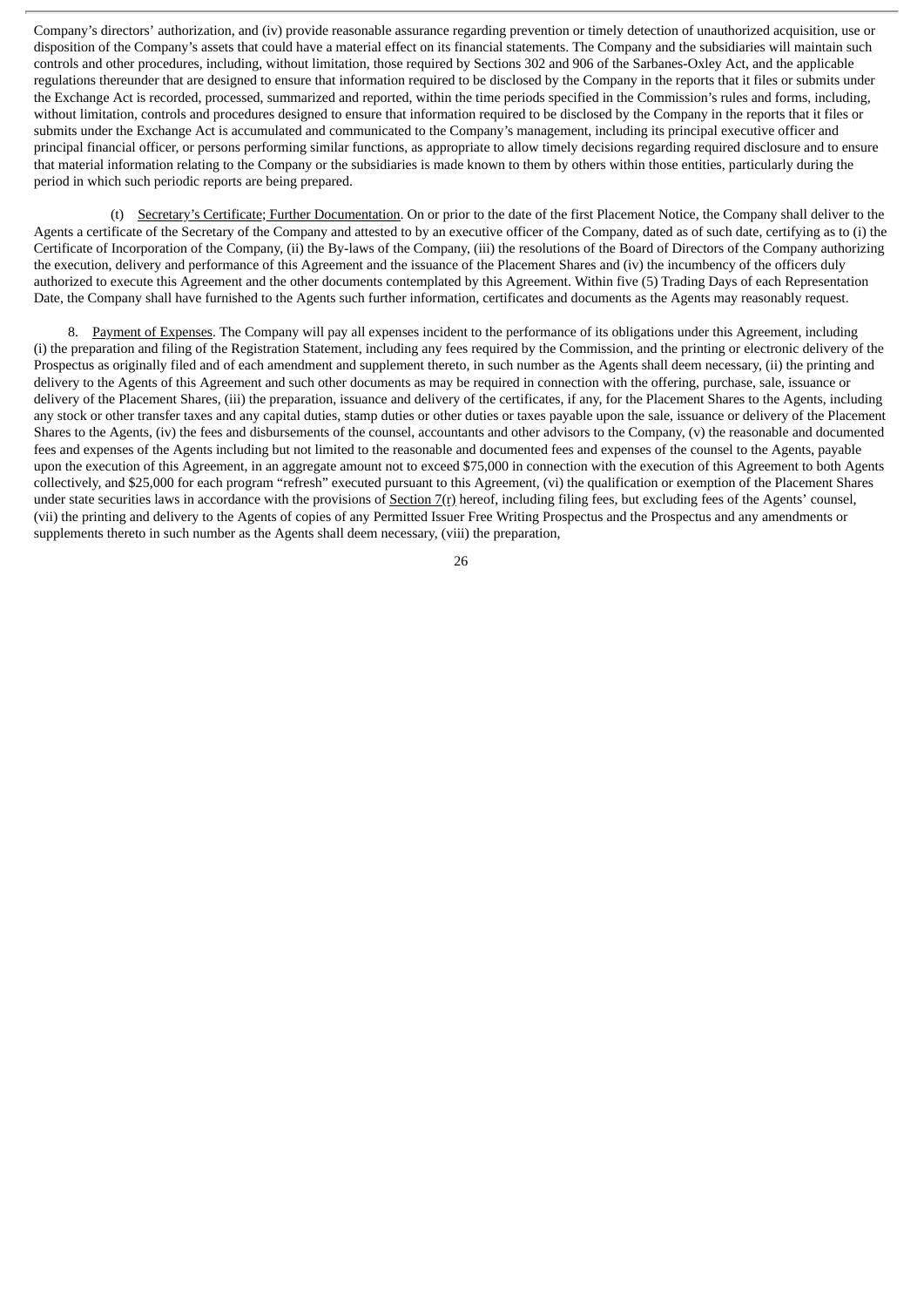Company's directors' authorization, and (iv) provide reasonable assurance regarding prevention or timely detection of unauthorized acquisition, use or disposition of the Company's assets that could have a material effect on its financial statements. The Company and the subsidiaries will maintain such controls and other procedures, including, without limitation, those required by Sections 302 and 906 of the Sarbanes-Oxley Act, and the applicable regulations thereunder that are designed to ensure that information required to be disclosed by the Company in the reports that it files or submits under the Exchange Act is recorded, processed, summarized and reported, within the time periods specified in the Commission's rules and forms, including, without limitation, controls and procedures designed to ensure that information required to be disclosed by the Company in the reports that it files or submits under the Exchange Act is accumulated and communicated to the Company's management, including its principal executive officer and principal financial officer, or persons performing similar functions, as appropriate to allow timely decisions regarding required disclosure and to ensure that material information relating to the Company or the subsidiaries is made known to them by others within those entities, particularly during the period in which such periodic reports are being prepared.

(t) Secretary's Certificate; Further Documentation. On or prior to the date of the first Placement Notice, the Company shall deliver to the Agents a certificate of the Secretary of the Company and attested to by an executive officer of the Company, dated as of such date, certifying as to (i) the Certificate of Incorporation of the Company, (ii) the By-laws of the Company, (iii) the resolutions of the Board of Directors of the Company authorizing the execution, delivery and performance of this Agreement and the issuance of the Placement Shares and (iv) the incumbency of the officers duly authorized to execute this Agreement and the other documents contemplated by this Agreement. Within five (5) Trading Days of each Representation Date, the Company shall have furnished to the Agents such further information, certificates and documents as the Agents may reasonably request.

8. Payment of Expenses. The Company will pay all expenses incident to the performance of its obligations under this Agreement, including (i) the preparation and filing of the Registration Statement, including any fees required by the Commission, and the printing or electronic delivery of the Prospectus as originally filed and of each amendment and supplement thereto, in such number as the Agents shall deem necessary, (ii) the printing and delivery to the Agents of this Agreement and such other documents as may be required in connection with the offering, purchase, sale, issuance or delivery of the Placement Shares, (iii) the preparation, issuance and delivery of the certificates, if any, for the Placement Shares to the Agents, including any stock or other transfer taxes and any capital duties, stamp duties or other duties or taxes payable upon the sale, issuance or delivery of the Placement Shares to the Agents, (iv) the fees and disbursements of the counsel, accountants and other advisors to the Company, (v) the reasonable and documented fees and expenses of the Agents including but not limited to the reasonable and documented fees and expenses of the counsel to the Agents, payable upon the execution of this Agreement, in an aggregate amount not to exceed $75,000 in connection with the execution of this Agreement to both Agents collectively, and $25,000 for each program "refresh" executed pursuant to this Agreement, (vi) the qualification or exemption of the Placement Shares under state securities laws in accordance with the provisions of Section 7(r) hereof, including filing fees, but excluding fees of the Agents' counsel, (vii) the printing and delivery to the Agents of copies of any Permitted Issuer Free Writing Prospectus and the Prospectus and any amendments or supplements thereto in such number as the Agents shall deem necessary, (viii) the preparation,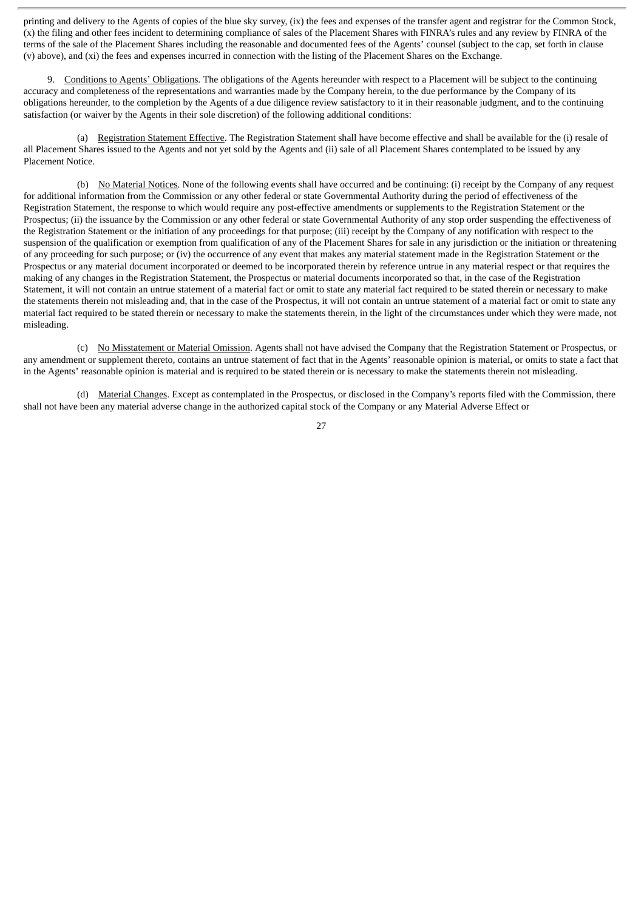printing and delivery to the Agents of copies of the blue sky survey, (ix) the fees and expenses of the transfer agent and registrar for the Common Stock, (x) the filing and other fees incident to determining compliance of sales of the Placement Shares with FINRA's rules and any review by FINRA of the terms of the sale of the Placement Shares including the reasonable and documented fees of the Agents' counsel (subject to the cap, set forth in clause (v) above), and (xi) the fees and expenses incurred in connection with the listing of the Placement Shares on the Exchange.

9. Conditions to Agents' Obligations. The obligations of the Agents hereunder with respect to a Placement will be subject to the continuing accuracy and completeness of the representations and warranties made by the Company herein, to the due performance by the Company of its obligations hereunder, to the completion by the Agents of a due diligence review satisfactory to it in their reasonable judgment, and to the continuing satisfaction (or waiver by the Agents in their sole discretion) of the following additional conditions:

(a) Registration Statement Effective. The Registration Statement shall have become effective and shall be available for the (i) resale of all Placement Shares issued to the Agents and not yet sold by the Agents and (ii) sale of all Placement Shares contemplated to be issued by any Placement Notice.

(b) No Material Notices. None of the following events shall have occurred and be continuing: (i) receipt by the Company of any request for additional information from the Commission or any other federal or state Governmental Authority during the period of effectiveness of the Registration Statement, the response to which would require any post-effective amendments or supplements to the Registration Statement or the Prospectus; (ii) the issuance by the Commission or any other federal or state Governmental Authority of any stop order suspending the effectiveness of the Registration Statement or the initiation of any proceedings for that purpose; (iii) receipt by the Company of any notification with respect to the suspension of the qualification or exemption from qualification of any of the Placement Shares for sale in any jurisdiction or the initiation or threatening of any proceeding for such purpose; or (iv) the occurrence of any event that makes any material statement made in the Registration Statement or the Prospectus or any material document incorporated or deemed to be incorporated therein by reference untrue in any material respect or that requires the making of any changes in the Registration Statement, the Prospectus or material documents incorporated so that, in the case of the Registration Statement, it will not contain an untrue statement of a material fact or omit to state any material fact required to be stated therein or necessary to make the statements therein not misleading and, that in the case of the Prospectus, it will not contain an untrue statement of a material fact or omit to state any material fact required to be stated therein or necessary to make the statements therein, in the light of the circumstances under which they were made, not misleading.

(c) No Misstatement or Material Omission. Agents shall not have advised the Company that the Registration Statement or Prospectus, or any amendment or supplement thereto, contains an untrue statement of fact that in the Agents' reasonable opinion is material, or omits to state a fact that in the Agents' reasonable opinion is material and is required to be stated therein or is necessary to make the statements therein not misleading.

(d) Material Changes. Except as contemplated in the Prospectus, or disclosed in the Company's reports filed with the Commission, there shall not have been any material adverse change in the authorized capital stock of the Company or any Material Adverse Effect or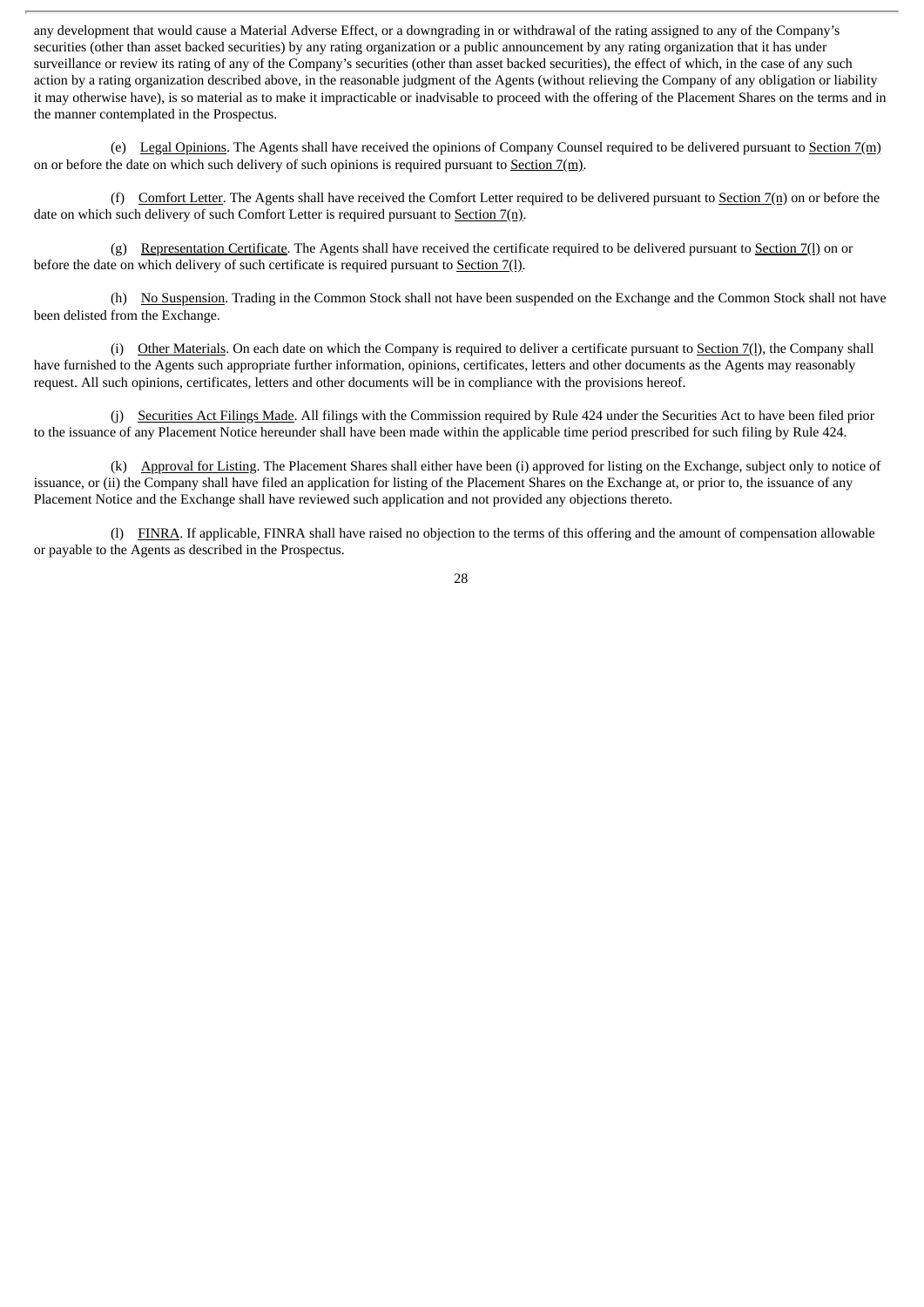any development that would cause a Material Adverse Effect, or a downgrading in or withdrawal of the rating assigned to any of the Company's securities (other than asset backed securities) by any rating organization or a public announcement by any rating organization that it has under surveillance or review its rating of any of the Company's securities (other than asset backed securities), the effect of which, in the case of any such action by a rating organization described above, in the reasonable judgment of the Agents (without relieving the Company of any obligation or liability it may otherwise have), is so material as to make it impracticable or inadvisable to proceed with the offering of the Placement Shares on the terms and in the manner contemplated in the Prospectus.

(e) Legal Opinions. The Agents shall have received the opinions of Company Counsel required to be delivered pursuant to Section 7(m) on or before the date on which such delivery of such opinions is required pursuant to Section 7(m).

(f) Comfort Letter. The Agents shall have received the Comfort Letter required to be delivered pursuant to Section 7(n) on or before the date on which such delivery of such Comfort Letter is required pursuant to Section 7(n).

(g) Representation Certificate. The Agents shall have received the certificate required to be delivered pursuant to Section 7(l) on or before the date on which delivery of such certificate is required pursuant to Section 7(l).

(h) No Suspension. Trading in the Common Stock shall not have been suspended on the Exchange and the Common Stock shall not have been delisted from the Exchange.

(i) Other Materials. On each date on which the Company is required to deliver a certificate pursuant to Section 7(l), the Company shall have furnished to the Agents such appropriate further information, opinions, certificates, letters and other documents as the Agents may reasonably request. All such opinions, certificates, letters and other documents will be in compliance with the provisions hereof.

(j) Securities Act Filings Made. All filings with the Commission required by Rule 424 under the Securities Act to have been filed prior to the issuance of any Placement Notice hereunder shall have been made within the applicable time period prescribed for such filing by Rule 424.

(k) Approval for Listing. The Placement Shares shall either have been (i) approved for listing on the Exchange, subject only to notice of issuance, or (ii) the Company shall have filed an application for listing of the Placement Shares on the Exchange at, or prior to, the issuance of any Placement Notice and the Exchange shall have reviewed such application and not provided any objections thereto.

(l) FINRA. If applicable, FINRA shall have raised no objection to the terms of this offering and the amount of compensation allowable or payable to the Agents as described in the Prospectus.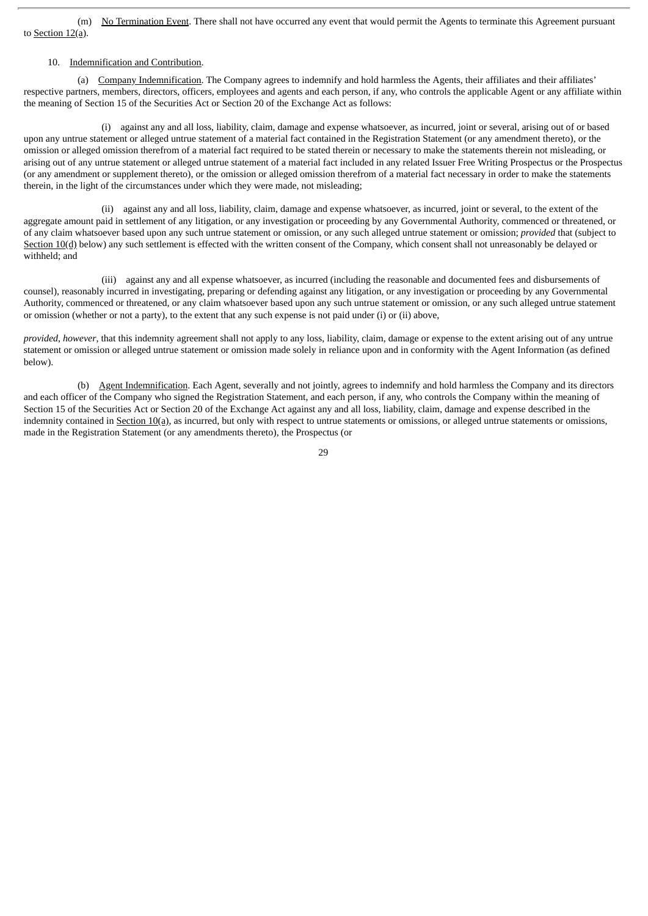(m) No Termination Event. There shall not have occurred any event that would permit the Agents to terminate this Agreement pursuant to Section 12(a).

10. Indemnification and Contribution.

(a) Company Indemnification. The Company agrees to indemnify and hold harmless the Agents, their affiliates and their affiliates' respective partners, members, directors, officers, employees and agents and each person, if any, who controls the applicable Agent or any affiliate within the meaning of Section 15 of the Securities Act or Section 20 of the Exchange Act as follows:

(i) against any and all loss, liability, claim, damage and expense whatsoever, as incurred, joint or several, arising out of or based upon any untrue statement or alleged untrue statement of a material fact contained in the Registration Statement (or any amendment thereto), or the omission or alleged omission therefrom of a material fact required to be stated therein or necessary to make the statements therein not misleading, or arising out of any untrue statement or alleged untrue statement of a material fact included in any related Issuer Free Writing Prospectus or the Prospectus (or any amendment or supplement thereto), or the omission or alleged omission therefrom of a material fact necessary in order to make the statements therein, in the light of the circumstances under which they were made, not misleading;

(ii) against any and all loss, liability, claim, damage and expense whatsoever, as incurred, joint or several, to the extent of the aggregate amount paid in settlement of any litigation, or any investigation or proceeding by any Governmental Authority, commenced or threatened, or of any claim whatsoever based upon any such untrue statement or omission, or any such alleged untrue statement or omission; *provided* that (subject to Section 10(d) below) any such settlement is effected with the written consent of the Company, which consent shall not unreasonably be delayed or withheld; and

(iii) against any and all expense whatsoever, as incurred (including the reasonable and documented fees and disbursements of counsel), reasonably incurred in investigating, preparing or defending against any litigation, or any investigation or proceeding by any Governmental Authority, commenced or threatened, or any claim whatsoever based upon any such untrue statement or omission, or any such alleged untrue statement or omission (whether or not a party), to the extent that any such expense is not paid under (i) or (ii) above,

*provided*, *however*, that this indemnity agreement shall not apply to any loss, liability, claim, damage or expense to the extent arising out of any untrue statement or omission or alleged untrue statement or omission made solely in reliance upon and in conformity with the Agent Information (as defined below).

(b) Agent Indemnification. Each Agent, severally and not jointly, agrees to indemnify and hold harmless the Company and its directors and each officer of the Company who signed the Registration Statement, and each person, if any, who controls the Company within the meaning of Section 15 of the Securities Act or Section 20 of the Exchange Act against any and all loss, liability, claim, damage and expense described in the indemnity contained in Section 10(a), as incurred, but only with respect to untrue statements or omissions, or alleged untrue statements or omissions, made in the Registration Statement (or any amendments thereto), the Prospectus (or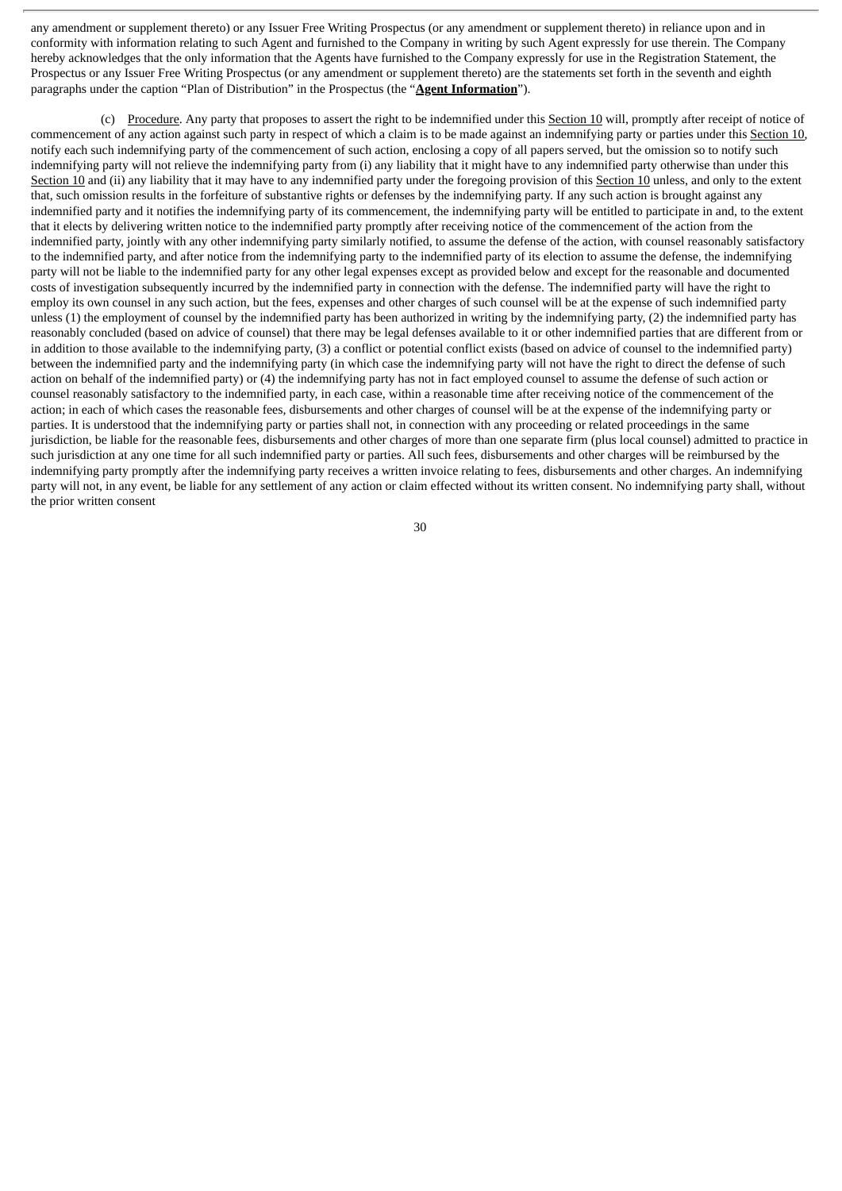any amendment or supplement thereto) or any Issuer Free Writing Prospectus (or any amendment or supplement thereto) in reliance upon and in conformity with information relating to such Agent and furnished to the Company in writing by such Agent expressly for use therein. The Company hereby acknowledges that the only information that the Agents have furnished to the Company expressly for use in the Registration Statement, the Prospectus or any Issuer Free Writing Prospectus (or any amendment or supplement thereto) are the statements set forth in the seventh and eighth paragraphs under the caption "Plan of Distribution" in the Prospectus (the "**Agent Information**").

(c) Procedure. Any party that proposes to assert the right to be indemnified under this Section 10 will, promptly after receipt of notice of commencement of any action against such party in respect of which a claim is to be made against an indemnifying party or parties under this Section 10, notify each such indemnifying party of the commencement of such action, enclosing a copy of all papers served, but the omission so to notify such indemnifying party will not relieve the indemnifying party from (i) any liability that it might have to any indemnified party otherwise than under this Section 10 and (ii) any liability that it may have to any indemnified party under the foregoing provision of this Section 10 unless, and only to the extent that, such omission results in the forfeiture of substantive rights or defenses by the indemnifying party. If any such action is brought against any indemnified party and it notifies the indemnifying party of its commencement, the indemnifying party will be entitled to participate in and, to the extent that it elects by delivering written notice to the indemnified party promptly after receiving notice of the commencement of the action from the indemnified party, jointly with any other indemnifying party similarly notified, to assume the defense of the action, with counsel reasonably satisfactory to the indemnified party, and after notice from the indemnifying party to the indemnified party of its election to assume the defense, the indemnifying party will not be liable to the indemnified party for any other legal expenses except as provided below and except for the reasonable and documented costs of investigation subsequently incurred by the indemnified party in connection with the defense. The indemnified party will have the right to employ its own counsel in any such action, but the fees, expenses and other charges of such counsel will be at the expense of such indemnified party unless (1) the employment of counsel by the indemnified party has been authorized in writing by the indemnifying party, (2) the indemnified party has reasonably concluded (based on advice of counsel) that there may be legal defenses available to it or other indemnified parties that are different from or in addition to those available to the indemnifying party, (3) a conflict or potential conflict exists (based on advice of counsel to the indemnified party) between the indemnified party and the indemnifying party (in which case the indemnifying party will not have the right to direct the defense of such action on behalf of the indemnified party) or (4) the indemnifying party has not in fact employed counsel to assume the defense of such action or counsel reasonably satisfactory to the indemnified party, in each case, within a reasonable time after receiving notice of the commencement of the action; in each of which cases the reasonable fees, disbursements and other charges of counsel will be at the expense of the indemnifying party or parties. It is understood that the indemnifying party or parties shall not, in connection with any proceeding or related proceedings in the same jurisdiction, be liable for the reasonable fees, disbursements and other charges of more than one separate firm (plus local counsel) admitted to practice in such jurisdiction at any one time for all such indemnified party or parties. All such fees, disbursements and other charges will be reimbursed by the indemnifying party promptly after the indemnifying party receives a written invoice relating to fees, disbursements and other charges. An indemnifying party will not, in any event, be liable for any settlement of any action or claim effected without its written consent. No indemnifying party shall, without the prior written consent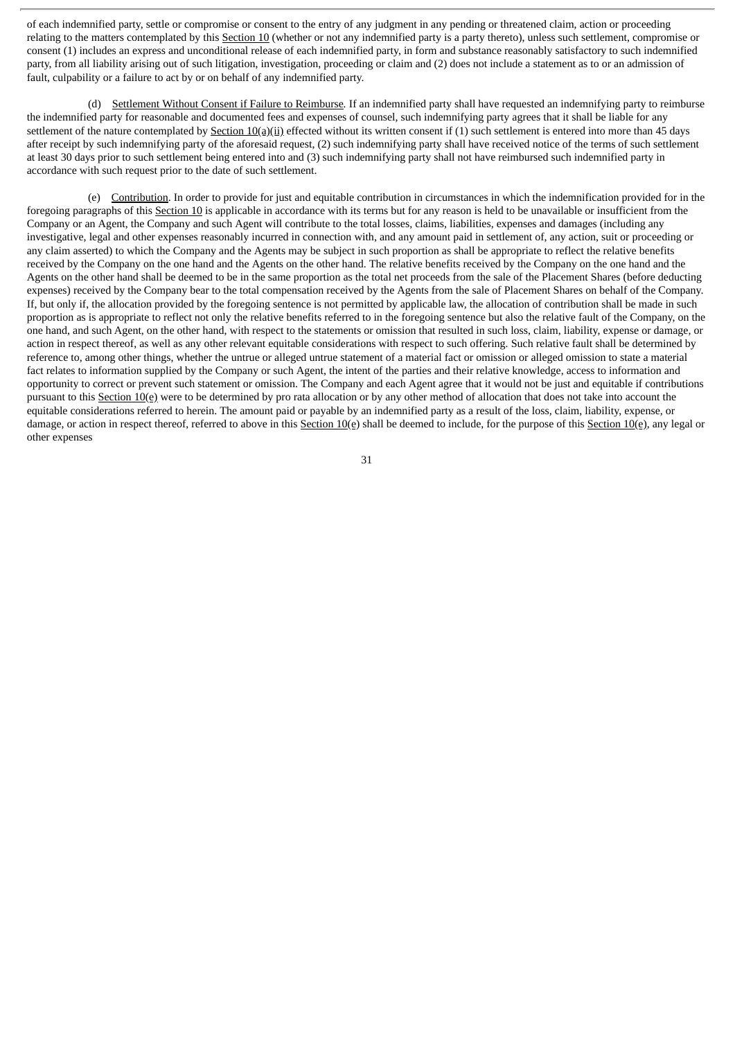of each indemnified party, settle or compromise or consent to the entry of any judgment in any pending or threatened claim, action or proceeding relating to the matters contemplated by this Section 10 (whether or not any indemnified party is a party thereto), unless such settlement, compromise or consent (1) includes an express and unconditional release of each indemnified party, in form and substance reasonably satisfactory to such indemnified party, from all liability arising out of such litigation, investigation, proceeding or claim and (2) does not include a statement as to or an admission of fault, culpability or a failure to act by or on behalf of any indemnified party.

(d) Settlement Without Consent if Failure to Reimburse. If an indemnified party shall have requested an indemnifying party to reimburse the indemnified party for reasonable and documented fees and expenses of counsel, such indemnifying party agrees that it shall be liable for any settlement of the nature contemplated by Section 10(a)(ii) effected without its written consent if (1) such settlement is entered into more than 45 days after receipt by such indemnifying party of the aforesaid request, (2) such indemnifying party shall have received notice of the terms of such settlement at least 30 days prior to such settlement being entered into and (3) such indemnifying party shall not have reimbursed such indemnified party in accordance with such request prior to the date of such settlement.

(e) Contribution. In order to provide for just and equitable contribution in circumstances in which the indemnification provided for in the foregoing paragraphs of this Section 10 is applicable in accordance with its terms but for any reason is held to be unavailable or insufficient from the Company or an Agent, the Company and such Agent will contribute to the total losses, claims, liabilities, expenses and damages (including any investigative, legal and other expenses reasonably incurred in connection with, and any amount paid in settlement of, any action, suit or proceeding or any claim asserted) to which the Company and the Agents may be subject in such proportion as shall be appropriate to reflect the relative benefits received by the Company on the one hand and the Agents on the other hand. The relative benefits received by the Company on the one hand and the Agents on the other hand shall be deemed to be in the same proportion as the total net proceeds from the sale of the Placement Shares (before deducting expenses) received by the Company bear to the total compensation received by the Agents from the sale of Placement Shares on behalf of the Company. If, but only if, the allocation provided by the foregoing sentence is not permitted by applicable law, the allocation of contribution shall be made in such proportion as is appropriate to reflect not only the relative benefits referred to in the foregoing sentence but also the relative fault of the Company, on the one hand, and such Agent, on the other hand, with respect to the statements or omission that resulted in such loss, claim, liability, expense or damage, or action in respect thereof, as well as any other relevant equitable considerations with respect to such offering. Such relative fault shall be determined by reference to, among other things, whether the untrue or alleged untrue statement of a material fact or omission or alleged omission to state a material fact relates to information supplied by the Company or such Agent, the intent of the parties and their relative knowledge, access to information and opportunity to correct or prevent such statement or omission. The Company and each Agent agree that it would not be just and equitable if contributions pursuant to this Section 10(e) were to be determined by pro rata allocation or by any other method of allocation that does not take into account the equitable considerations referred to herein. The amount paid or payable by an indemnified party as a result of the loss, claim, liability, expense, or damage, or action in respect thereof, referred to above in this Section 10(e) shall be deemed to include, for the purpose of this Section 10(e), any legal or other expenses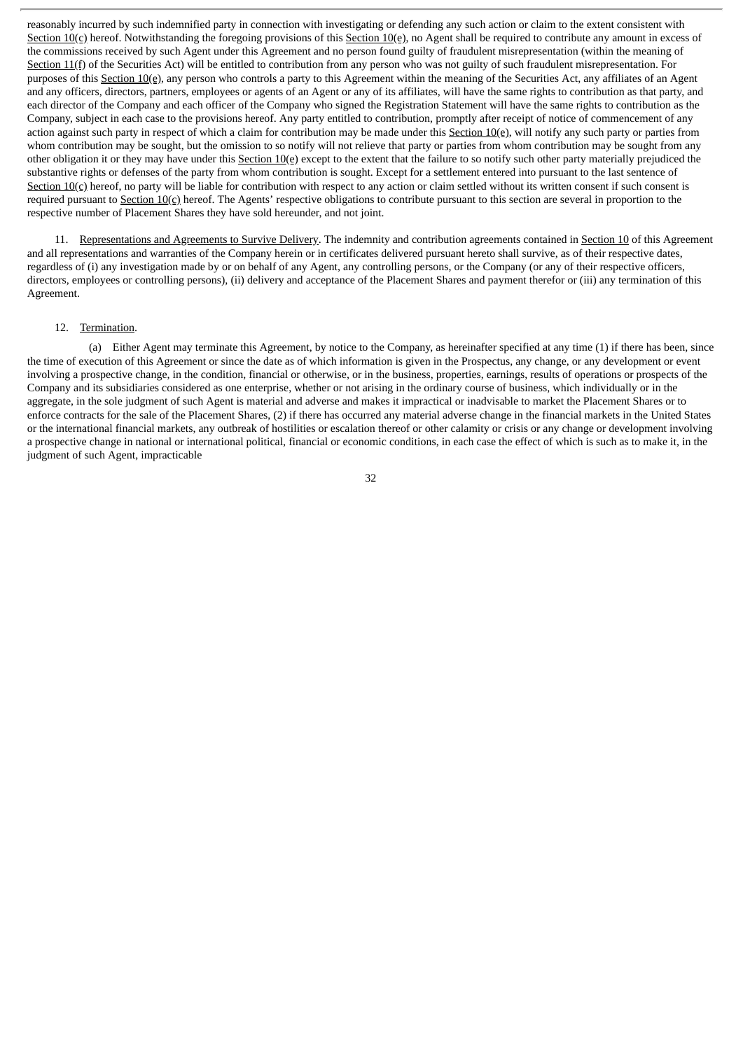reasonably incurred by such indemnified party in connection with investigating or defending any such action or claim to the extent consistent with Section 10(c) hereof. Notwithstanding the foregoing provisions of this Section 10(e), no Agent shall be required to contribute any amount in excess of the commissions received by such Agent under this Agreement and no person found guilty of fraudulent misrepresentation (within the meaning of Section 11(f) of the Securities Act) will be entitled to contribution from any person who was not guilty of such fraudulent misrepresentation. For purposes of this Section 10(e), any person who controls a party to this Agreement within the meaning of the Securities Act, any affiliates of an Agent and any officers, directors, partners, employees or agents of an Agent or any of its affiliates, will have the same rights to contribution as that party, and each director of the Company and each officer of the Company who signed the Registration Statement will have the same rights to contribution as the Company, subject in each case to the provisions hereof. Any party entitled to contribution, promptly after receipt of notice of commencement of any action against such party in respect of which a claim for contribution may be made under this Section 10(e), will notify any such party or parties from whom contribution may be sought, but the omission to so notify will not relieve that party or parties from whom contribution may be sought from any other obligation it or they may have under this Section 10(e) except to the extent that the failure to so notify such other party materially prejudiced the substantive rights or defenses of the party from whom contribution is sought. Except for a settlement entered into pursuant to the last sentence of Section 10(c) hereof, no party will be liable for contribution with respect to any action or claim settled without its written consent if such consent is required pursuant to Section 10(c) hereof. The Agents' respective obligations to contribute pursuant to this section are several in proportion to the respective number of Placement Shares they have sold hereunder, and not joint.

11. Representations and Agreements to Survive Delivery. The indemnity and contribution agreements contained in Section 10 of this Agreement and all representations and warranties of the Company herein or in certificates delivered pursuant hereto shall survive, as of their respective dates, regardless of (i) any investigation made by or on behalf of any Agent, any controlling persons, or the Company (or any of their respective officers, directors, employees or controlling persons), (ii) delivery and acceptance of the Placement Shares and payment therefor or (iii) any termination of this Agreement.

12. Termination.

(a) Either Agent may terminate this Agreement, by notice to the Company, as hereinafter specified at any time (1) if there has been, since the time of execution of this Agreement or since the date as of which information is given in the Prospectus, any change, or any development or event involving a prospective change, in the condition, financial or otherwise, or in the business, properties, earnings, results of operations or prospects of the Company and its subsidiaries considered as one enterprise, whether or not arising in the ordinary course of business, which individually or in the aggregate, in the sole judgment of such Agent is material and adverse and makes it impractical or inadvisable to market the Placement Shares or to enforce contracts for the sale of the Placement Shares, (2) if there has occurred any material adverse change in the financial markets in the United States or the international financial markets, any outbreak of hostilities or escalation thereof or other calamity or crisis or any change or development involving a prospective change in national or international political, financial or economic conditions, in each case the effect of which is such as to make it, in the judgment of such Agent, impracticable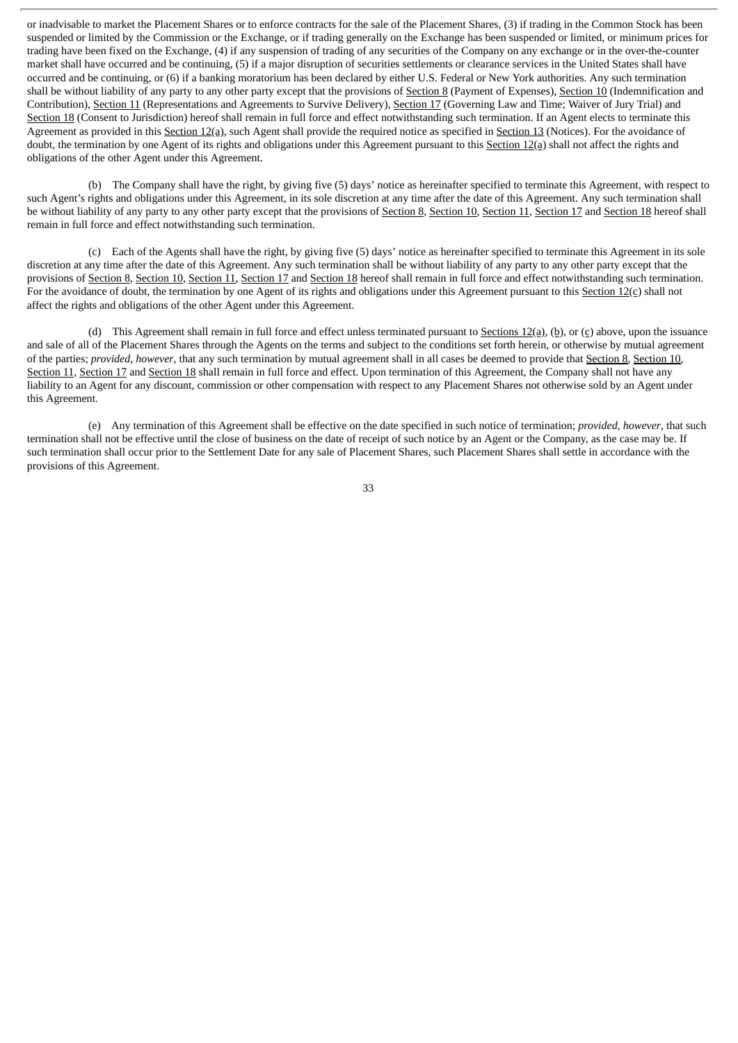or inadvisable to market the Placement Shares or to enforce contracts for the sale of the Placement Shares, (3) if trading in the Common Stock has been suspended or limited by the Commission or the Exchange, or if trading generally on the Exchange has been suspended or limited, or minimum prices for trading have been fixed on the Exchange, (4) if any suspension of trading of any securities of the Company on any exchange or in the over-the-counter market shall have occurred and be continuing, (5) if a major disruption of securities settlements or clearance services in the United States shall have occurred and be continuing, or (6) if a banking moratorium has been declared by either U.S. Federal or New York authorities. Any such termination shall be without liability of any party to any other party except that the provisions of Section 8 (Payment of Expenses), Section 10 (Indemnification and Contribution), Section 11 (Representations and Agreements to Survive Delivery), Section 17 (Governing Law and Time; Waiver of Jury Trial) and Section 18 (Consent to Jurisdiction) hereof shall remain in full force and effect notwithstanding such termination. If an Agent elects to terminate this Agreement as provided in this Section 12(a), such Agent shall provide the required notice as specified in Section 13 (Notices). For the avoidance of doubt, the termination by one Agent of its rights and obligations under this Agreement pursuant to this Section 12(a) shall not affect the rights and obligations of the other Agent under this Agreement.

(b) The Company shall have the right, by giving five (5) days' notice as hereinafter specified to terminate this Agreement, with respect to such Agent's rights and obligations under this Agreement, in its sole discretion at any time after the date of this Agreement. Any such termination shall be without liability of any party to any other party except that the provisions of Section 8, Section 10, Section 11, Section 17 and Section 18 hereof shall remain in full force and effect notwithstanding such termination.

(c) Each of the Agents shall have the right, by giving five (5) days' notice as hereinafter specified to terminate this Agreement in its sole discretion at any time after the date of this Agreement. Any such termination shall be without liability of any party to any other party except that the provisions of Section 8, Section 10, Section 11, Section 17 and Section 18 hereof shall remain in full force and effect notwithstanding such termination. For the avoidance of doubt, the termination by one Agent of its rights and obligations under this Agreement pursuant to this Section 12(c) shall not affect the rights and obligations of the other Agent under this Agreement.

(d) This Agreement shall remain in full force and effect unless terminated pursuant to Sections 12(a), (b), or (c) above, upon the issuance and sale of all of the Placement Shares through the Agents on the terms and subject to the conditions set forth herein, or otherwise by mutual agreement of the parties; *provided*, *however*, that any such termination by mutual agreement shall in all cases be deemed to provide that Section 8, Section 10, Section 11, Section 17 and Section 18 shall remain in full force and effect. Upon termination of this Agreement, the Company shall not have any liability to an Agent for any discount, commission or other compensation with respect to any Placement Shares not otherwise sold by an Agent under this Agreement.

(e) Any termination of this Agreement shall be effective on the date specified in such notice of termination; *provided*, *however*, that such termination shall not be effective until the close of business on the date of receipt of such notice by an Agent or the Company, as the case may be. If such termination shall occur prior to the Settlement Date for any sale of Placement Shares, such Placement Shares shall settle in accordance with the provisions of this Agreement.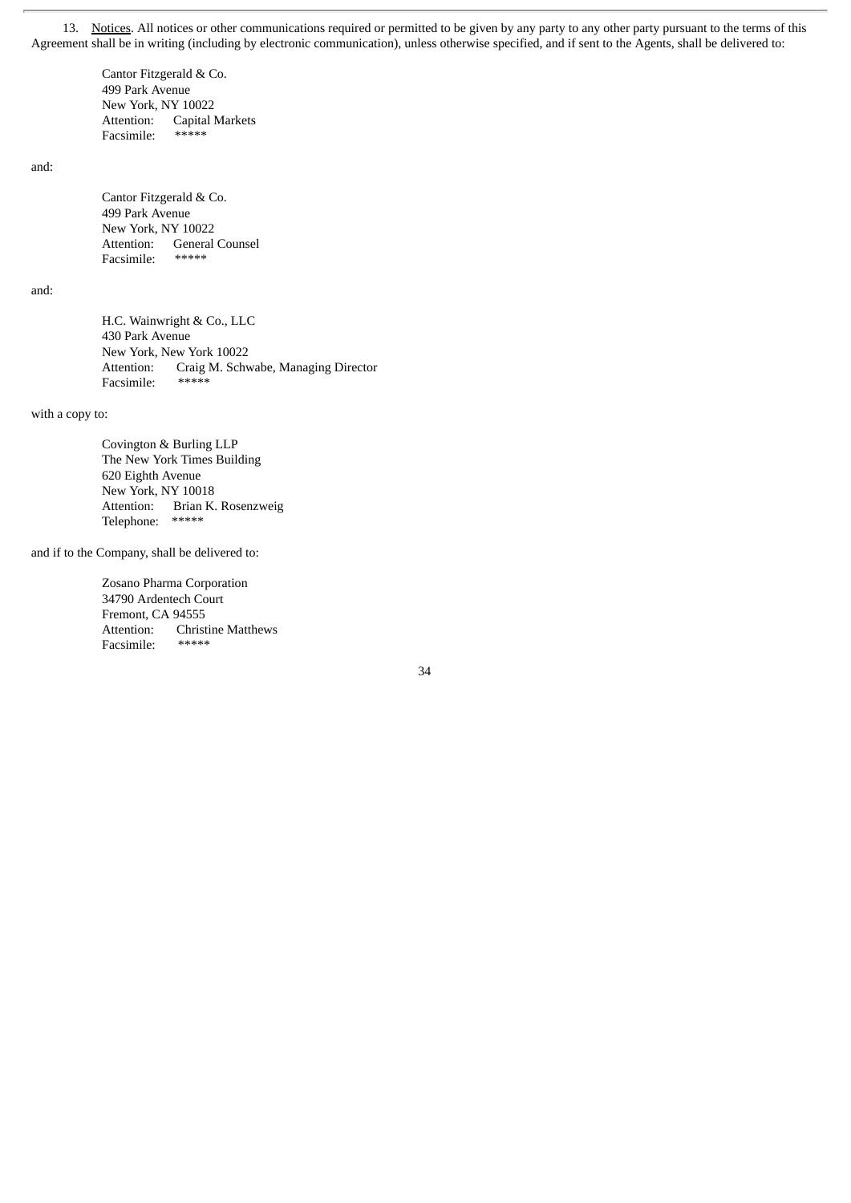13. Notices. All notices or other communications required or permitted to be given by any party to any other party pursuant to the terms of this Agreement shall be in writing (including by electronic communication), unless otherwise specified, and if sent to the Agents, shall be delivered to:

Cantor Fitzgerald & Co.
499 Park Avenue
New York, NY 10022
Attention: Capital Markets
Facsimile: *****

and:

Cantor Fitzgerald & Co.
499 Park Avenue
New York, NY 10022
Attention: General Counsel
Facsimile: *****

and:

H.C. Wainwright & Co., LLC
430 Park Avenue
New York, New York 10022
Attention: Craig M. Schwabe, Managing Director
Facsimile: *****

with a copy to:

Covington & Burling LLP
The New York Times Building
620 Eighth Avenue
New York, NY 10018
Attention: Brian K. Rosenzweig
Telephone: *****

and if to the Company, shall be delivered to:

Zosano Pharma Corporation
34790 Ardentech Court
Fremont, CA 94555
Attention: Christine Matthews
Facsimile: *****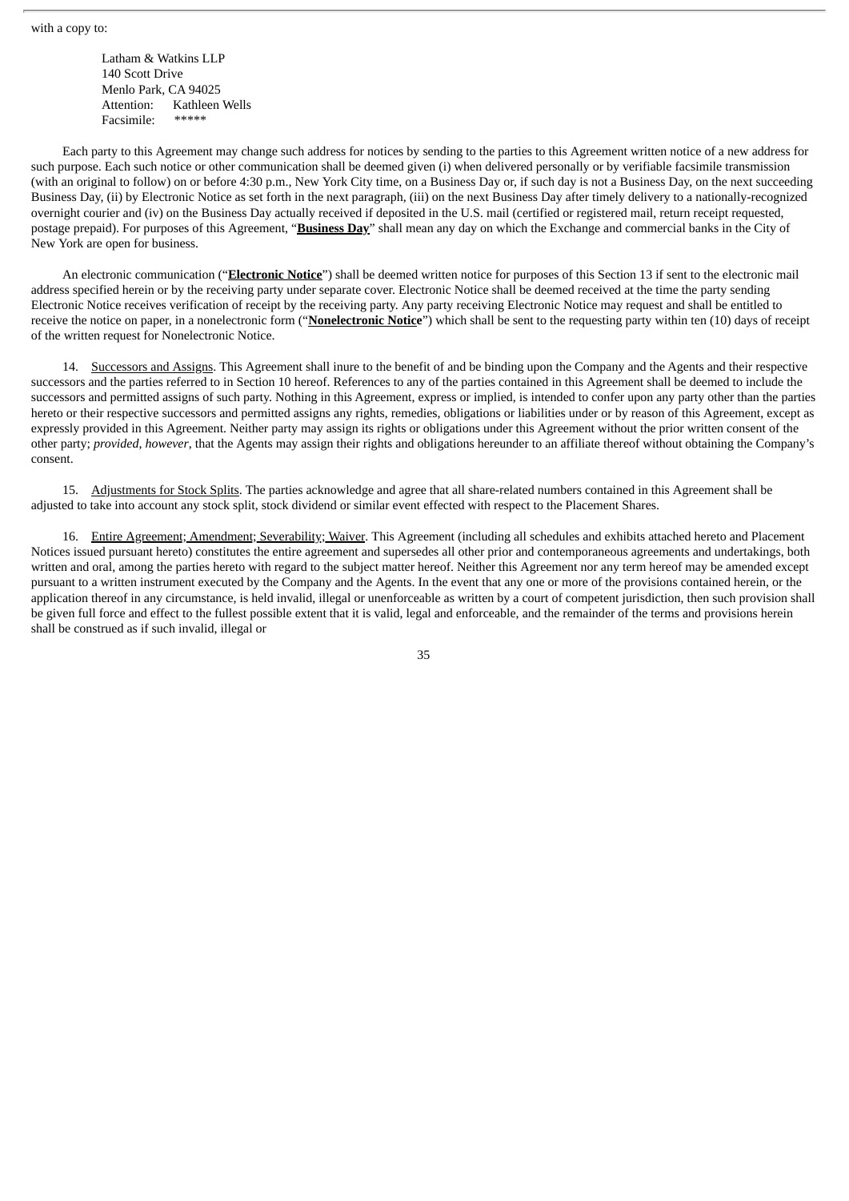with a copy to:

Latham & Watkins LLP
140 Scott Drive
Menlo Park, CA 94025
Attention: Kathleen Wells
Facsimile: *****

Each party to this Agreement may change such address for notices by sending to the parties to this Agreement written notice of a new address for such purpose. Each such notice or other communication shall be deemed given (i) when delivered personally or by verifiable facsimile transmission (with an original to follow) on or before 4:30 p.m., New York City time, on a Business Day or, if such day is not a Business Day, on the next succeeding Business Day, (ii) by Electronic Notice as set forth in the next paragraph, (iii) on the next Business Day after timely delivery to a nationally-recognized overnight courier and (iv) on the Business Day actually received if deposited in the U.S. mail (certified or registered mail, return receipt requested, postage prepaid). For purposes of this Agreement, "**Business Day**" shall mean any day on which the Exchange and commercial banks in the City of New York are open for business.

An electronic communication ("**Electronic Notice**") shall be deemed written notice for purposes of this Section 13 if sent to the electronic mail address specified herein or by the receiving party under separate cover. Electronic Notice shall be deemed received at the time the party sending Electronic Notice receives verification of receipt by the receiving party. Any party receiving Electronic Notice may request and shall be entitled to receive the notice on paper, in a nonelectronic form ("**Nonelectronic Notice**") which shall be sent to the requesting party within ten (10) days of receipt of the written request for Nonelectronic Notice.

14. Successors and Assigns. This Agreement shall inure to the benefit of and be binding upon the Company and the Agents and their respective successors and the parties referred to in Section 10 hereof. References to any of the parties contained in this Agreement shall be deemed to include the successors and permitted assigns of such party. Nothing in this Agreement, express or implied, is intended to confer upon any party other than the parties hereto or their respective successors and permitted assigns any rights, remedies, obligations or liabilities under or by reason of this Agreement, except as expressly provided in this Agreement. Neither party may assign its rights or obligations under this Agreement without the prior written consent of the other party; *provided*, *however*, that the Agents may assign their rights and obligations hereunder to an affiliate thereof without obtaining the Company's consent.

15. Adjustments for Stock Splits. The parties acknowledge and agree that all share-related numbers contained in this Agreement shall be adjusted to take into account any stock split, stock dividend or similar event effected with respect to the Placement Shares.

16. Entire Agreement; Amendment; Severability; Waiver. This Agreement (including all schedules and exhibits attached hereto and Placement Notices issued pursuant hereto) constitutes the entire agreement and supersedes all other prior and contemporaneous agreements and undertakings, both written and oral, among the parties hereto with regard to the subject matter hereof. Neither this Agreement nor any term hereof may be amended except pursuant to a written instrument executed by the Company and the Agents. In the event that any one or more of the provisions contained herein, or the application thereof in any circumstance, is held invalid, illegal or unenforceable as written by a court of competent jurisdiction, then such provision shall be given full force and effect to the fullest possible extent that it is valid, legal and enforceable, and the remainder of the terms and provisions herein shall be construed as if such invalid, illegal or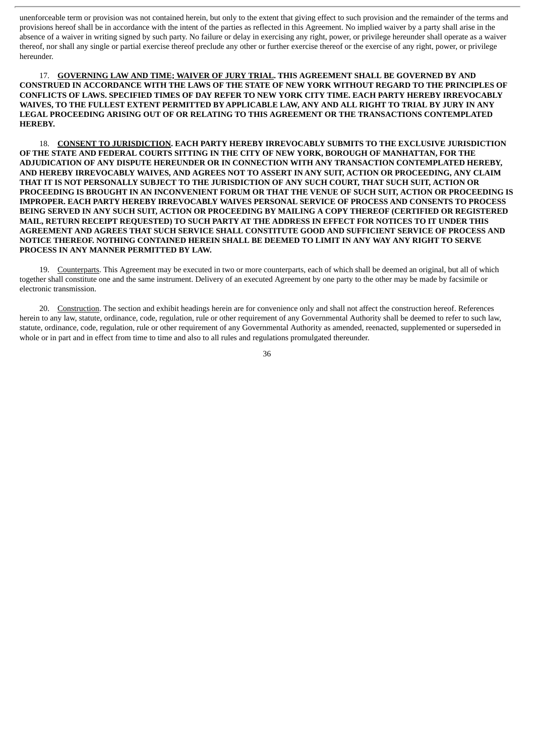unenforceable term or provision was not contained herein, but only to the extent that giving effect to such provision and the remainder of the terms and provisions hereof shall be in accordance with the intent of the parties as reflected in this Agreement. No implied waiver by a party shall arise in the absence of a waiver in writing signed by such party. No failure or delay in exercising any right, power, or privilege hereunder shall operate as a waiver thereof, nor shall any single or partial exercise thereof preclude any other or further exercise thereof or the exercise of any right, power, or privilege hereunder.

17. **GOVERNING LAW AND TIME; WAIVER OF JURY TRIAL. THIS AGREEMENT SHALL BE GOVERNED BY AND CONSTRUED IN ACCORDANCE WITH THE LAWS OF THE STATE OF NEW YORK WITHOUT REGARD TO THE PRINCIPLES OF CONFLICTS OF LAWS. SPECIFIED TIMES OF DAY REFER TO NEW YORK CITY TIME. EACH PARTY HEREBY IRREVOCABLY WAIVES, TO THE FULLEST EXTENT PERMITTED BY APPLICABLE LAW, ANY AND ALL RIGHT TO TRIAL BY JURY IN ANY LEGAL PROCEEDING ARISING OUT OF OR RELATING TO THIS AGREEMENT OR THE TRANSACTIONS CONTEMPLATED HEREBY.**

18. **CONSENT TO JURISDICTION. EACH PARTY HEREBY IRREVOCABLY SUBMITS TO THE EXCLUSIVE JURISDICTION OF THE STATE AND FEDERAL COURTS SITTING IN THE CITY OF NEW YORK, BOROUGH OF MANHATTAN, FOR THE ADJUDICATION OF ANY DISPUTE HEREUNDER OR IN CONNECTION WITH ANY TRANSACTION CONTEMPLATED HEREBY, AND HEREBY IRREVOCABLY WAIVES, AND AGREES NOT TO ASSERT IN ANY SUIT, ACTION OR PROCEEDING, ANY CLAIM THAT IT IS NOT PERSONALLY SUBJECT TO THE JURISDICTION OF ANY SUCH COURT, THAT SUCH SUIT, ACTION OR PROCEEDING IS BROUGHT IN AN INCONVENIENT FORUM OR THAT THE VENUE OF SUCH SUIT, ACTION OR PROCEEDING IS IMPROPER. EACH PARTY HEREBY IRREVOCABLY WAIVES PERSONAL SERVICE OF PROCESS AND CONSENTS TO PROCESS BEING SERVED IN ANY SUCH SUIT, ACTION OR PROCEEDING BY MAILING A COPY THEREOF (CERTIFIED OR REGISTERED MAIL, RETURN RECEIPT REQUESTED) TO SUCH PARTY AT THE ADDRESS IN EFFECT FOR NOTICES TO IT UNDER THIS AGREEMENT AND AGREES THAT SUCH SERVICE SHALL CONSTITUTE GOOD AND SUFFICIENT SERVICE OF PROCESS AND NOTICE THEREOF. NOTHING CONTAINED HEREIN SHALL BE DEEMED TO LIMIT IN ANY WAY ANY RIGHT TO SERVE PROCESS IN ANY MANNER PERMITTED BY LAW.**

19. Counterparts. This Agreement may be executed in two or more counterparts, each of which shall be deemed an original, but all of which together shall constitute one and the same instrument. Delivery of an executed Agreement by one party to the other may be made by facsimile or electronic transmission.

20. Construction. The section and exhibit headings herein are for convenience only and shall not affect the construction hereof. References herein to any law, statute, ordinance, code, regulation, rule or other requirement of any Governmental Authority shall be deemed to refer to such law, statute, ordinance, code, regulation, rule or other requirement of any Governmental Authority as amended, reenacted, supplemented or superseded in whole or in part and in effect from time to time and also to all rules and regulations promulgated thereunder.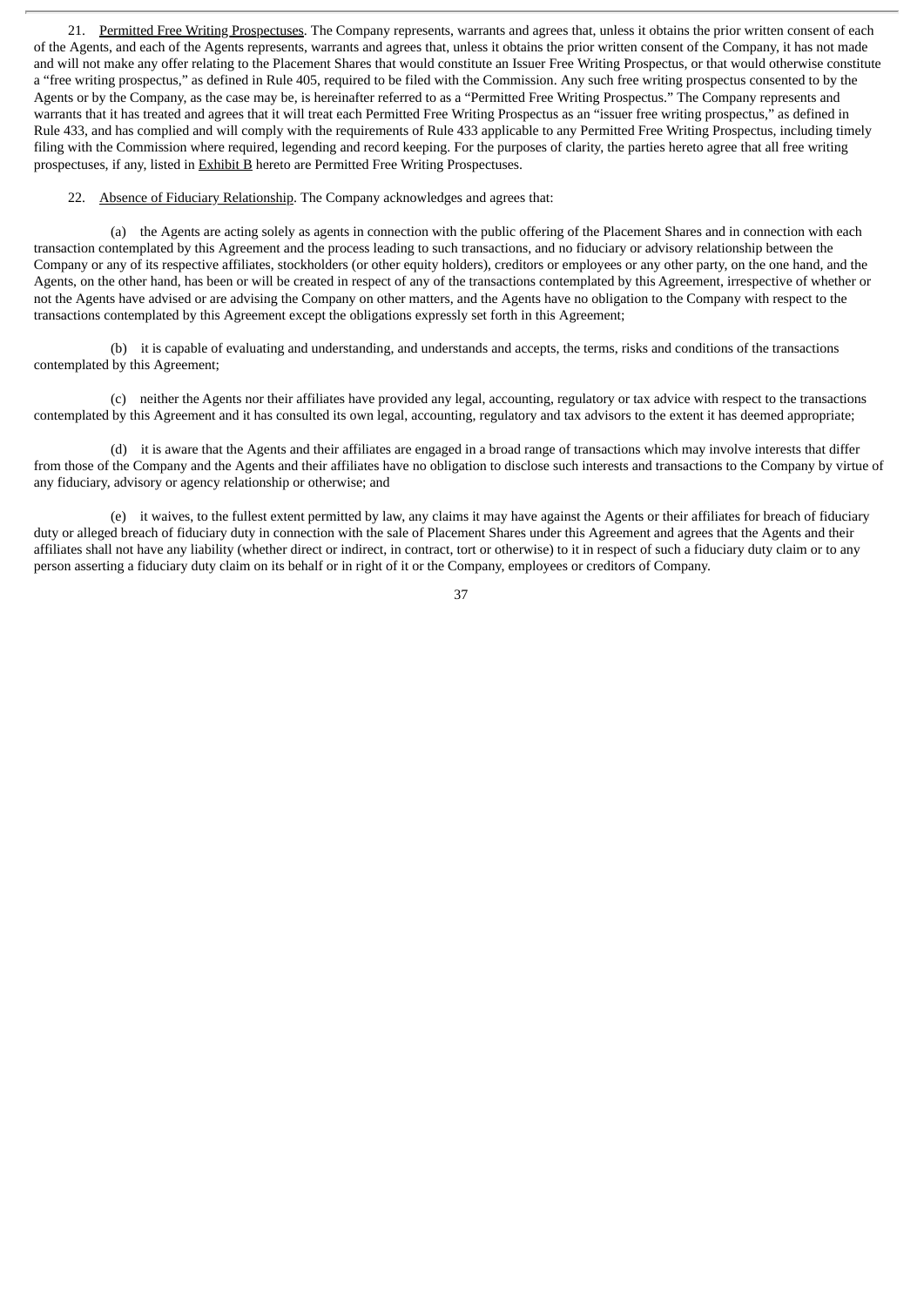21. Permitted Free Writing Prospectuses. The Company represents, warrants and agrees that, unless it obtains the prior written consent of each of the Agents, and each of the Agents represents, warrants and agrees that, unless it obtains the prior written consent of the Company, it has not made and will not make any offer relating to the Placement Shares that would constitute an Issuer Free Writing Prospectus, or that would otherwise constitute a "free writing prospectus," as defined in Rule 405, required to be filed with the Commission. Any such free writing prospectus consented to by the Agents or by the Company, as the case may be, is hereinafter referred to as a "Permitted Free Writing Prospectus." The Company represents and warrants that it has treated and agrees that it will treat each Permitted Free Writing Prospectus as an "issuer free writing prospectus," as defined in Rule 433, and has complied and will comply with the requirements of Rule 433 applicable to any Permitted Free Writing Prospectus, including timely filing with the Commission where required, legending and record keeping. For the purposes of clarity, the parties hereto agree that all free writing prospectuses, if any, listed in Exhibit B hereto are Permitted Free Writing Prospectuses.

22. Absence of Fiduciary Relationship. The Company acknowledges and agrees that:

(a) the Agents are acting solely as agents in connection with the public offering of the Placement Shares and in connection with each transaction contemplated by this Agreement and the process leading to such transactions, and no fiduciary or advisory relationship between the Company or any of its respective affiliates, stockholders (or other equity holders), creditors or employees or any other party, on the one hand, and the Agents, on the other hand, has been or will be created in respect of any of the transactions contemplated by this Agreement, irrespective of whether or not the Agents have advised or are advising the Company on other matters, and the Agents have no obligation to the Company with respect to the transactions contemplated by this Agreement except the obligations expressly set forth in this Agreement;

(b) it is capable of evaluating and understanding, and understands and accepts, the terms, risks and conditions of the transactions contemplated by this Agreement;

(c) neither the Agents nor their affiliates have provided any legal, accounting, regulatory or tax advice with respect to the transactions contemplated by this Agreement and it has consulted its own legal, accounting, regulatory and tax advisors to the extent it has deemed appropriate;

(d) it is aware that the Agents and their affiliates are engaged in a broad range of transactions which may involve interests that differ from those of the Company and the Agents and their affiliates have no obligation to disclose such interests and transactions to the Company by virtue of any fiduciary, advisory or agency relationship or otherwise; and

(e) it waives, to the fullest extent permitted by law, any claims it may have against the Agents or their affiliates for breach of fiduciary duty or alleged breach of fiduciary duty in connection with the sale of Placement Shares under this Agreement and agrees that the Agents and their affiliates shall not have any liability (whether direct or indirect, in contract, tort or otherwise) to it in respect of such a fiduciary duty claim or to any person asserting a fiduciary duty claim on its behalf or in right of it or the Company, employees or creditors of Company.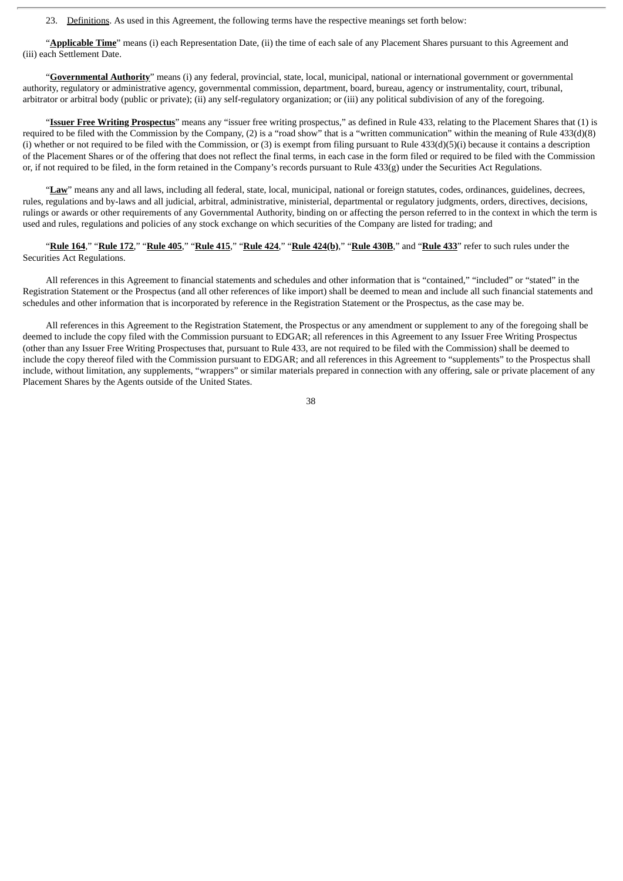23. Definitions. As used in this Agreement, the following terms have the respective meanings set forth below:

"**Applicable Time**" means (i) each Representation Date, (ii) the time of each sale of any Placement Shares pursuant to this Agreement and (iii) each Settlement Date.

"**Governmental Authority**" means (i) any federal, provincial, state, local, municipal, national or international government or governmental authority, regulatory or administrative agency, governmental commission, department, board, bureau, agency or instrumentality, court, tribunal, arbitrator or arbitral body (public or private); (ii) any self-regulatory organization; or (iii) any political subdivision of any of the foregoing.

"**Issuer Free Writing Prospectus**" means any "issuer free writing prospectus," as defined in Rule 433, relating to the Placement Shares that (1) is required to be filed with the Commission by the Company, (2) is a "road show" that is a "written communication" within the meaning of Rule 433(d)(8)(i) whether or not required to be filed with the Commission, or (3) is exempt from filing pursuant to Rule 433(d)(5)(i) because it contains a description of the Placement Shares or of the offering that does not reflect the final terms, in each case in the form filed or required to be filed with the Commission or, if not required to be filed, in the form retained in the Company's records pursuant to Rule 433(g) under the Securities Act Regulations.

"**Law**" means any and all laws, including all federal, state, local, municipal, national or foreign statutes, codes, ordinances, guidelines, decrees, rules, regulations and by-laws and all judicial, arbitral, administrative, ministerial, departmental or regulatory judgments, orders, directives, decisions, rulings or awards or other requirements of any Governmental Authority, binding on or affecting the person referred to in the context in which the term is used and rules, regulations and policies of any stock exchange on which securities of the Company are listed for trading; and

"**Rule 164**," "**Rule 172**," "**Rule 405**," "**Rule 415**," "**Rule 424**," "**Rule 424(b)**," "**Rule 430B**," and "**Rule 433**" refer to such rules under the Securities Act Regulations.

All references in this Agreement to financial statements and schedules and other information that is "contained," "included" or "stated" in the Registration Statement or the Prospectus (and all other references of like import) shall be deemed to mean and include all such financial statements and schedules and other information that is incorporated by reference in the Registration Statement or the Prospectus, as the case may be.

All references in this Agreement to the Registration Statement, the Prospectus or any amendment or supplement to any of the foregoing shall be deemed to include the copy filed with the Commission pursuant to EDGAR; all references in this Agreement to any Issuer Free Writing Prospectus (other than any Issuer Free Writing Prospectuses that, pursuant to Rule 433, are not required to be filed with the Commission) shall be deemed to include the copy thereof filed with the Commission pursuant to EDGAR; and all references in this Agreement to "supplements" to the Prospectus shall include, without limitation, any supplements, "wrappers" or similar materials prepared in connection with any offering, sale or private placement of any Placement Shares by the Agents outside of the United States.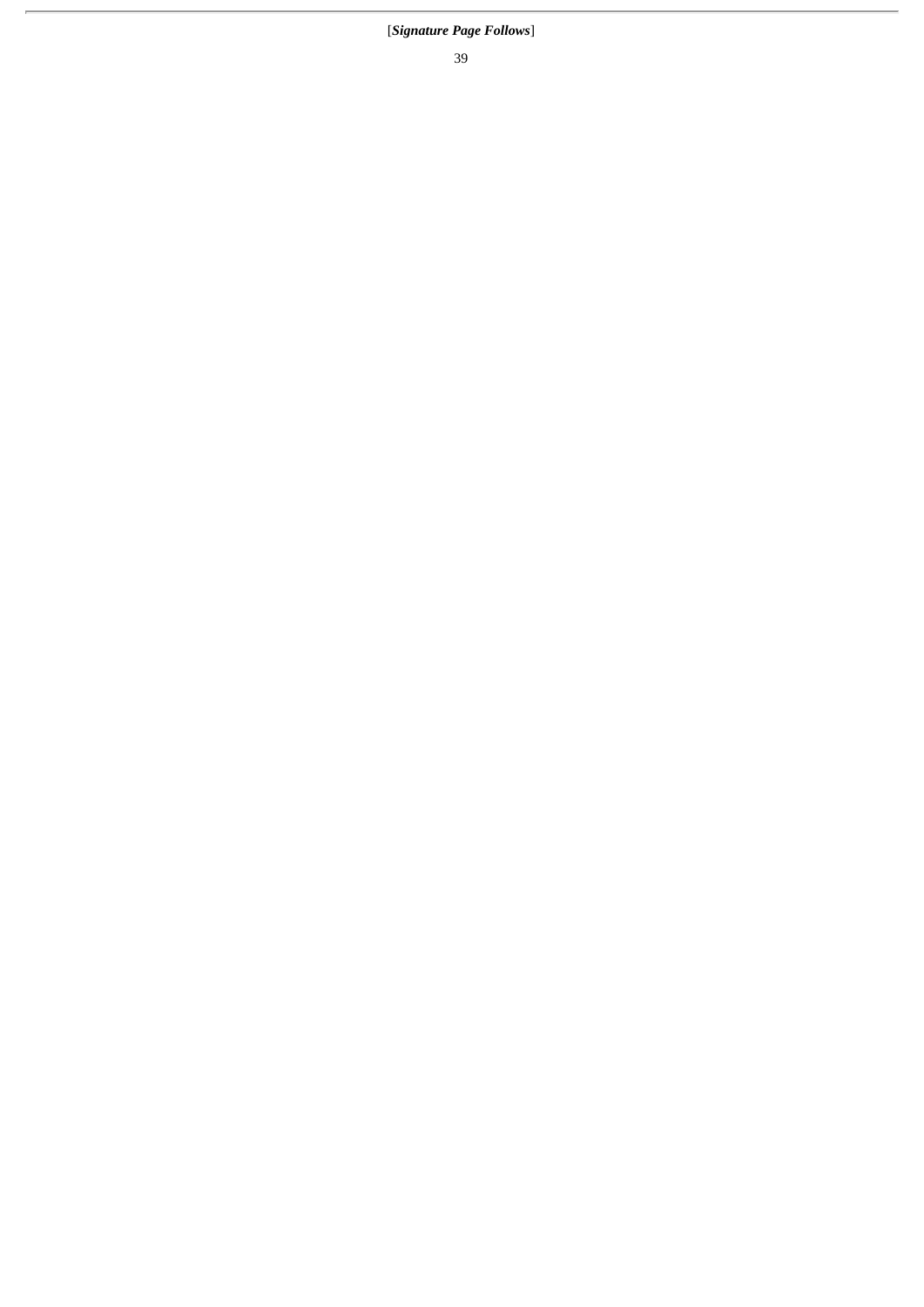[*Signature Page Follows*]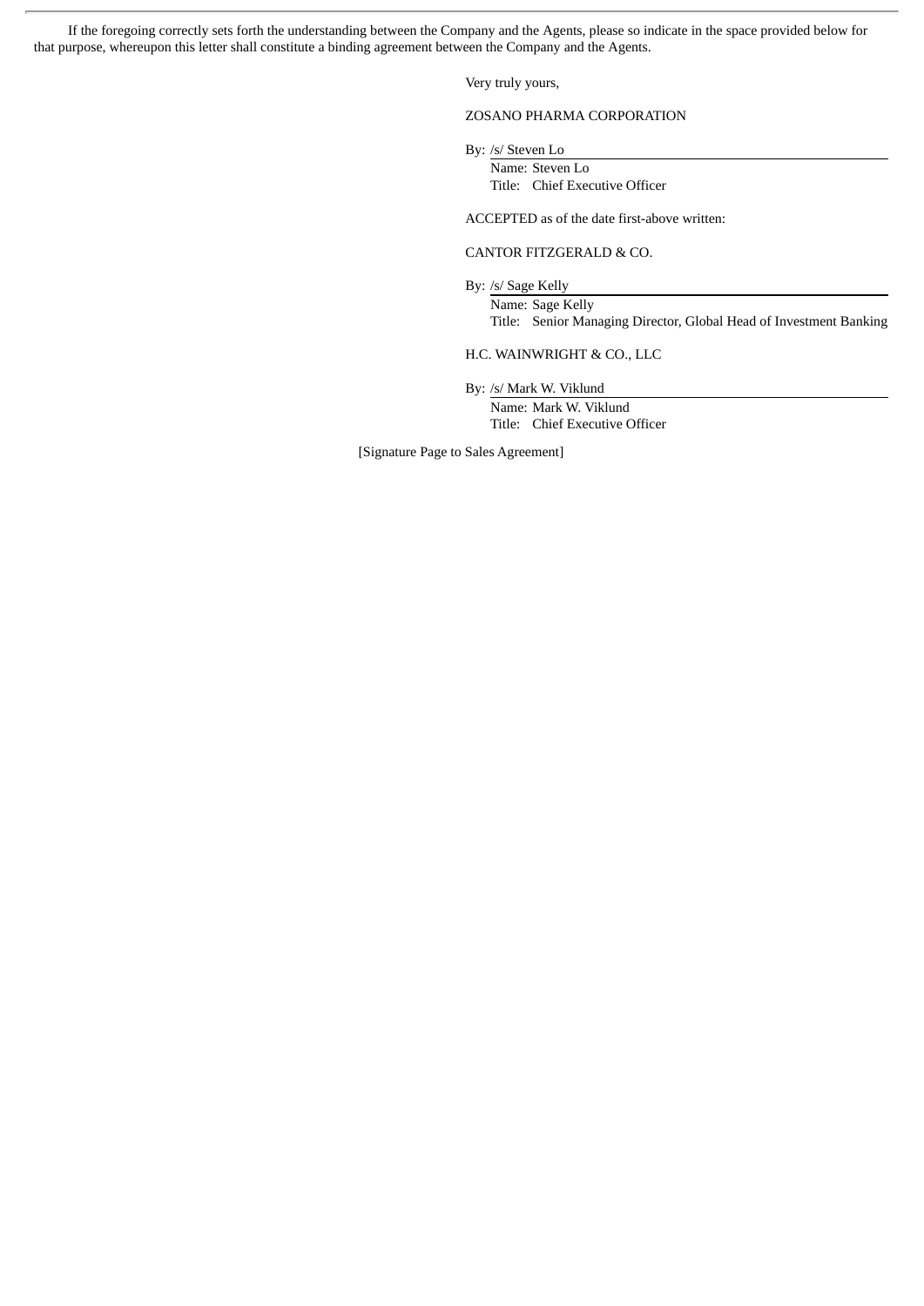If the foregoing correctly sets forth the understanding between the Company and the Agents, please so indicate in the space provided below for that purpose, whereupon this letter shall constitute a binding agreement between the Company and the Agents.

Very truly yours,

ZOSANO PHARMA CORPORATION

By: /s/ Steven Lo
Name: Steven Lo
Title: Chief Executive Officer

ACCEPTED as of the date first-above written:

CANTOR FITZGERALD & CO.

By: /s/ Sage Kelly
Name: Sage Kelly
Title: Senior Managing Director, Global Head of Investment Banking

H.C. WAINWRIGHT & CO., LLC

By: /s/ Mark W. Viklund
Name: Mark W. Viklund
Title: Chief Executive Officer

[Signature Page to Sales Agreement]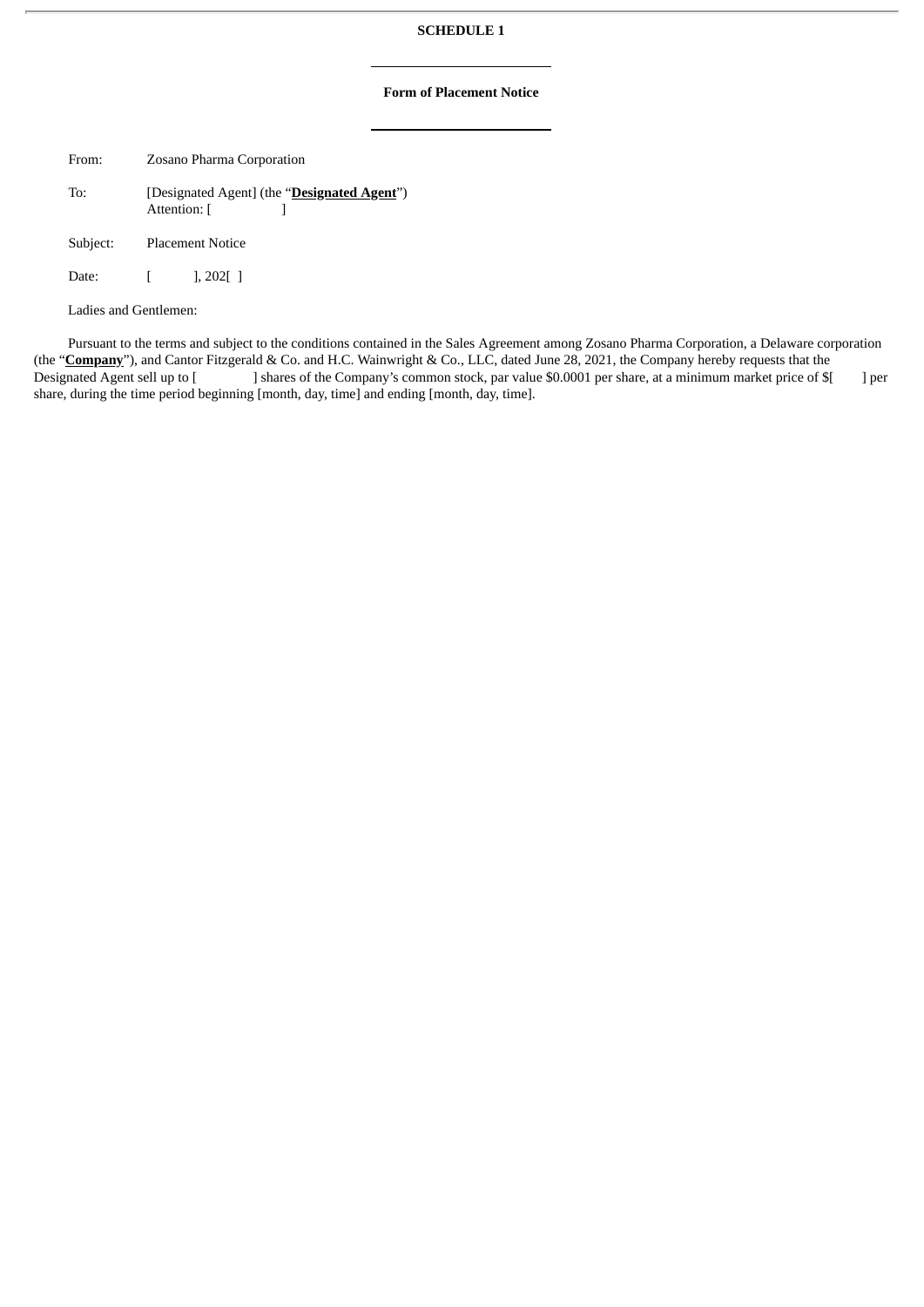**SCHEDULE 1**

---

**Form of Placement Notice**

---

From: Zosano Pharma Corporation

To: [Designated Agent] (the "**Designated Agent**")
Attention: [ ]

Subject: Placement Notice

Date: [ ], 202[ ]

Ladies and Gentlemen:

Pursuant to the terms and subject to the conditions contained in the Sales Agreement among Zosano Pharma Corporation, a Delaware corporation (the "**Company**"), and Cantor Fitzgerald & Co. and H.C. Wainwright & Co., LLC, dated June 28, 2021, the Company hereby requests that the Designated Agent sell up to [ ] shares of the Company's common stock, par value $0.0001 per share, at a minimum market price of $[ ] per share, during the time period beginning [month, day, time] and ending [month, day, time].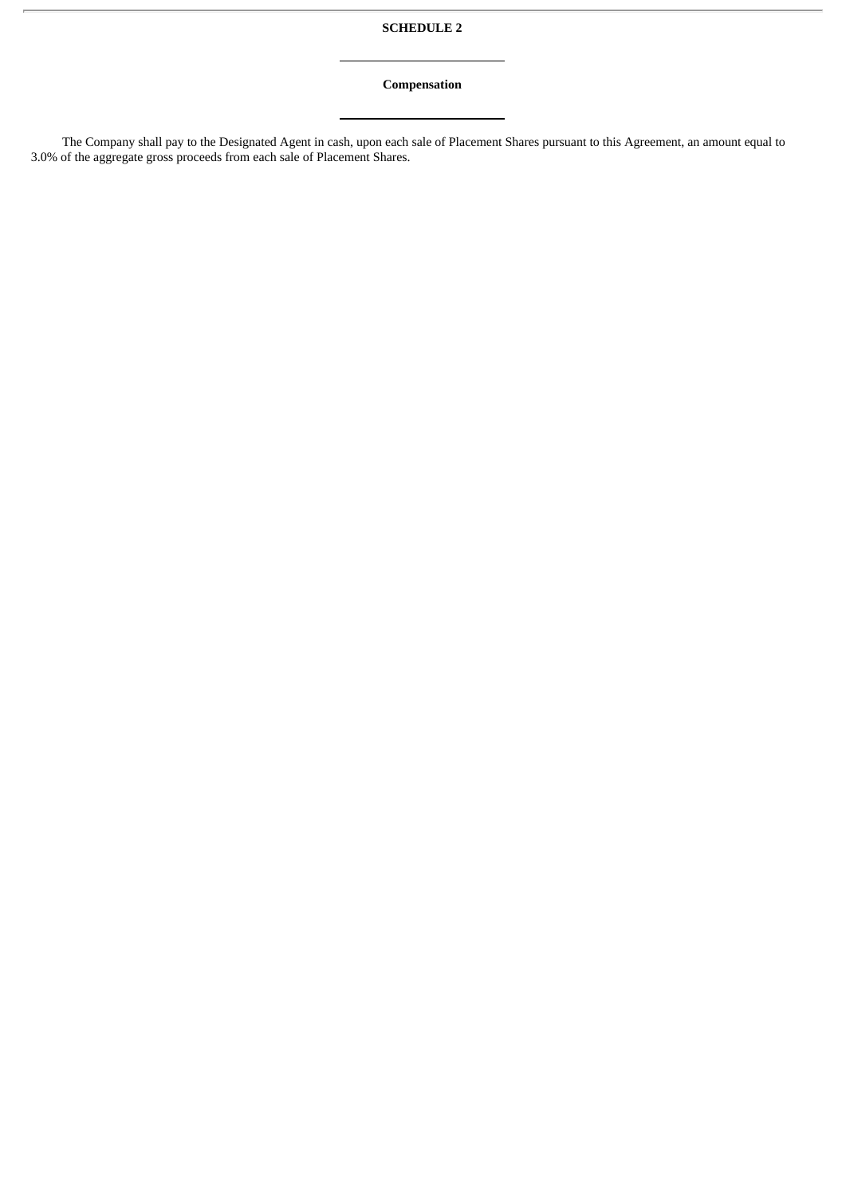# SCHEDULE 2

## Compensation

The Company shall pay to the Designated Agent in cash, upon each sale of Placement Shares pursuant to this Agreement, an amount equal to 3.0% of the aggregate gross proceeds from each sale of Placement Shares.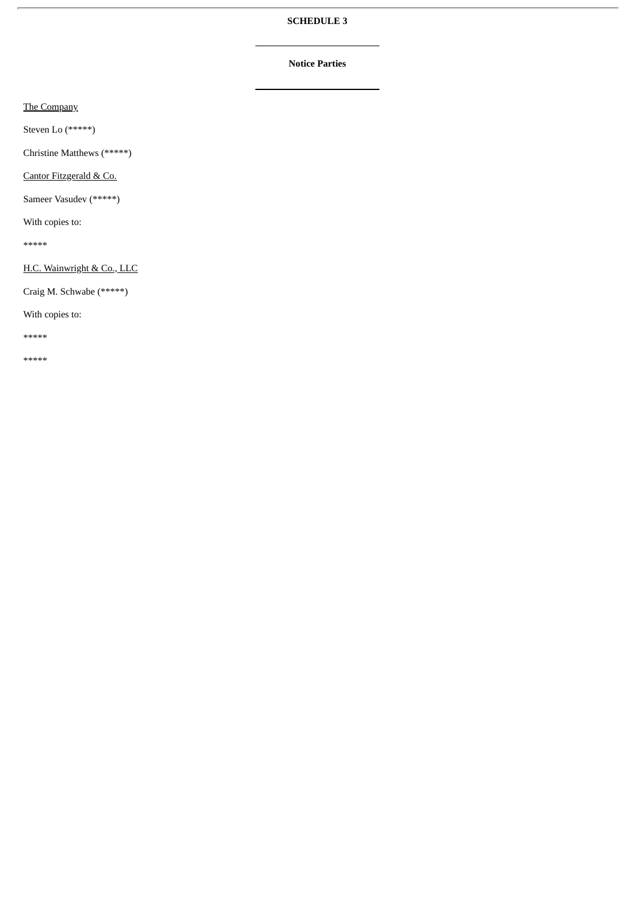**SCHEDULE 3**

**Notice Parties**

<u>The Company</u>

Steven Lo (*****)

Christine Matthews (*****)

<u>Cantor Fitzgerald & Co.</u>

Sameer Vasudev (*****)

With copies to:

*****

<u>H.C. Wainwright & Co., LLC</u>

Craig M. Schwabe (*****)

With copies to:

*****

*****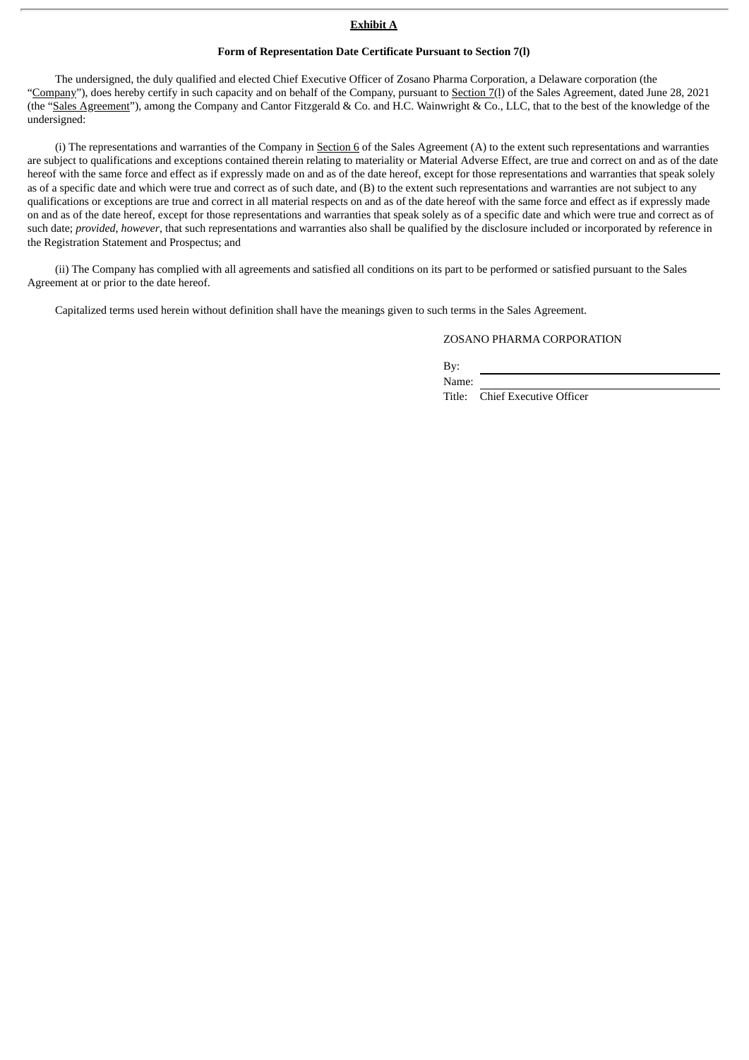**Exhibit A**

**Form of Representation Date Certificate Pursuant to Section 7(l)**

The undersigned, the duly qualified and elected Chief Executive Officer of Zosano Pharma Corporation, a Delaware corporation (the "Company"), does hereby certify in such capacity and on behalf of the Company, pursuant to Section 7(l) of the Sales Agreement, dated June 28, 2021 (the "Sales Agreement"), among the Company and Cantor Fitzgerald & Co. and H.C. Wainwright & Co., LLC, that to the best of the knowledge of the undersigned:

(i) The representations and warranties of the Company in Section 6 of the Sales Agreement (A) to the extent such representations and warranties are subject to qualifications and exceptions contained therein relating to materiality or Material Adverse Effect, are true and correct on and as of the date hereof with the same force and effect as if expressly made on and as of the date hereof, except for those representations and warranties that speak solely as of a specific date and which were true and correct as of such date, and (B) to the extent such representations and warranties are not subject to any qualifications or exceptions are true and correct in all material respects on and as of the date hereof with the same force and effect as if expressly made on and as of the date hereof, except for those representations and warranties that speak solely as of a specific date and which were true and correct as of such date; *provided*, *however*, that such representations and warranties also shall be qualified by the disclosure included or incorporated by reference in the Registration Statement and Prospectus; and

(ii) The Company has complied with all agreements and satisfied all conditions on its part to be performed or satisfied pursuant to the Sales Agreement at or prior to the date hereof.

Capitalized terms used herein without definition shall have the meanings given to such terms in the Sales Agreement.

ZOSANO PHARMA CORPORATION

By: \_\_\_\_\_\_\_\_\_\_\_\_\_\_\_\_\_\_\_\_\_\_\_\_\_\_\_\_

Name: \_\_\_\_\_\_\_\_\_\_\_\_\_\_\_\_\_\_\_\_\_\_\_\_\_\_

Title: Chief Executive Officer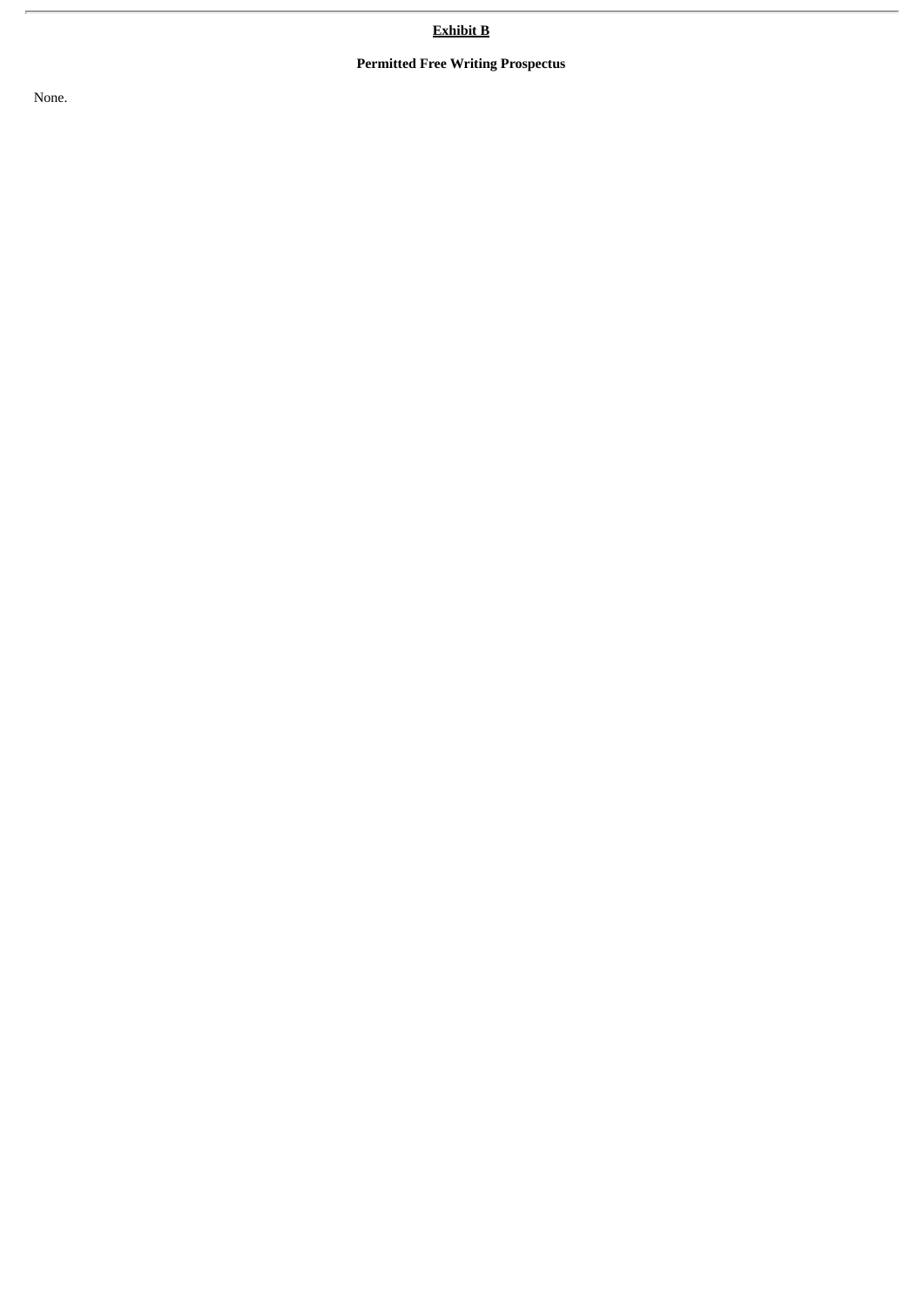**Exhibit B**

**Permitted Free Writing Prospectus**

None.